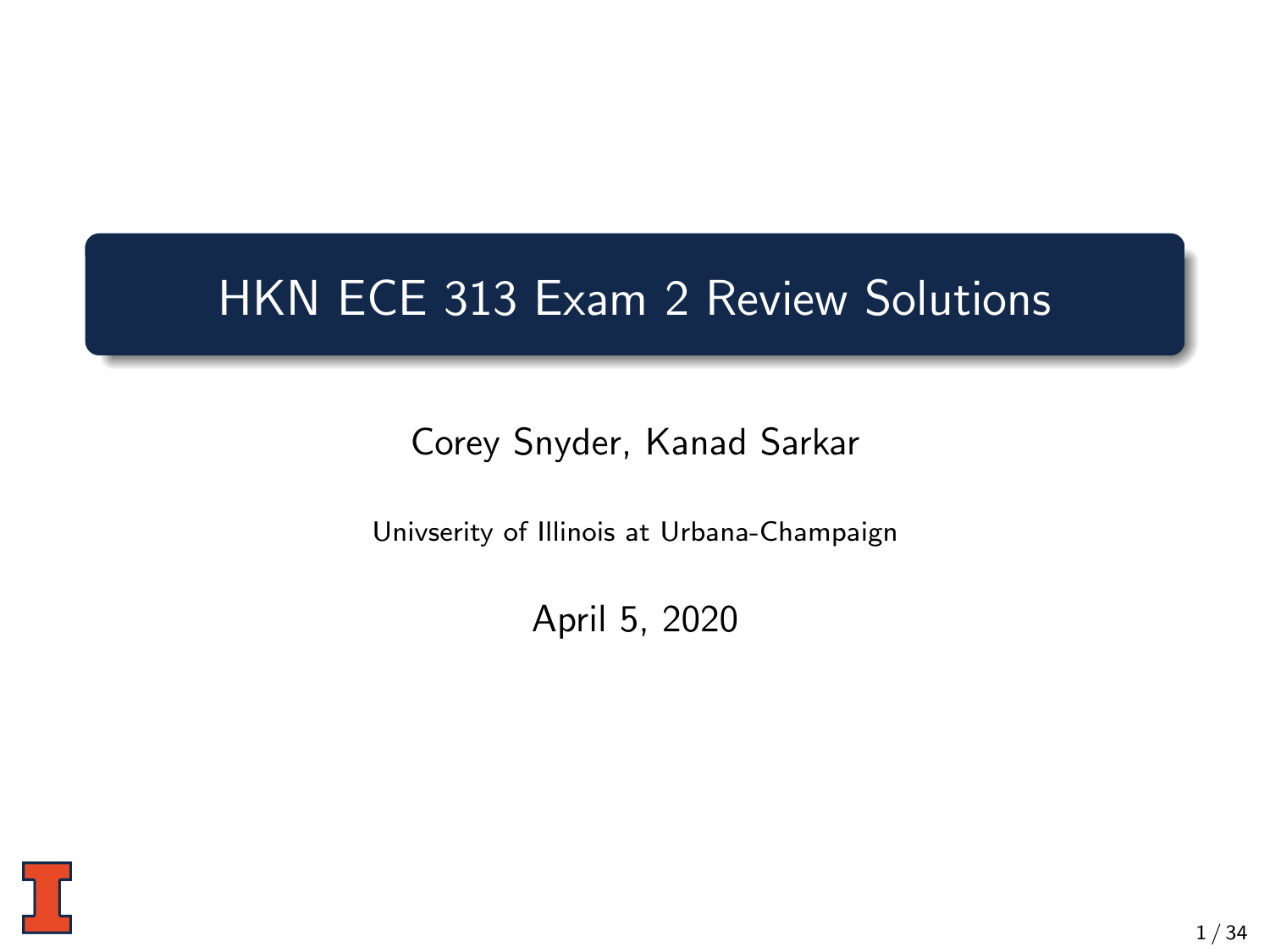# HKN ECE 313 Exam 2 Review Solutions

Corey Snyder, Kanad Sarkar

Univserity of Illinois at Urbana-Champaign

April 5, 2020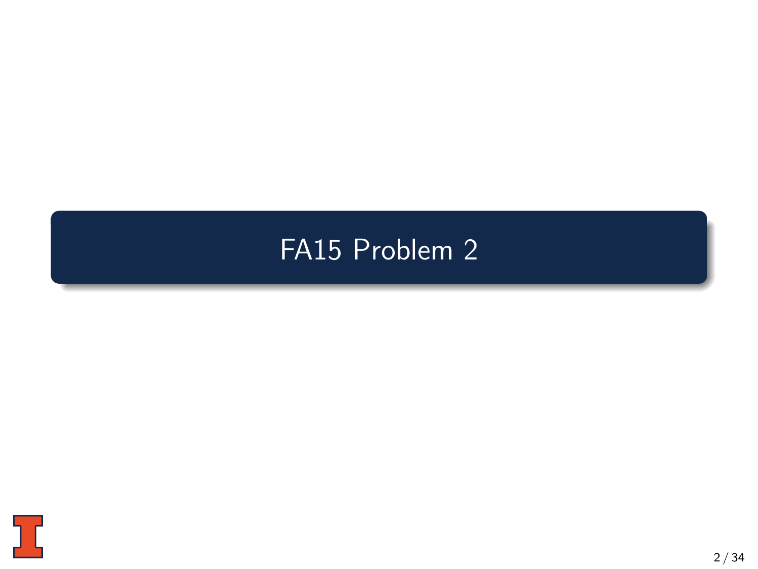# FA15 Problem 2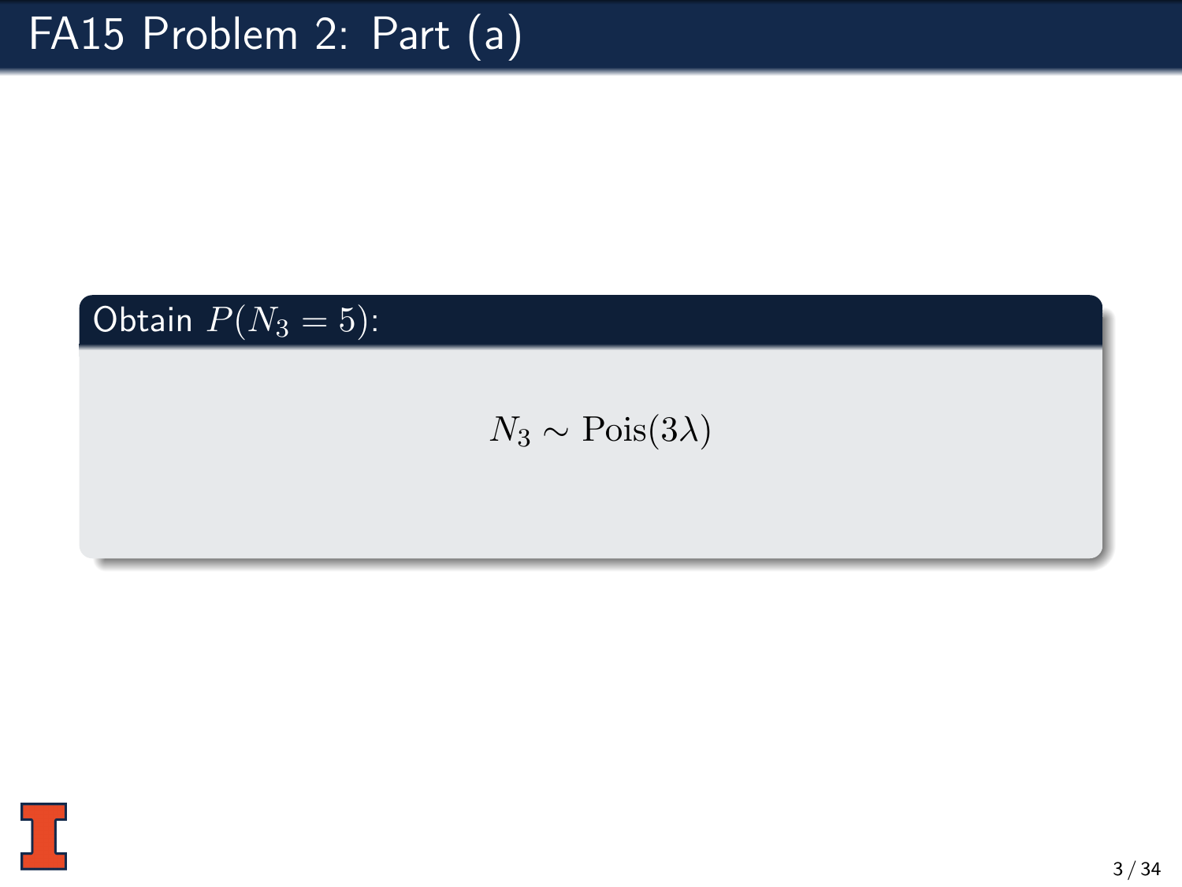# FA15 Problem 2: Part (a)

**Obtain $P(N_3 = 5)$:**

$$N_3 \sim \text{Pois}(3\lambda)$$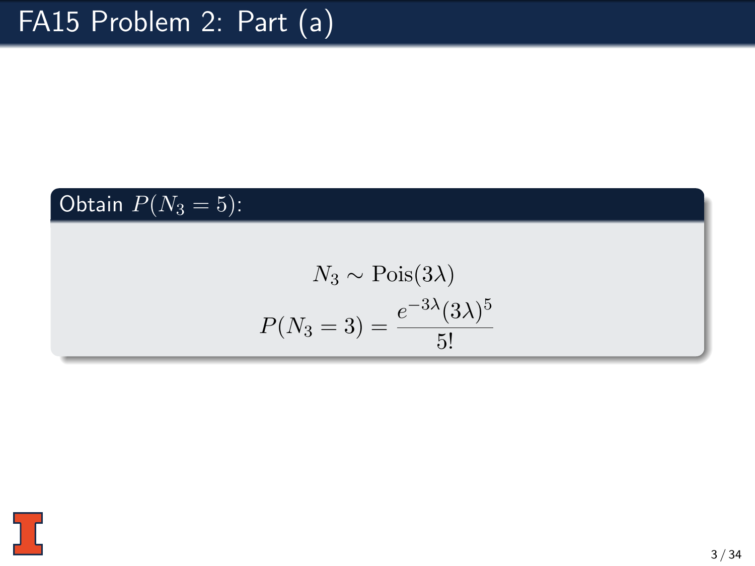# FA15 Problem 2: Part (a)

**Obtain $P(N_3 = 5)$:**

$$N_3 \sim \text{Pois}(3\lambda)$$

$$P(N_3 = 3) = \frac{e^{-3\lambda}(3\lambda)^5}{5!}$$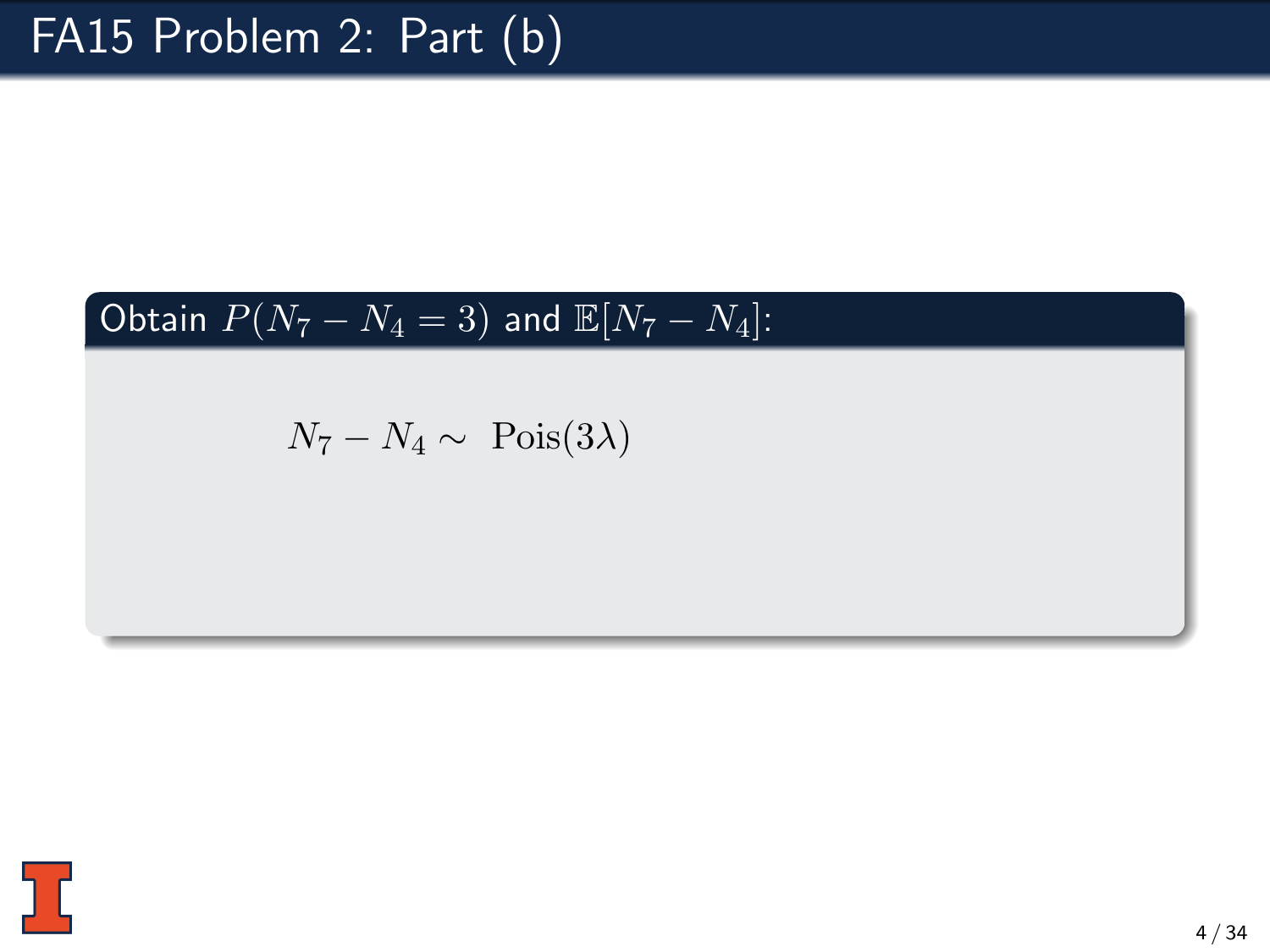# FA15 Problem 2: Part (b)

**Obtain $P(N_7 - N_4 = 3)$ and $\mathbb{E}[N_7 - N_4]$:**

$$N_7 - N_4 \sim \text{ Pois}(3\lambda)$$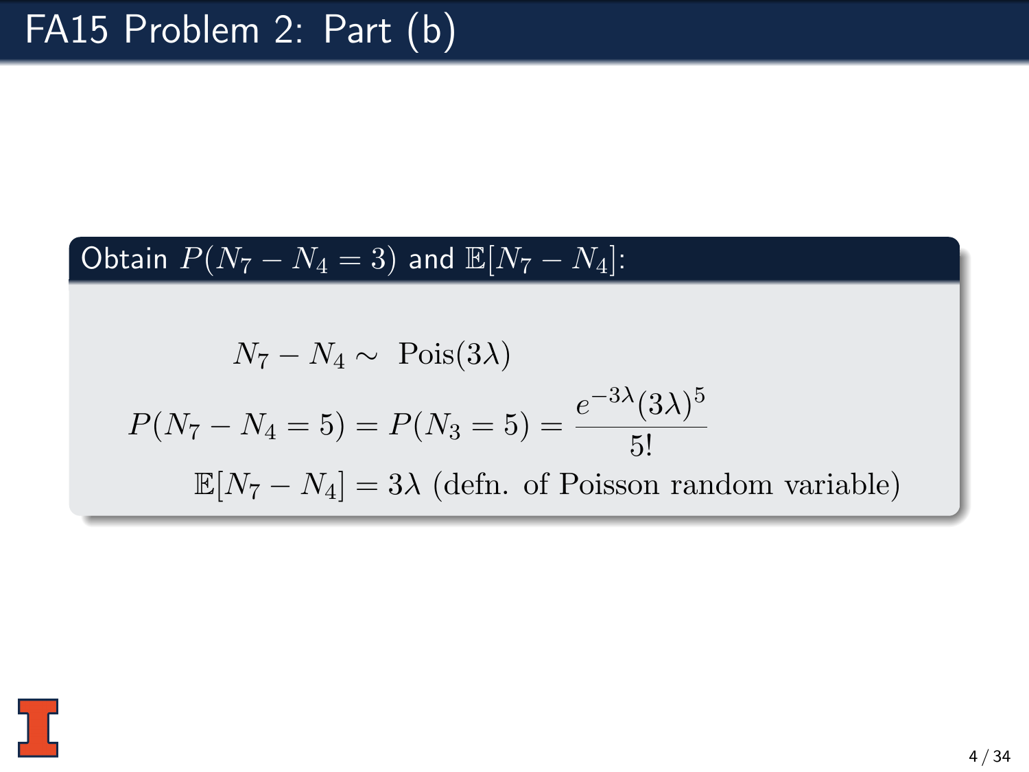# FA15 Problem 2: Part (b)

**Obtain $P(N_7 - N_4 = 3)$ and $\mathbb{E}[N_7 - N_4]$:**

$$N_7 - N_4 \sim \text{ Pois}(3\lambda)$$

$$P(N_7 - N_4 = 5) = P(N_3 = 5) = \frac{e^{-3\lambda}(3\lambda)^5}{5!}$$

$$\mathbb{E}[N_7 - N_4] = 3\lambda \text{ (defn. of Poisson random variable)}$$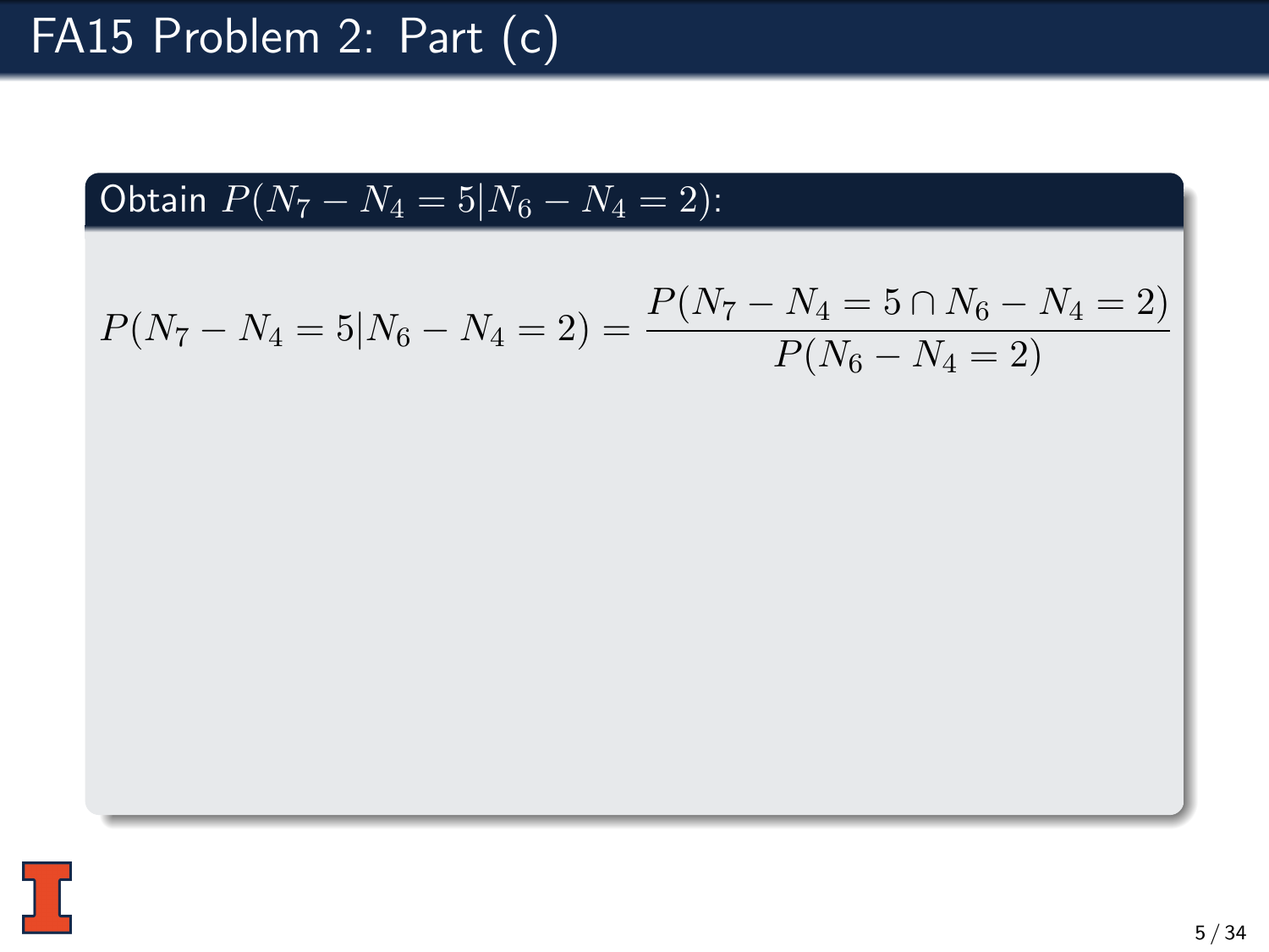# FA15 Problem 2: Part (c)

**Obtain $P(N_7 - N_4 = 5|N_6 - N_4 = 2)$:**

$$P(N_7 - N_4 = 5|N_6 - N_4 = 2) = \frac{P(N_7 - N_4 = 5 \cap N_6 - N_4 = 2)}{P(N_6 - N_4 = 2)}$$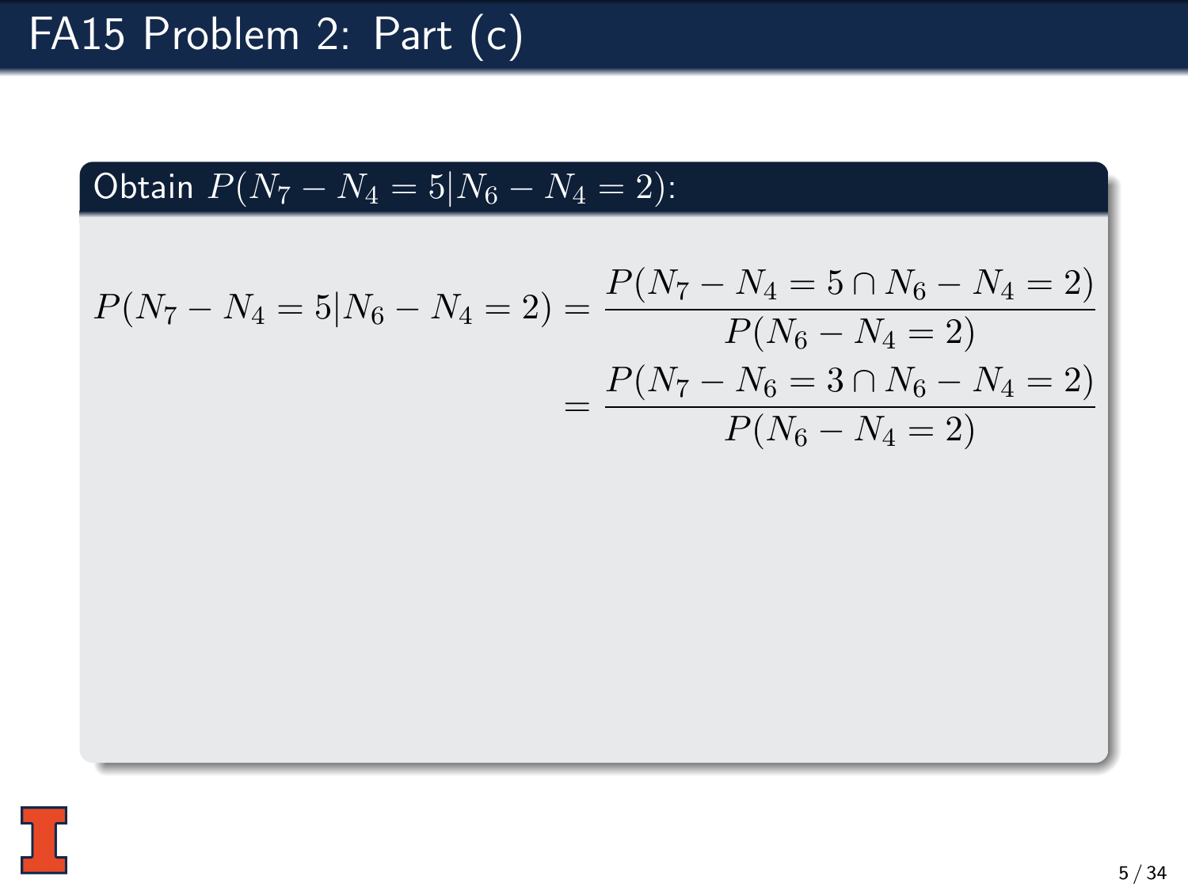# FA15 Problem 2: Part (c)

**Obtain $P(N_7 - N_4 = 5 | N_6 - N_4 = 2)$:**

$$
\begin{aligned}
P(N_7 - N_4 = 5 | N_6 - N_4 = 2) &= \frac{P(N_7 - N_4 = 5 \cap N_6 - N_4 = 2)}{P(N_6 - N_4 = 2)} \\
&= \frac{P(N_7 - N_6 = 3 \cap N_6 - N_4 = 2)}{P(N_6 - N_4 = 2)}
\end{aligned}
$$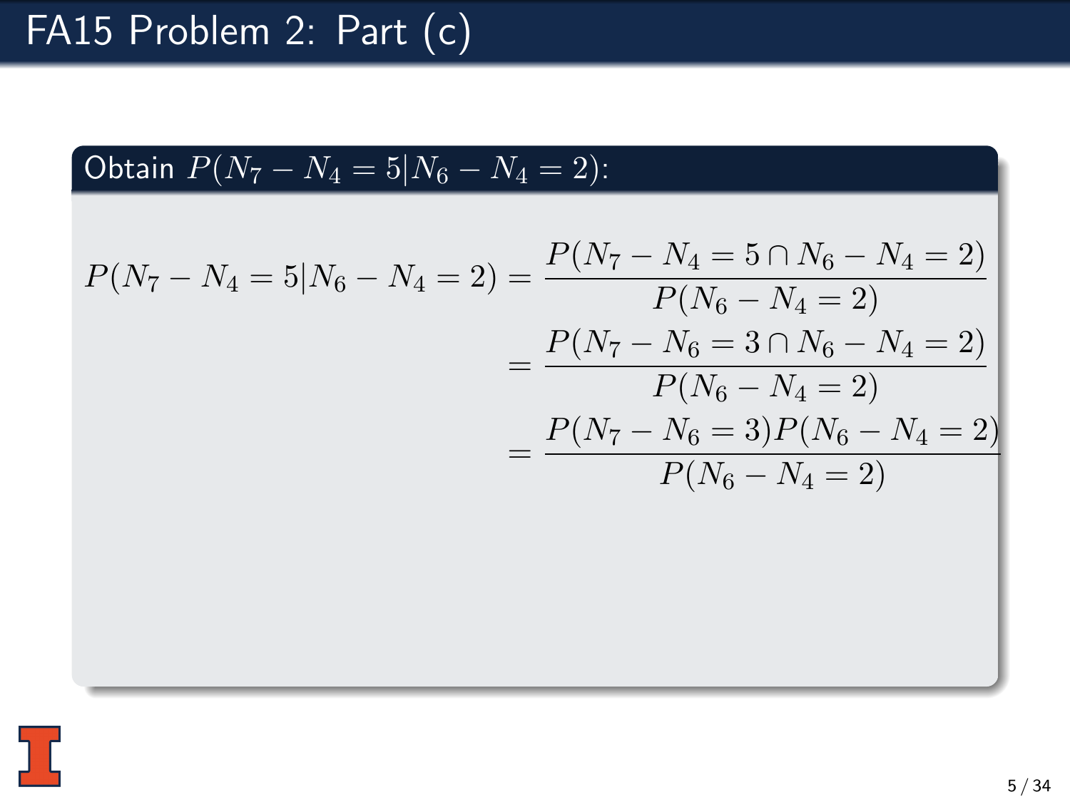# FA15 Problem 2: Part (c)

**Obtain $P(N_7 - N_4 = 5 | N_6 - N_4 = 2)$:**

$$
\begin{aligned}
P(N_7 - N_4 = 5 | N_6 - N_4 = 2) &= \frac{P(N_7 - N_4 = 5 \cap N_6 - N_4 = 2)}{P(N_6 - N_4 = 2)} \\
&= \frac{P(N_7 - N_6 = 3 \cap N_6 - N_4 = 2)}{P(N_6 - N_4 = 2)} \\
&= \frac{P(N_7 - N_6 = 3) P(N_6 - N_4 = 2)}{P(N_6 - N_4 = 2)}
\end{aligned}
$$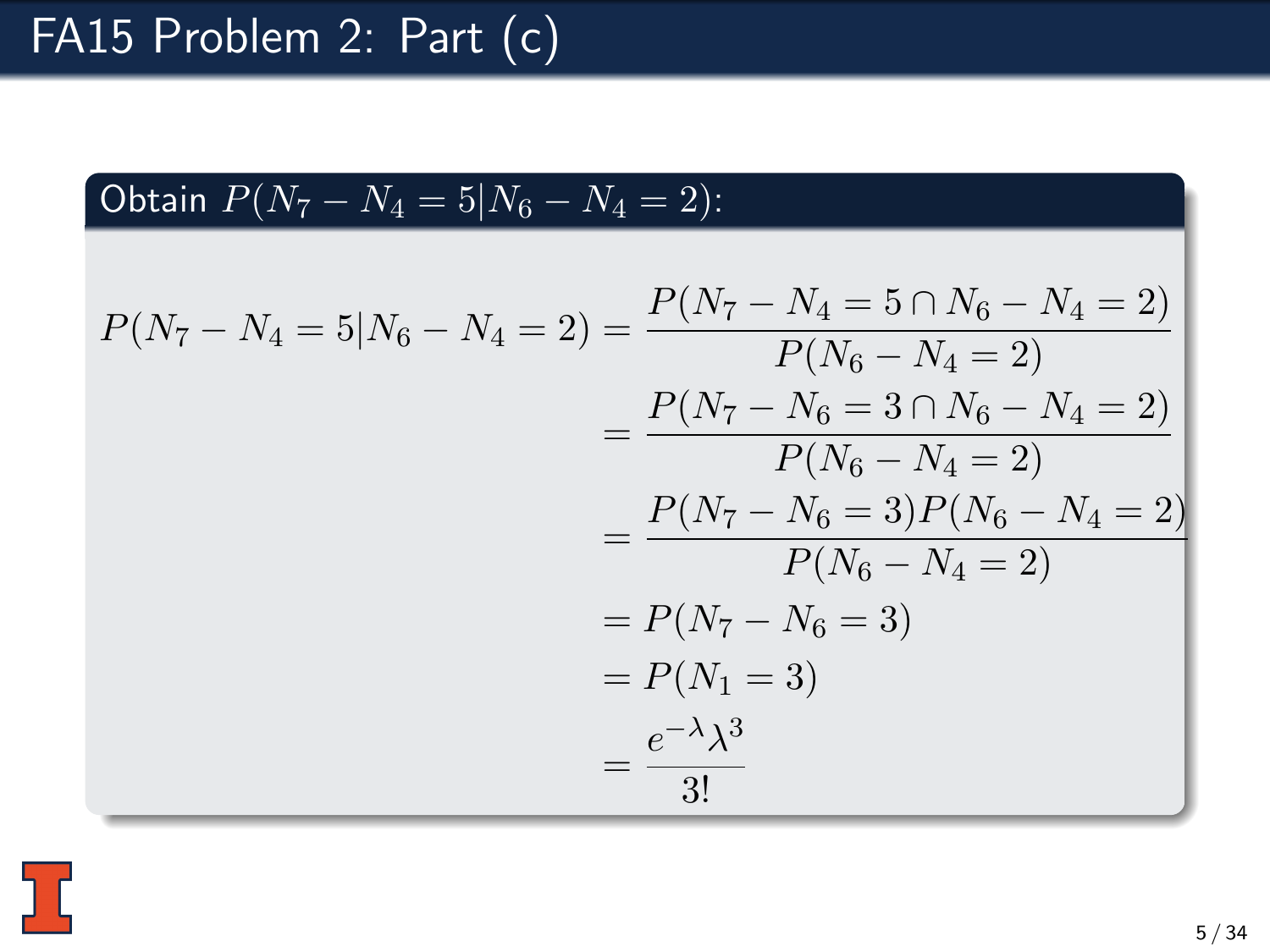# FA15 Problem 2: Part (c)

**Obtain $P(N_7 - N_4 = 5 | N_6 - N_4 = 2)$:**

$$
\begin{aligned}
P(N_7 - N_4 = 5 | N_6 - N_4 = 2) &= \frac{P(N_7 - N_4 = 5 \cap N_6 - N_4 = 2)}{P(N_6 - N_4 = 2)} \\
&= \frac{P(N_7 - N_6 = 3 \cap N_6 - N_4 = 2)}{P(N_6 - N_4 = 2)} \\
&= \frac{P(N_7 - N_6 = 3) P(N_6 - N_4 = 2)}{P(N_6 - N_4 = 2)} \\
&= P(N_7 - N_6 = 3) \\
&= P(N_1 = 3) \\
&= \frac{e^{-\lambda} \lambda^3}{3!}
\end{aligned}
$$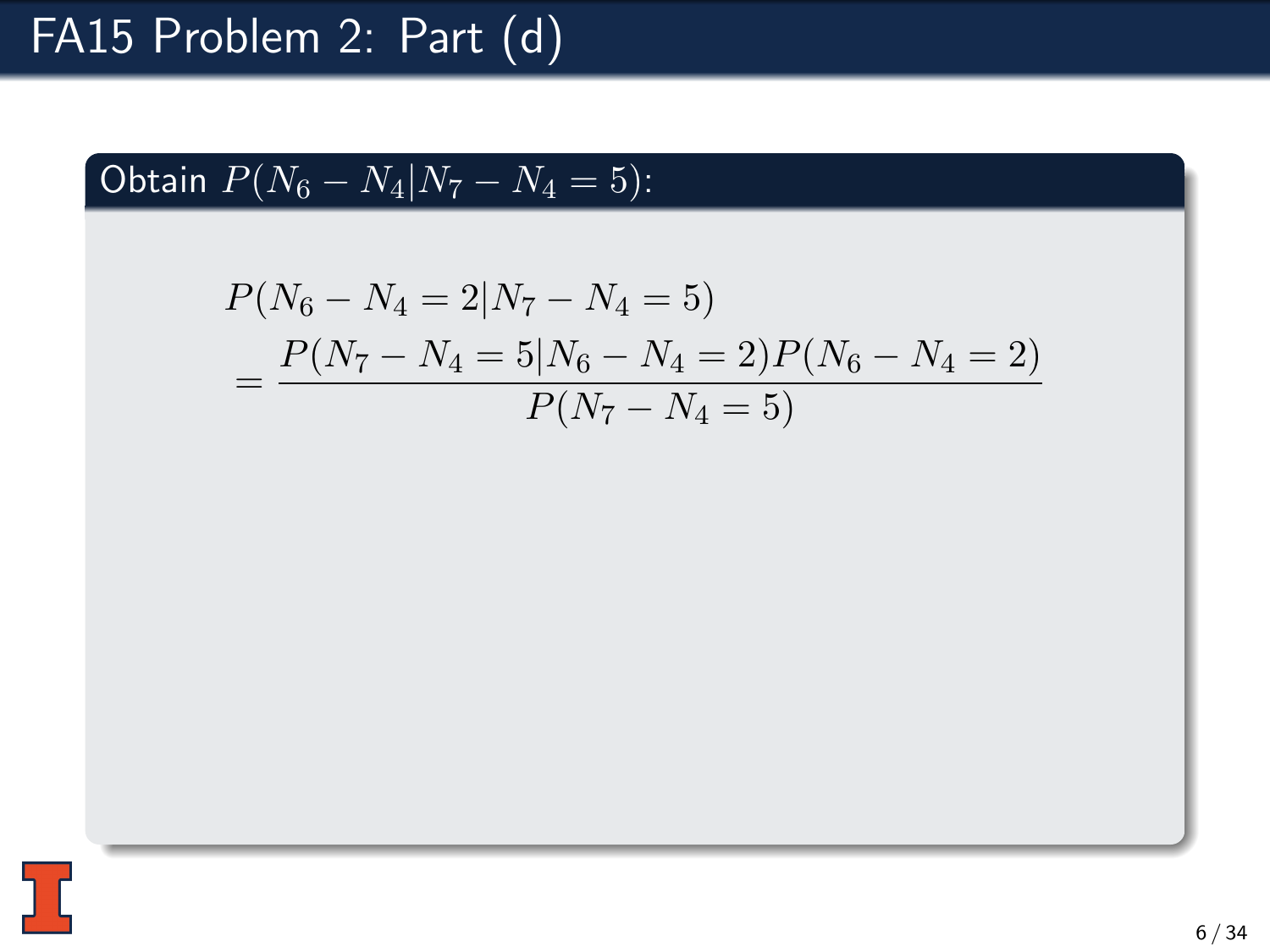# FA15 Problem 2: Part (d)

**Obtain $P(N_6 - N_4 | N_7 - N_4 = 5)$:**

$$P(N_6 - N_4 = 2 | N_7 - N_4 = 5)$$

$$= \frac{P(N_7 - N_4 = 5 | N_6 - N_4 = 2) P(N_6 - N_4 = 2)}{P(N_7 - N_4 = 5)}$$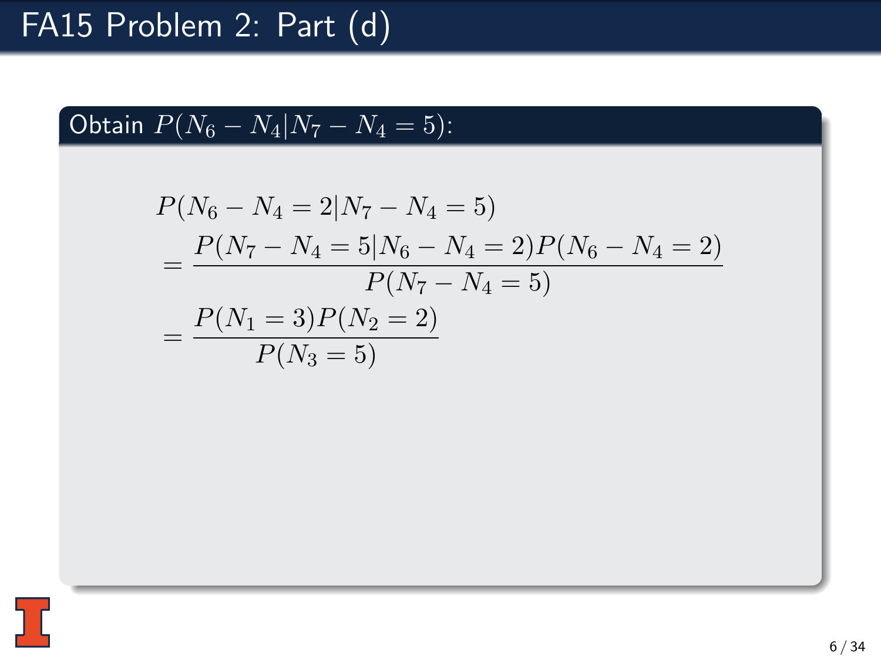# FA15 Problem 2: Part (d)

**Obtain $P(N_6 - N_4 | N_7 - N_4 = 5)$:**

$$
\begin{aligned}
& P(N_6 - N_4 = 2 | N_7 - N_4 = 5) \\
&= \frac{P(N_7 - N_4 = 5 | N_6 - N_4 = 2) P(N_6 - N_4 = 2)}{P(N_7 - N_4 = 5)} \\
&= \frac{P(N_1 = 3) P(N_2 = 2)}{P(N_3 = 5)}
\end{aligned}
$$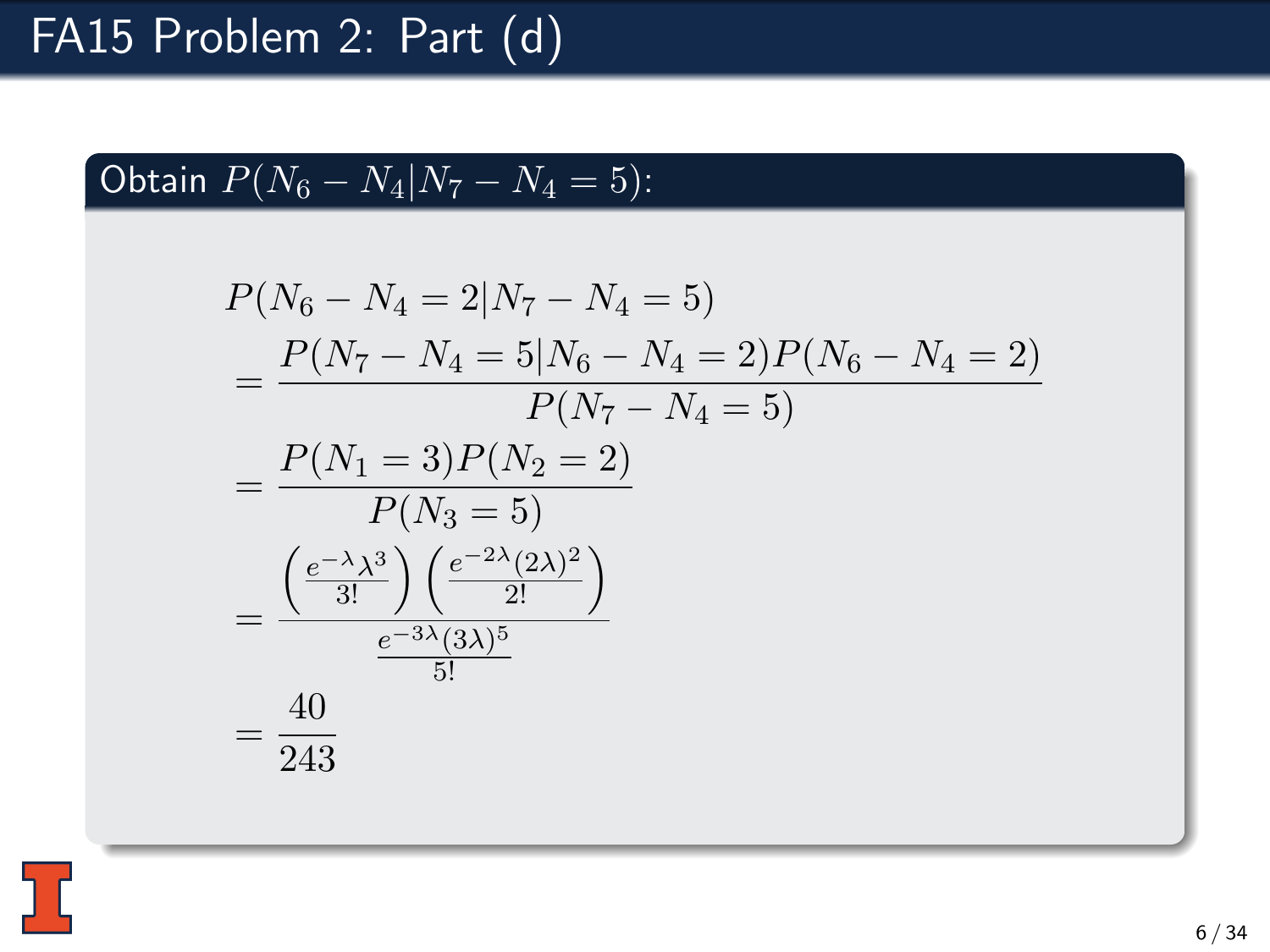# FA15 Problem 2: Part (d)

**Obtain $P(N_6 - N_4 | N_7 - N_4 = 5)$:**

$$
\begin{aligned}
&P(N_6 - N_4 = 2 | N_7 - N_4 = 5) \\
&= \frac{P(N_7 - N_4 = 5 | N_6 - N_4 = 2) P(N_6 - N_4 = 2)}{P(N_7 - N_4 = 5)} \\
&= \frac{P(N_1 = 3) P(N_2 = 2)}{P(N_3 = 5)} \\
&= \frac{\left(\frac{e^{-\lambda}\lambda^3}{3!}\right)\left(\frac{e^{-2\lambda}(2\lambda)^2}{2!}\right)}{\frac{e^{-3\lambda}(3\lambda)^5}{5!}} \\
&= \frac{40}{243}
\end{aligned}
$$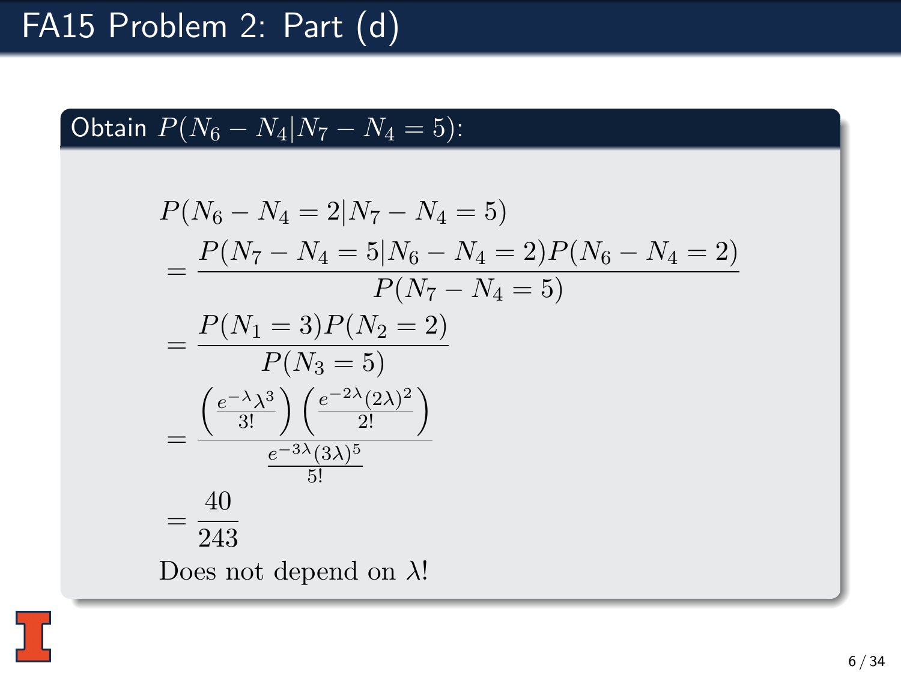# FA15 Problem 2: Part (d)

**Obtain $P(N_6 - N_4 | N_7 - N_4 = 5)$:**

$$
\begin{aligned}
&P(N_6 - N_4 = 2 | N_7 - N_4 = 5) \\
&= \frac{P(N_7 - N_4 = 5 | N_6 - N_4 = 2) P(N_6 - N_4 = 2)}{P(N_7 - N_4 = 5)} \\
&= \frac{P(N_1 = 3) P(N_2 = 2)}{P(N_3 = 5)} \\
&= \frac{\left(\frac{e^{-\lambda}\lambda^3}{3!}\right)\left(\frac{e^{-2\lambda}(2\lambda)^2}{2!}\right)}{\frac{e^{-3\lambda}(3\lambda)^5}{5!}} \\
&= \frac{40}{243}
\end{aligned}
$$

Does not depend on $\lambda$!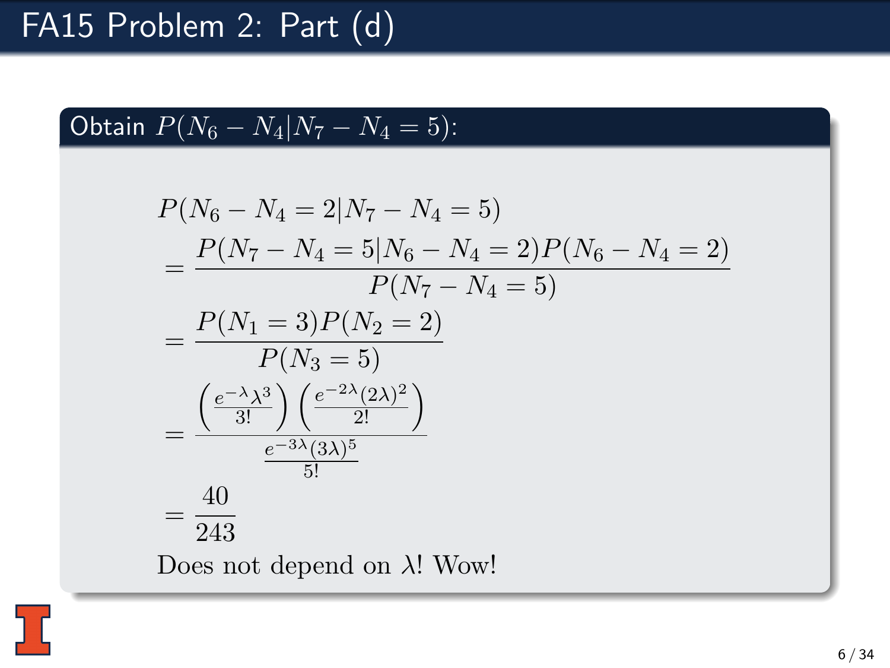# FA15 Problem 2: Part (d)

**Obtain $P(N_6 - N_4 | N_7 - N_4 = 5)$:**

$$
\begin{aligned}
& P(N_6 - N_4 = 2 | N_7 - N_4 = 5) \\
&= \frac{P(N_7 - N_4 = 5 | N_6 - N_4 = 2) P(N_6 - N_4 = 2)}{P(N_7 - N_4 = 5)} \\
&= \frac{P(N_1 = 3) P(N_2 = 2)}{P(N_3 = 5)} \\
&= \frac{\left(\frac{e^{-\lambda}\lambda^3}{3!}\right)\left(\frac{e^{-2\lambda}(2\lambda)^2}{2!}\right)}{\frac{e^{-3\lambda}(3\lambda)^5}{5!}} \\
&= \frac{40}{243}
\end{aligned}
$$

Does not depend on $\lambda$! Wow!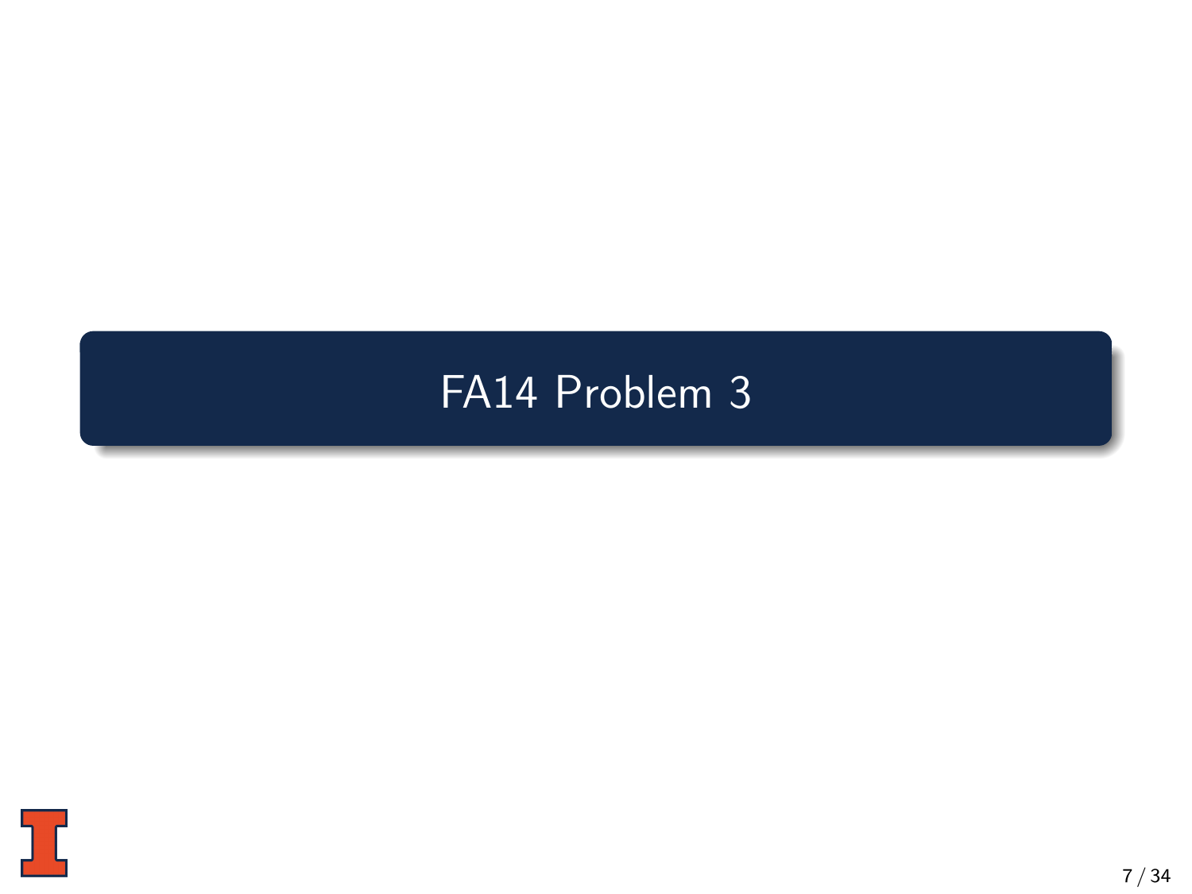# FA14 Problem 3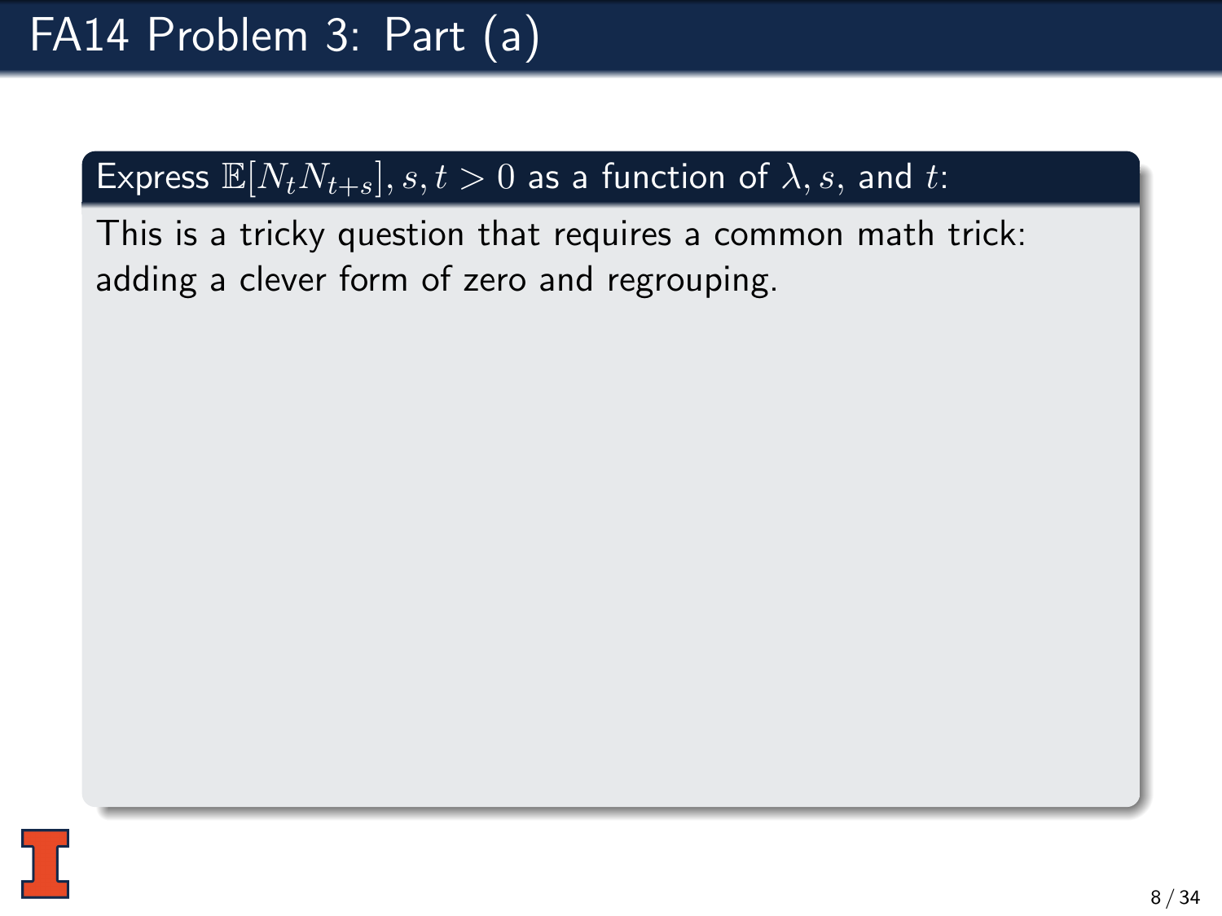# FA14 Problem 3: Part (a)

**Express $\mathbb{E}[N_t N_{t+s}], s, t > 0$ as a function of $\lambda, s,$ and $t$:**

This is a tricky question that requires a common math trick: adding a clever form of zero and regrouping.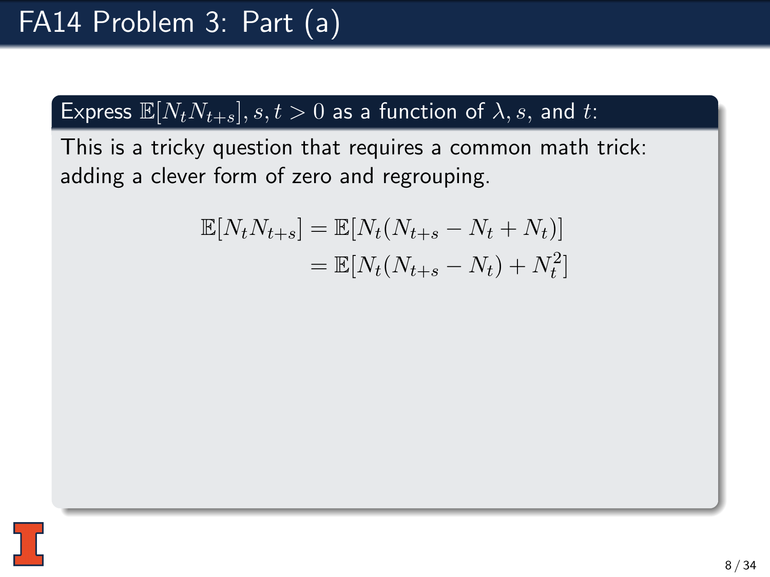# FA14 Problem 3: Part (a)

**Express $\mathbb{E}[N_t N_{t+s}], s, t > 0$ as a function of $\lambda, s,$ and $t$:**

This is a tricky question that requires a common math trick: adding a clever form of zero and regrouping.

$$
\begin{aligned}
\mathbb{E}[N_t N_{t+s}] &= \mathbb{E}[N_t(N_{t+s} - N_t + N_t)] \\
&= \mathbb{E}[N_t(N_{t+s} - N_t) + N_t^2]
\end{aligned}
$$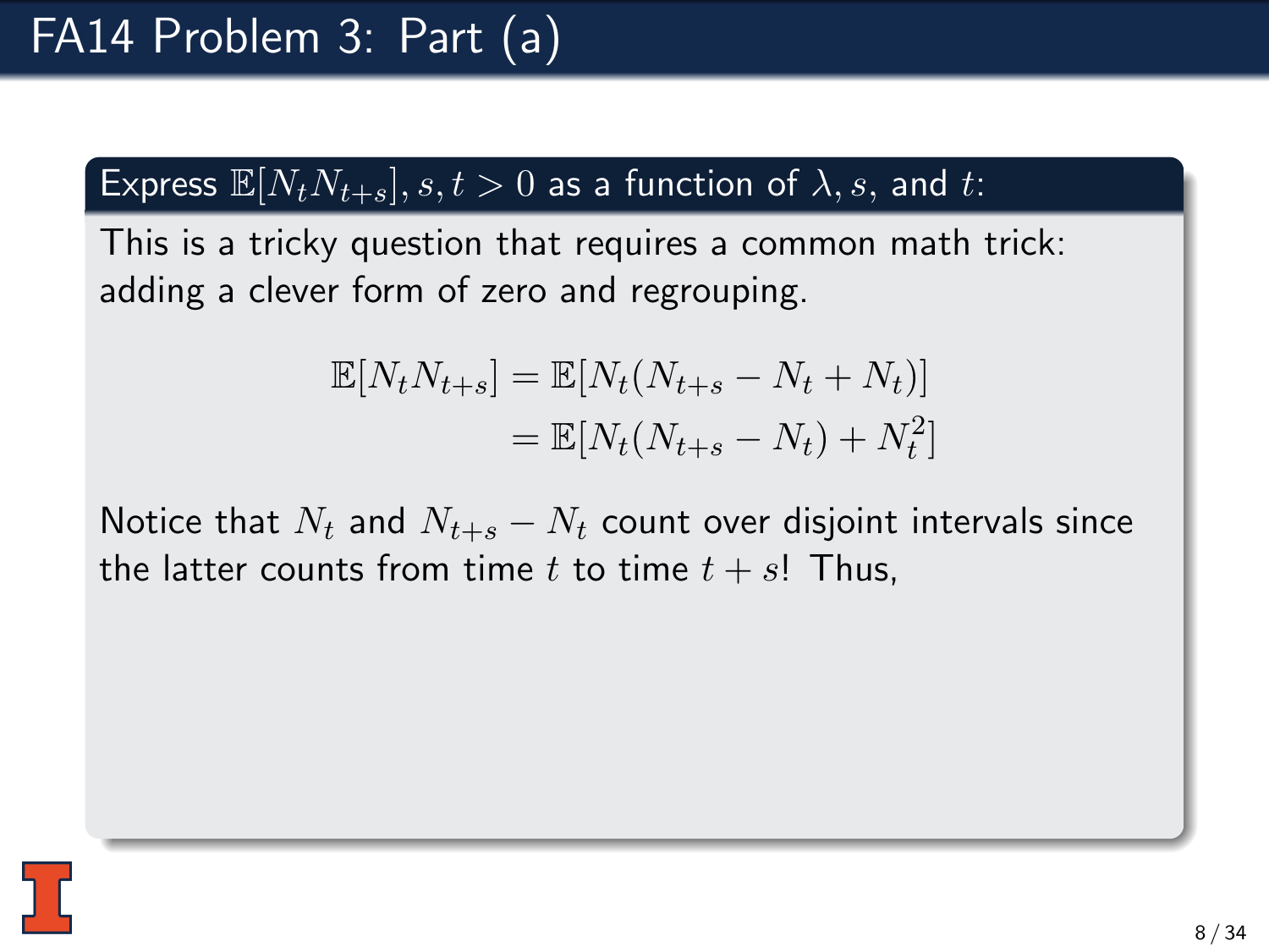# FA14 Problem 3: Part (a)

## Express $\mathbb{E}[N_t N_{t+s}], s, t > 0$ as a function of $\lambda, s$, and $t$:

This is a tricky question that requires a common math trick: adding a clever form of zero and regrouping.

$$
\begin{aligned}
\mathbb{E}[N_t N_{t+s}] &= \mathbb{E}[N_t(N_{t+s} - N_t + N_t)] \\
&= \mathbb{E}[N_t(N_{t+s} - N_t) + N_t^2]
\end{aligned}
$$

Notice that $N_t$ and $N_{t+s} - N_t$ count over disjoint intervals since the latter counts from time $t$ to time $t+s$! Thus,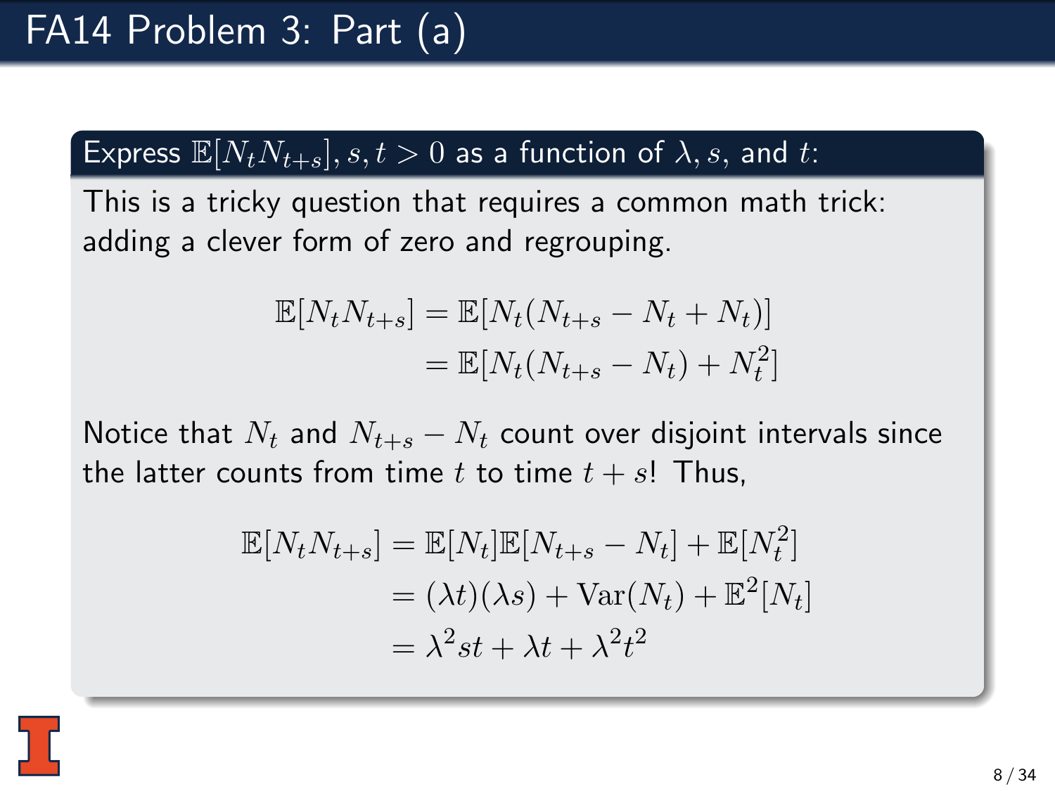# FA14 Problem 3: Part (a)

**Express $\mathbb{E}[N_t N_{t+s}], s, t > 0$ as a function of $\lambda, s,$ and $t$:**

This is a tricky question that requires a common math trick: adding a clever form of zero and regrouping.

$$
\begin{aligned}
\mathbb{E}[N_t N_{t+s}] &= \mathbb{E}[N_t(N_{t+s} - N_t + N_t)] \\
&= \mathbb{E}[N_t(N_{t+s} - N_t) + N_t^2]
\end{aligned}
$$

Notice that $N_t$ and $N_{t+s} - N_t$ count over disjoint intervals since the latter counts from time $t$ to time $t+s$! Thus,

$$
\begin{aligned}
\mathbb{E}[N_t N_{t+s}] &= \mathbb{E}[N_t]\mathbb{E}[N_{t+s} - N_t] + \mathbb{E}[N_t^2] \\
&= (\lambda t)(\lambda s) + \text{Var}(N_t) + \mathbb{E}^2[N_t] \\
&= \lambda^2 st + \lambda t + \lambda^2 t^2
\end{aligned}
$$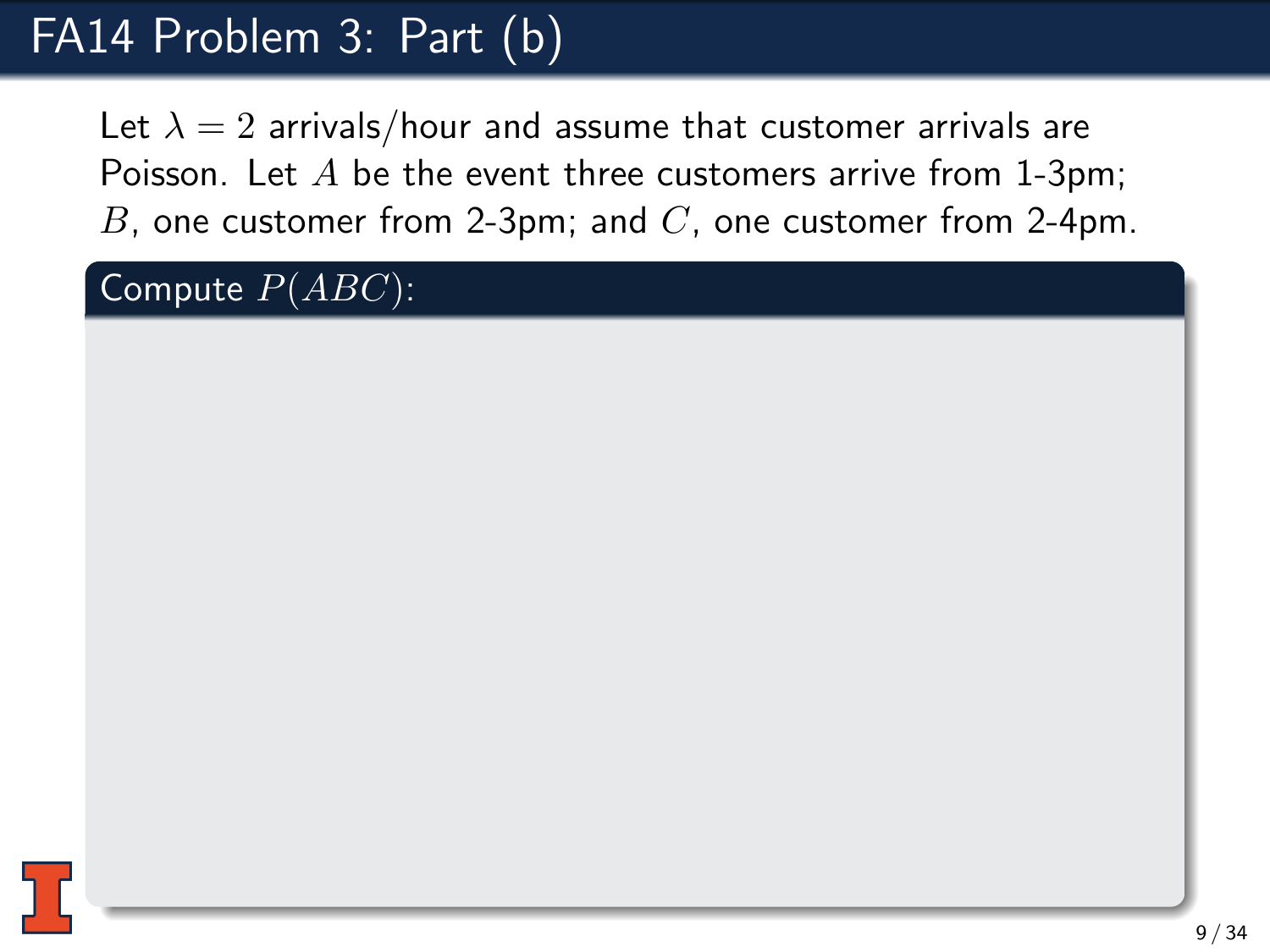# FA14 Problem 3: Part (b)

Let $\lambda = 2$ arrivals/hour and assume that customer arrivals are Poisson. Let $A$ be the event three customers arrive from 1-3pm; $B$, one customer from 2-3pm; and $C$, one customer from 2-4pm.

**Compute $P(ABC)$:**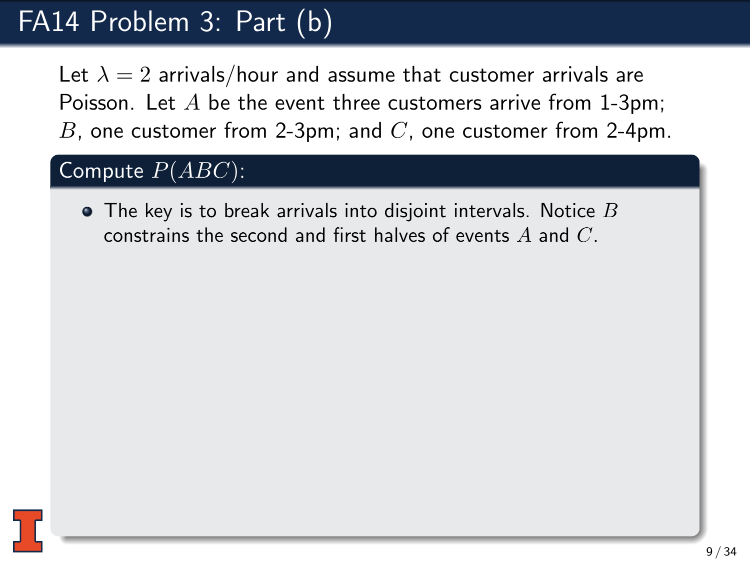# FA14 Problem 3: Part (b)

Let $\lambda = 2$ arrivals/hour and assume that customer arrivals are Poisson. Let $A$ be the event three customers arrive from 1-3pm; $B$, one customer from 2-3pm; and $C$, one customer from 2-4pm.

## Compute $P(ABC)$:

- The key is to break arrivals into disjoint intervals. Notice $B$ constrains the second and first halves of events $A$ and $C$.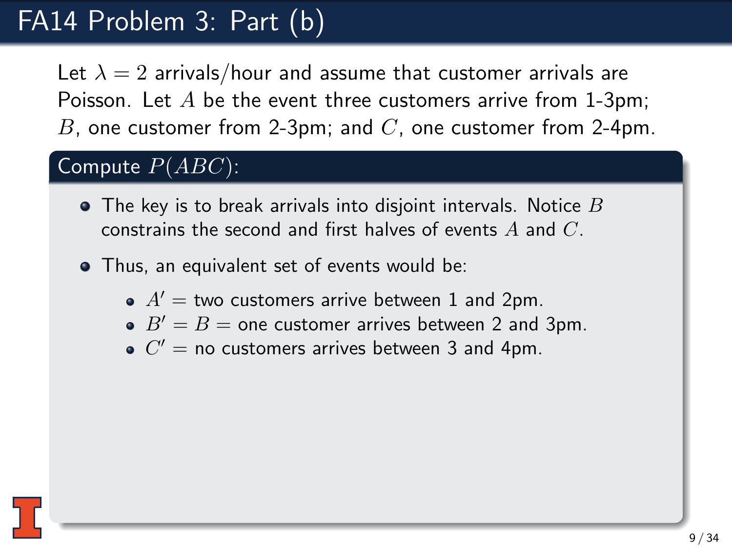# FA14 Problem 3: Part (b)

Let $\lambda = 2$ arrivals/hour and assume that customer arrivals are Poisson. Let $A$ be the event three customers arrive from 1-3pm; $B$, one customer from 2-3pm; and $C$, one customer from 2-4pm.

## Compute $P(ABC)$:

- The key is to break arrivals into disjoint intervals. Notice $B$ constrains the second and first halves of events $A$ and $C$.
- Thus, an equivalent set of events would be:
  - $A'$ = two customers arrive between 1 and 2pm.
  - $B' = B$ = one customer arrives between 2 and 3pm.
  - $C'$ = no customers arrives between 3 and 4pm.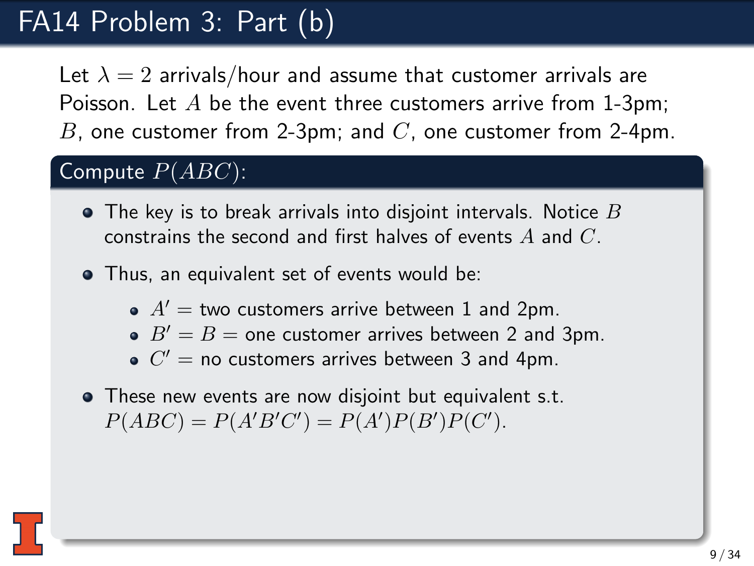# FA14 Problem 3: Part (b)

Let $\lambda = 2$ arrivals/hour and assume that customer arrivals are Poisson. Let $A$ be the event three customers arrive from 1-3pm; $B$, one customer from 2-3pm; and $C$, one customer from 2-4pm.

## Compute $P(ABC)$:

- The key is to break arrivals into disjoint intervals. Notice $B$ constrains the second and first halves of events $A$ and $C$.
- Thus, an equivalent set of events would be:
  - $A' =$ two customers arrive between 1 and 2pm.
  - $B' = B =$ one customer arrives between 2 and 3pm.
  - $C' =$ no customers arrives between 3 and 4pm.
- These new events are now disjoint but equivalent s.t. $P(ABC) = P(A'B'C') = P(A')P(B')P(C')$.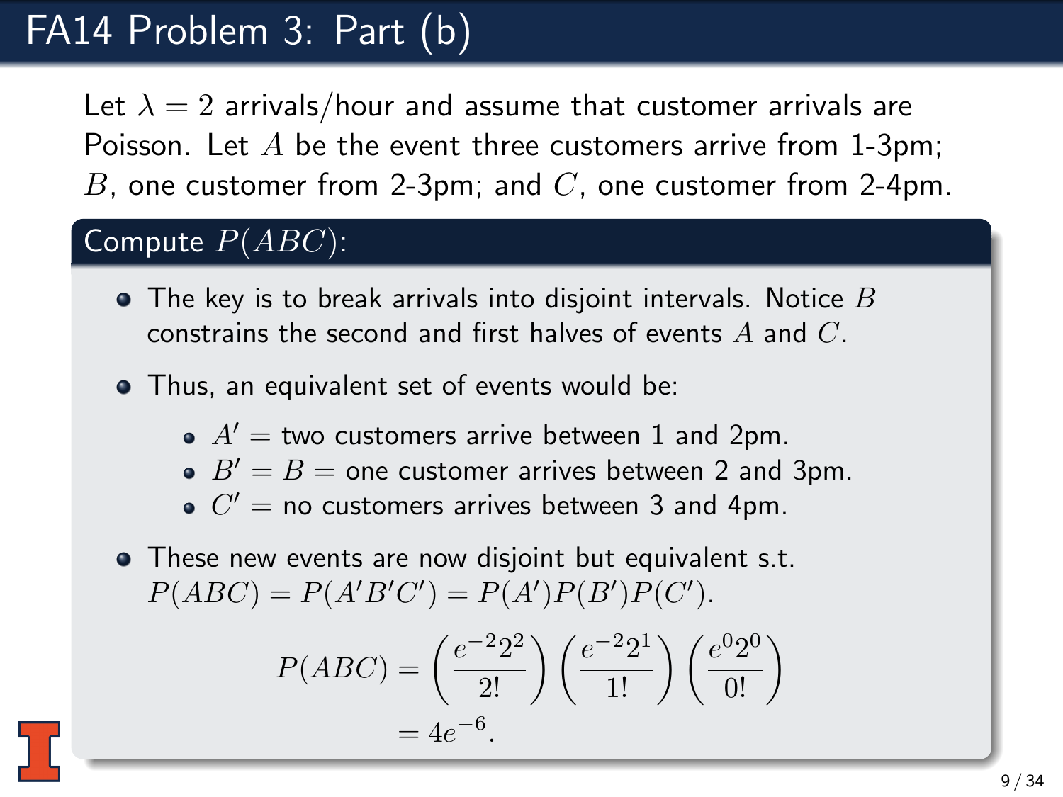# FA14 Problem 3: Part (b)

Let $\lambda = 2$ arrivals/hour and assume that customer arrivals are Poisson. Let $A$ be the event three customers arrive from 1-3pm; $B$, one customer from 2-3pm; and $C$, one customer from 2-4pm.

## Compute $P(ABC)$:

- The key is to break arrivals into disjoint intervals. Notice $B$ constrains the second and first halves of events $A$ and $C$.
- Thus, an equivalent set of events would be:
  - $A'$ = two customers arrive between 1 and 2pm.
  - $B' = B$ = one customer arrives between 2 and 3pm.
  - $C'$ = no customers arrives between 3 and 4pm.
- These new events are now disjoint but equivalent s.t. $P(ABC) = P(A'B'C') = P(A')P(B')P(C')$.

$$P(ABC) = \left(\frac{e^{-2}2^2}{2!}\right)\left(\frac{e^{-2}2^1}{1!}\right)\left(\frac{e^{0}2^0}{0!}\right)$$
$$= 4e^{-6}.$$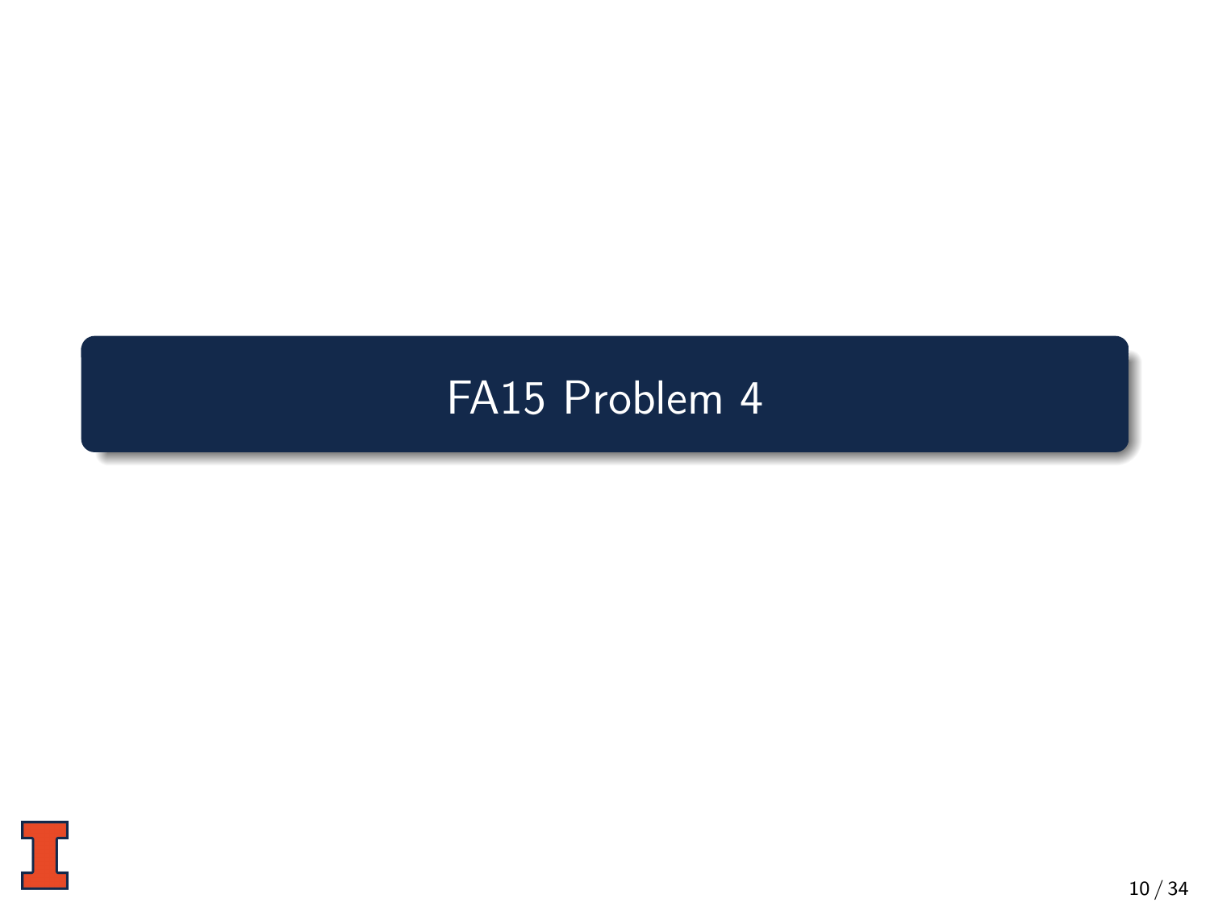# FA15 Problem 4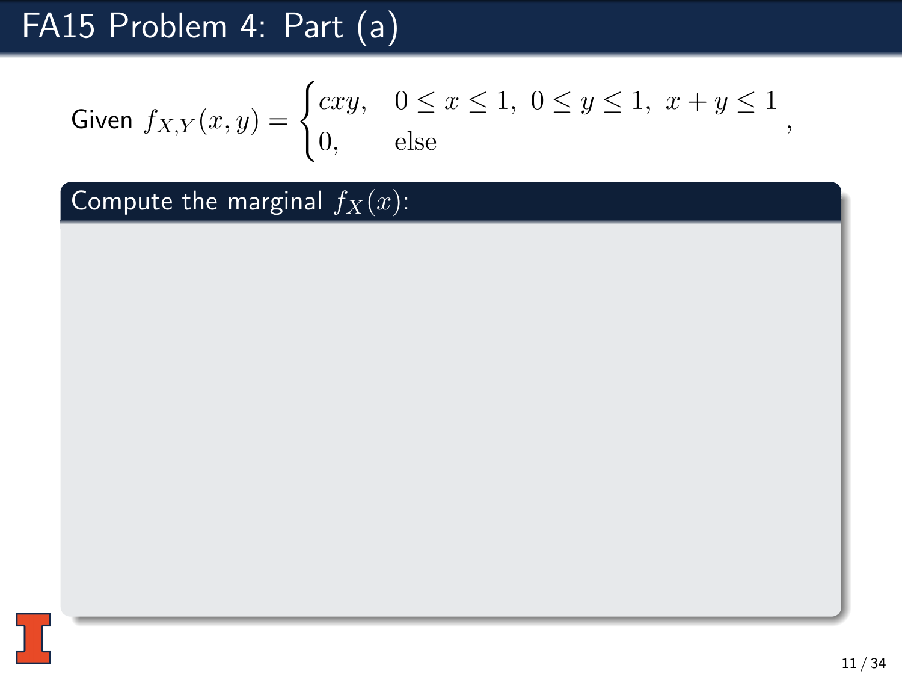# FA15 Problem 4: Part (a)

Given $f_{X,Y}(x,y) = \begin{cases} cxy, & 0 \leq x \leq 1,\ 0 \leq y \leq 1,\ x + y \leq 1 \\ 0, & \text{else} \end{cases}$,

**Compute the marginal $f_X(x)$:**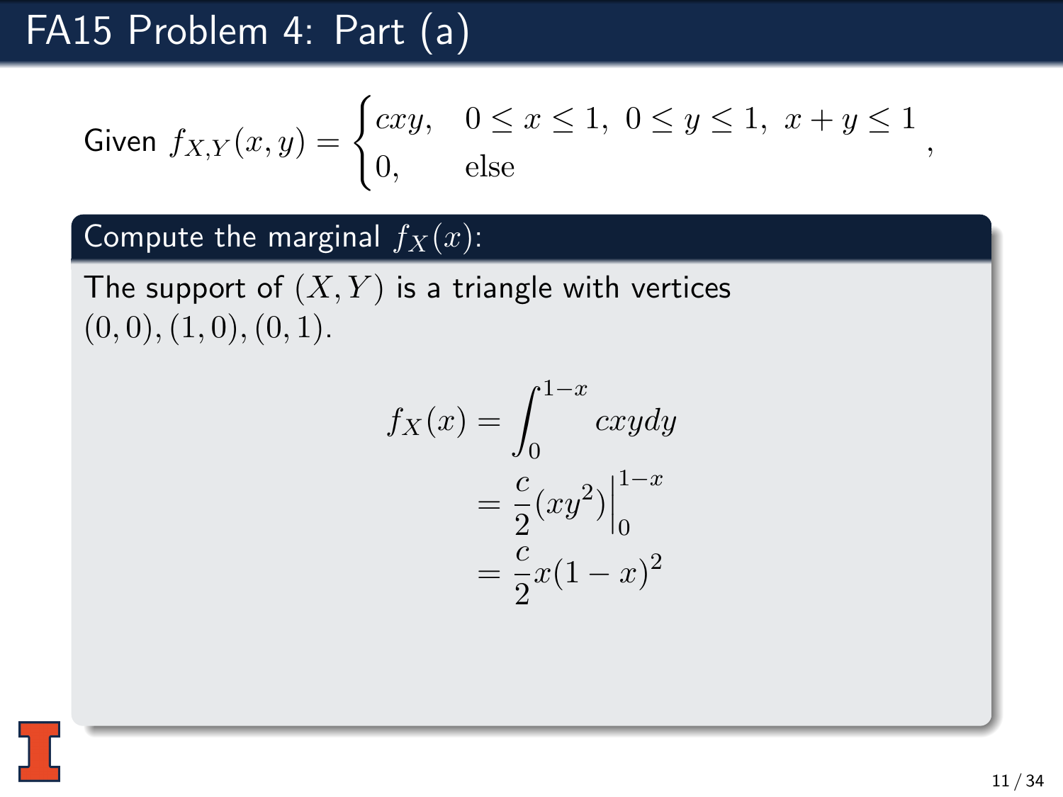# FA15 Problem 4: Part (a)

Given $f_{X,Y}(x,y) = \begin{cases} cxy, & 0 \le x \le 1,\ 0 \le y \le 1,\ x+y \le 1 \\ 0, & \text{else} \end{cases}$,

## Compute the marginal $f_X(x)$:

The support of $(X, Y)$ is a triangle with vertices $(0,0), (1,0), (0,1)$.

$$
\begin{aligned}
f_X(x) &= \int_0^{1-x} cxy dy \\
&= \frac{c}{2}(xy^2)\Big|_0^{1-x} \\
&= \frac{c}{2}x(1-x)^2
\end{aligned}
$$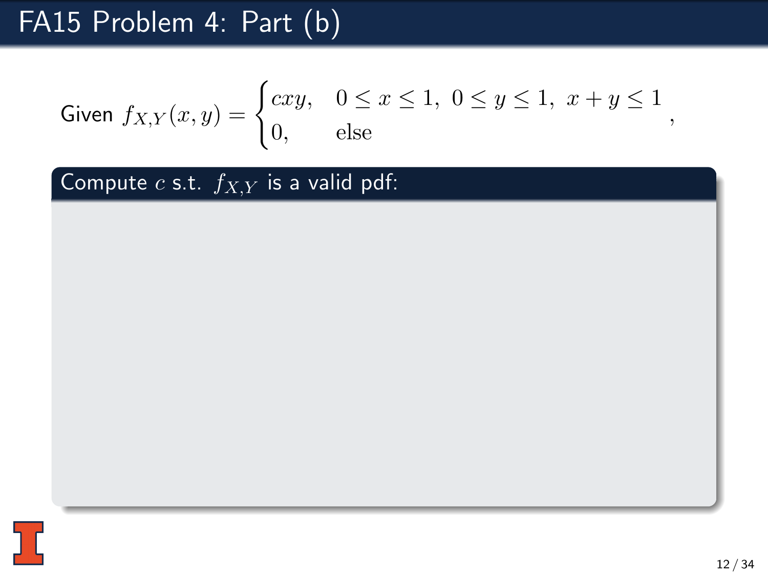# FA15 Problem 4: Part (b)

Given $f_{X,Y}(x,y) = \begin{cases} cxy, & 0 \leq x \leq 1,\ 0 \leq y \leq 1,\ x+y \leq 1 \\ 0, & \text{else} \end{cases}$,

**Compute $c$ s.t. $f_{X,Y}$ is a valid pdf:**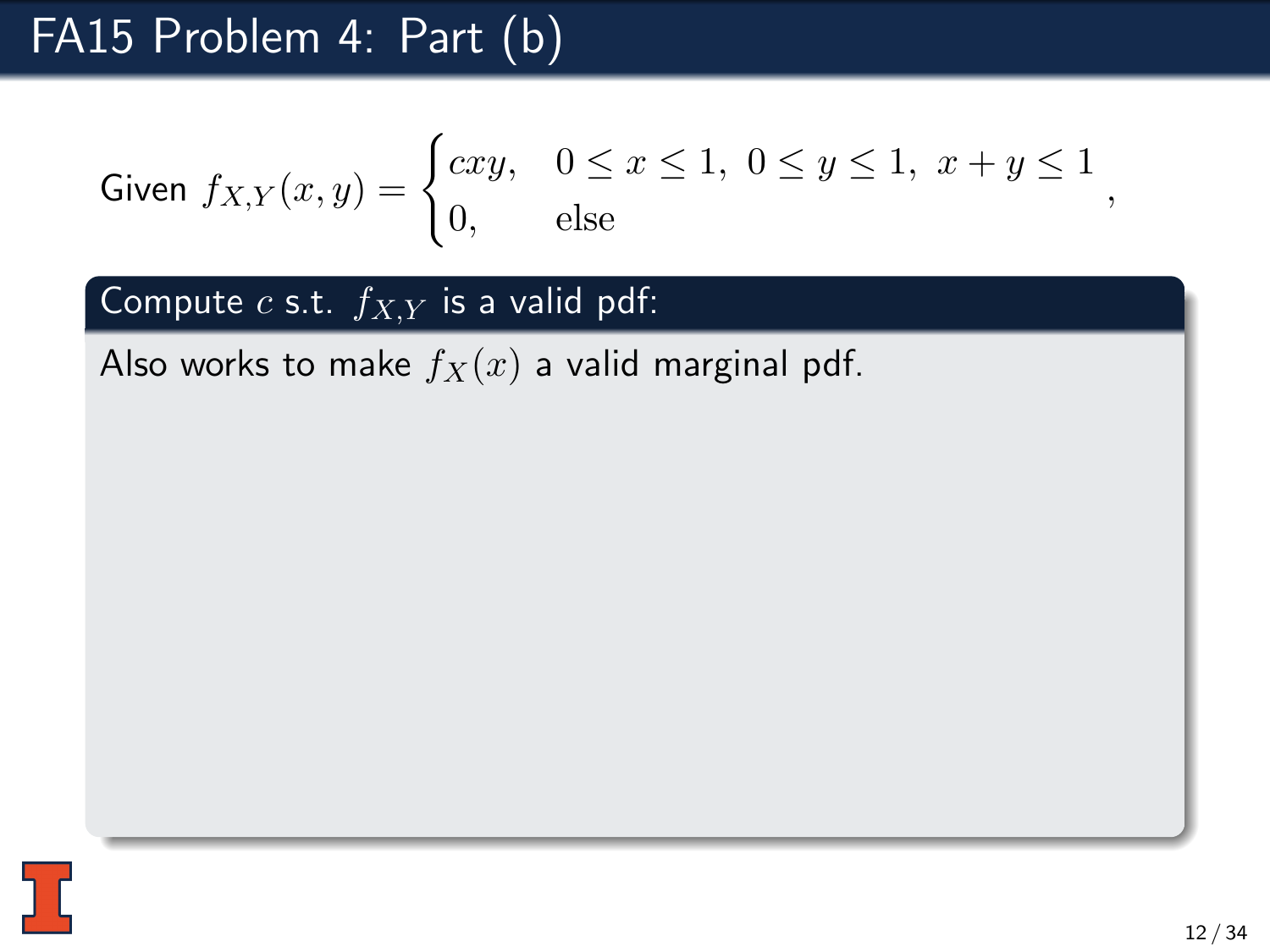# FA15 Problem 4: Part (b)

Given $f_{X,Y}(x,y) = \begin{cases} cxy, & 0 \leq x \leq 1,\ 0 \leq y \leq 1,\ x+y \leq 1 \\ 0, & \text{else} \end{cases}$,

**Compute $c$ s.t. $f_{X,Y}$ is a valid pdf:**

Also works to make $f_X(x)$ a valid marginal pdf.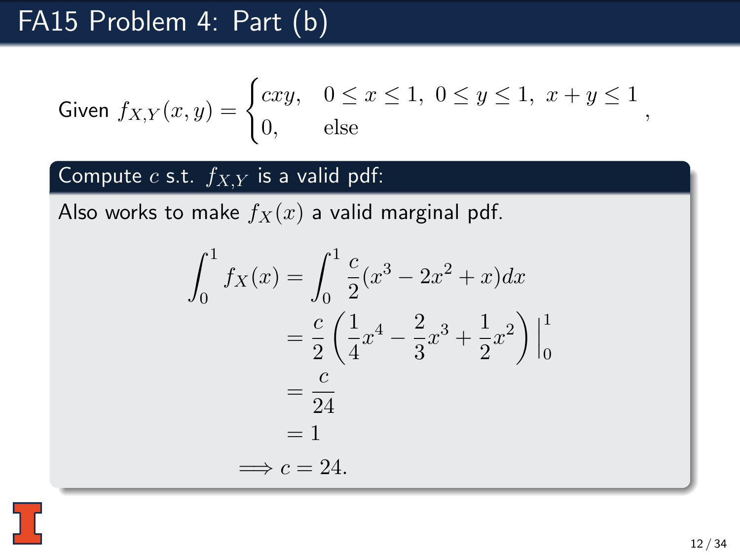# FA15 Problem 4: Part (b)

Given $f_{X,Y}(x,y) = \begin{cases} cxy, & 0 \le x \le 1,\ 0 \le y \le 1,\ x+y \le 1 \\ 0, & \text{else} \end{cases}$,

## Compute $c$ s.t. $f_{X,Y}$ is a valid pdf:

Also works to make $f_X(x)$ a valid marginal pdf.

$$
\begin{aligned}
\int_0^1 f_X(x) &= \int_0^1 \frac{c}{2}(x^3 - 2x^2 + x)dx \\
&= \frac{c}{2}\left(\frac{1}{4}x^4 - \frac{2}{3}x^3 + \frac{1}{2}x^2\right)\Big|_0^1 \\
&= \frac{c}{24} \\
&= 1 \\
\implies c &= 24.
\end{aligned}
$$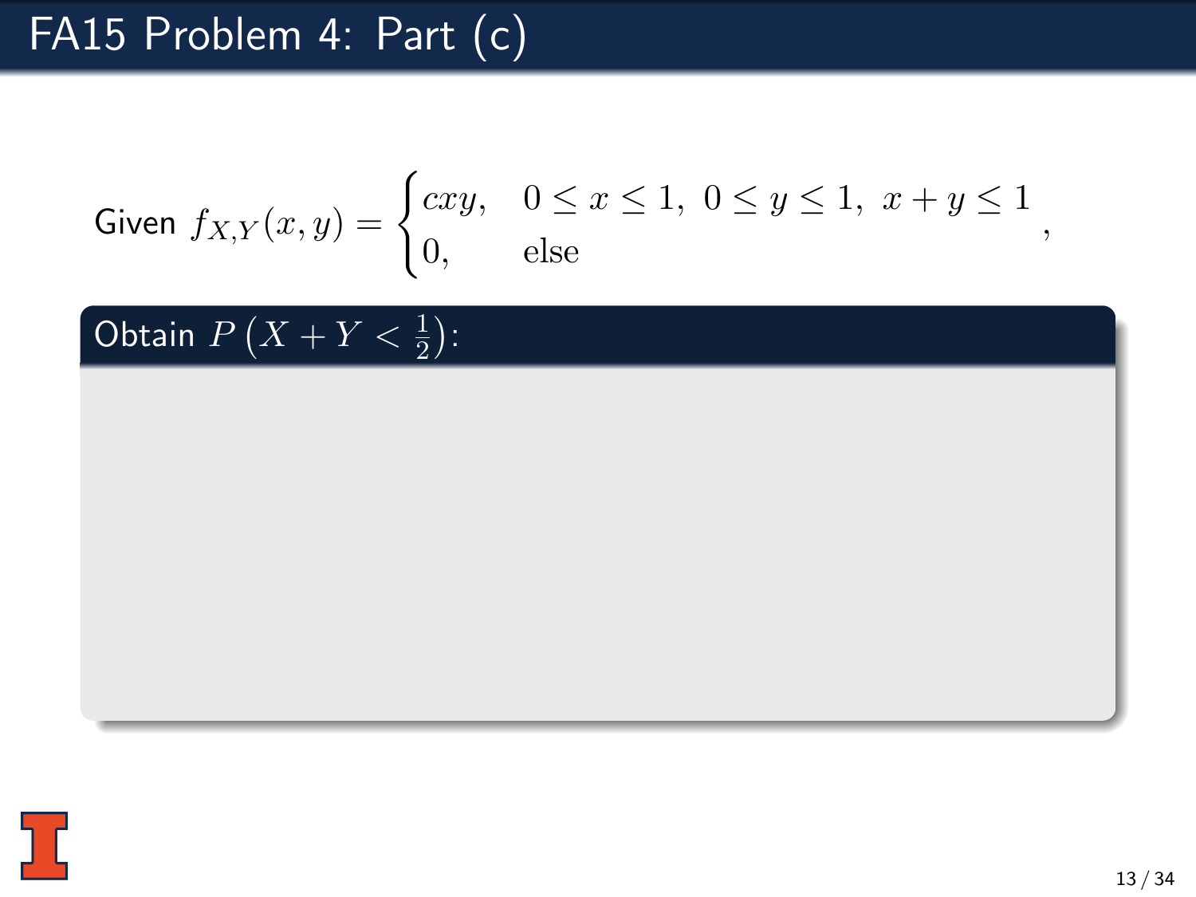# FA15 Problem 4: Part (c)

Given $f_{X,Y}(x,y) = \begin{cases} cxy, & 0 \leq x \leq 1,\ 0 \leq y \leq 1,\ x+y \leq 1 \\ 0, & \text{else} \end{cases}$,

**Obtain $P\left(X + Y < \frac{1}{2}\right)$:**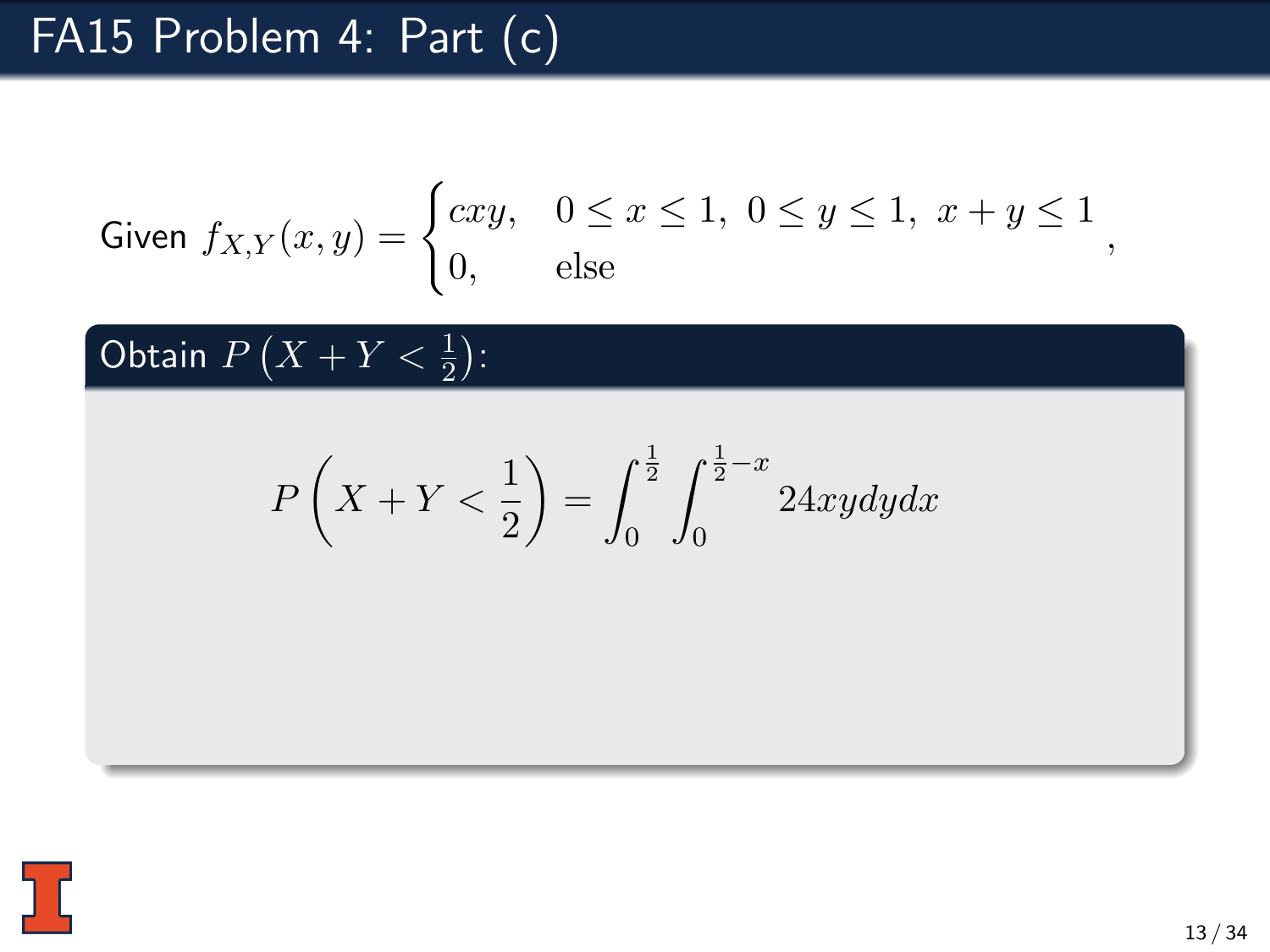# FA15 Problem 4: Part (c)

Given $f_{X,Y}(x,y) = \begin{cases} cxy, & 0 \leq x \leq 1,\ 0 \leq y \leq 1,\ x + y \leq 1 \\ 0, & \text{else} \end{cases}$,

**Obtain $P\left(X + Y < \frac{1}{2}\right)$:**

$$P\left(X + Y < \frac{1}{2}\right) = \int_0^{\frac{1}{2}} \int_0^{\frac{1}{2}-x} 24xydydx$$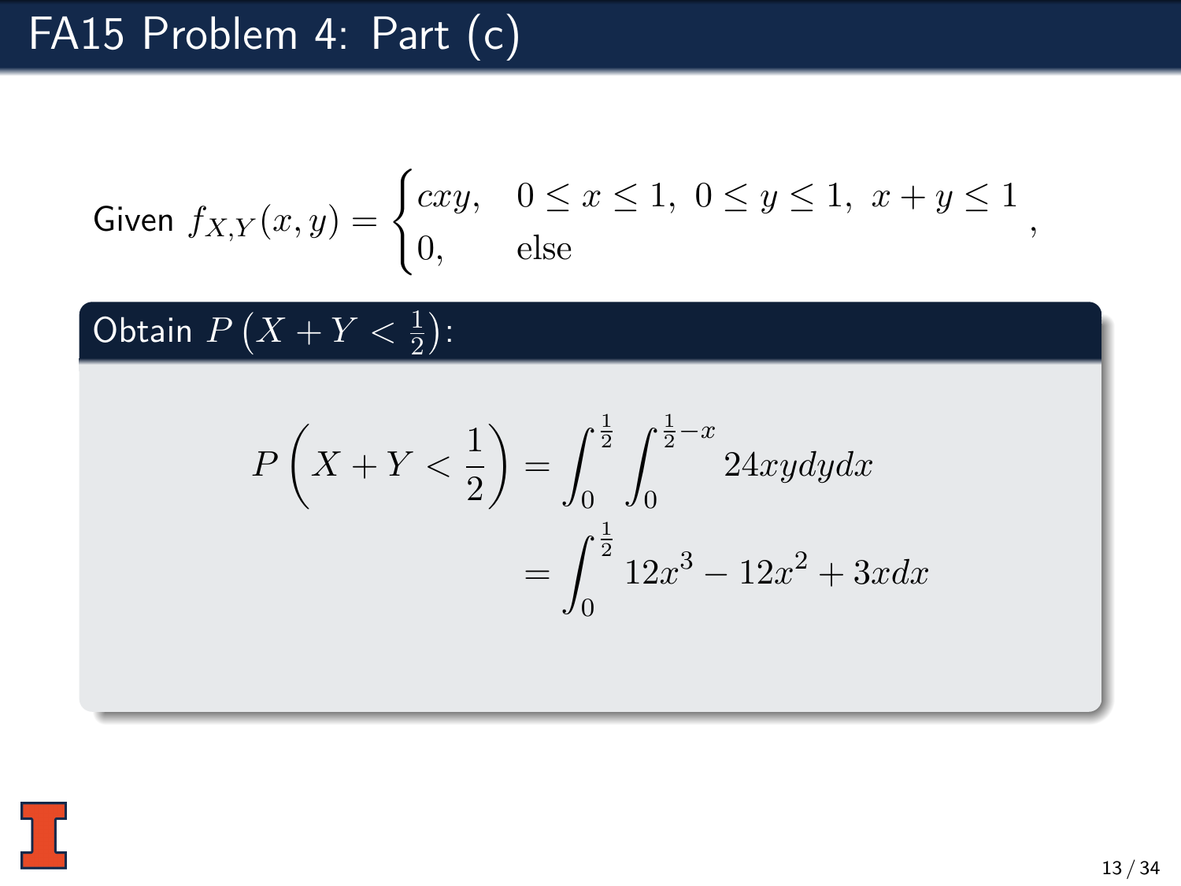# FA15 Problem 4: Part (c)

Given $f_{X,Y}(x,y) = \begin{cases} cxy, & 0 \leq x \leq 1,\ 0 \leq y \leq 1,\ x+y \leq 1 \\ 0, & \text{else} \end{cases}$,

**Obtain $P\left(X+Y<\frac{1}{2}\right)$:**

$$P\left(X+Y<\frac{1}{2}\right) = \int_0^{\frac{1}{2}} \int_0^{\frac{1}{2}-x} 24xy\,dy\,dx$$

$$= \int_0^{\frac{1}{2}} 12x^3 - 12x^2 + 3x\,dx$$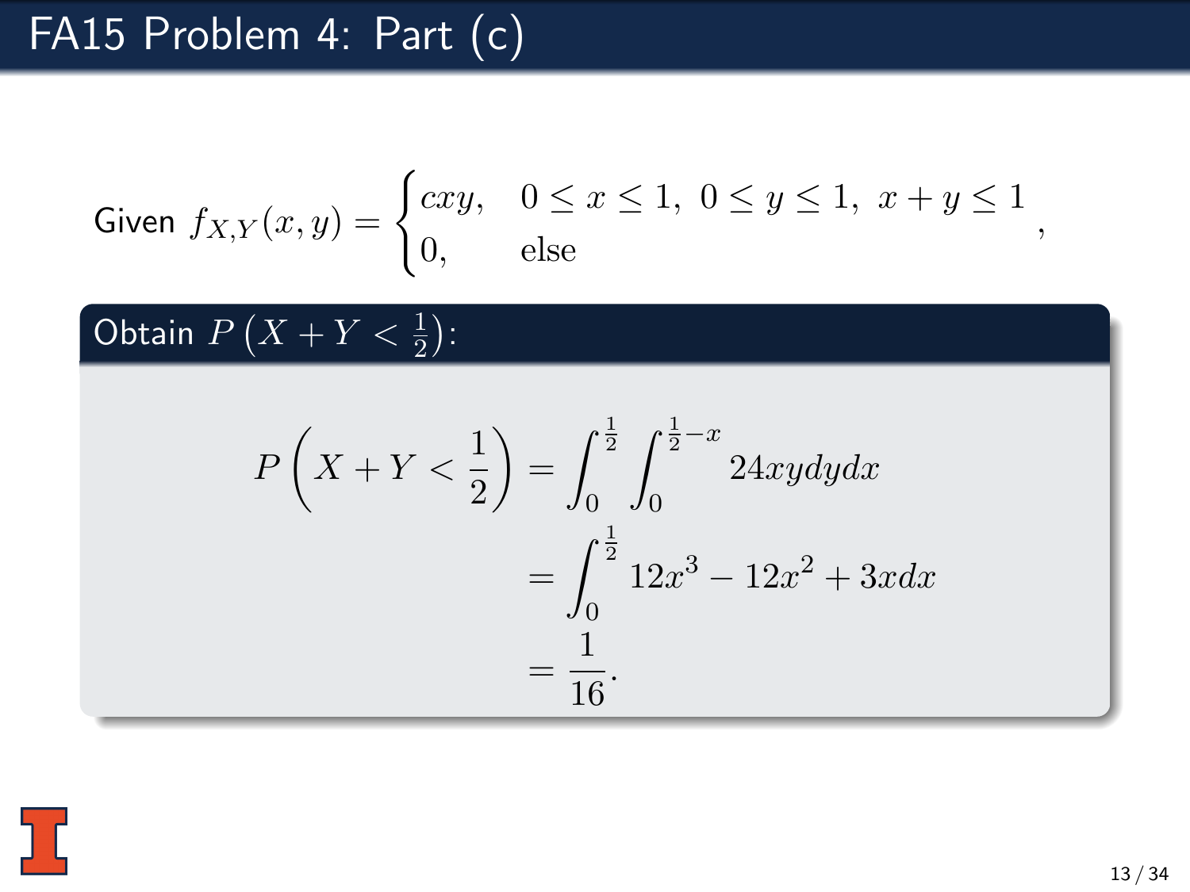# FA15 Problem 4: Part (c)

Given $f_{X,Y}(x,y) = \begin{cases} cxy, & 0 \leq x \leq 1,\ 0 \leq y \leq 1,\ x+y \leq 1 \\ 0, & \text{else} \end{cases}$,

**Obtain $P\left(X+Y<\frac{1}{2}\right)$:**

$$
\begin{aligned}
P\left(X+Y<\frac{1}{2}\right) &= \int_0^{\frac{1}{2}} \int_0^{\frac{1}{2}-x} 24xy\,dy\,dx \\
&= \int_0^{\frac{1}{2}} 12x^3 - 12x^2 + 3x\,dx \\
&= \frac{1}{16}.
\end{aligned}
$$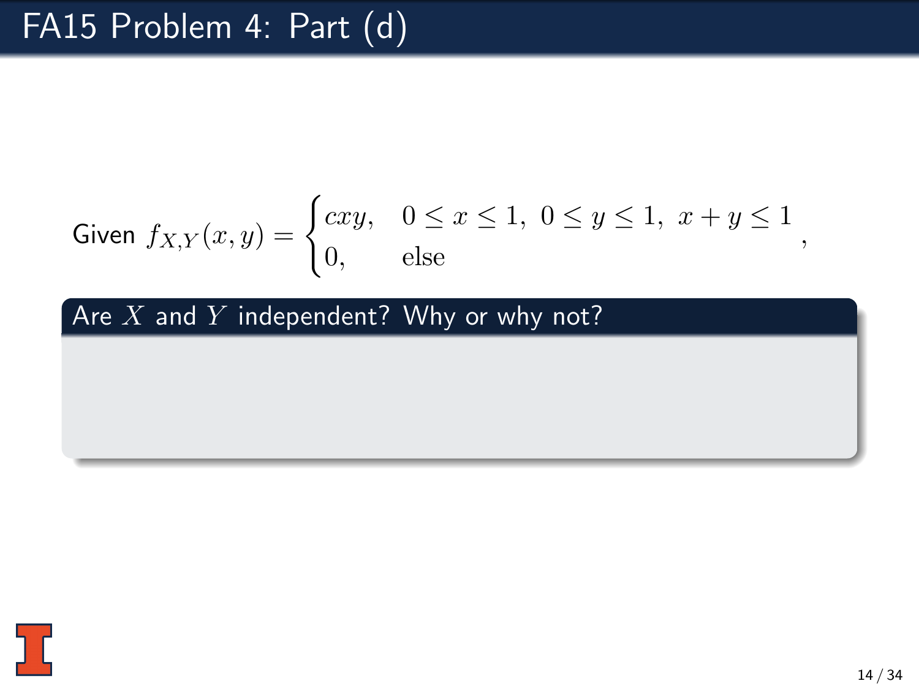# FA15 Problem 4: Part (d)

Given $f_{X,Y}(x,y) = \begin{cases} cxy, & 0 \leq x \leq 1,\ 0 \leq y \leq 1,\ x+y \leq 1 \\ 0, & \text{else} \end{cases}$,

**Are $X$ and $Y$ independent? Why or why not?**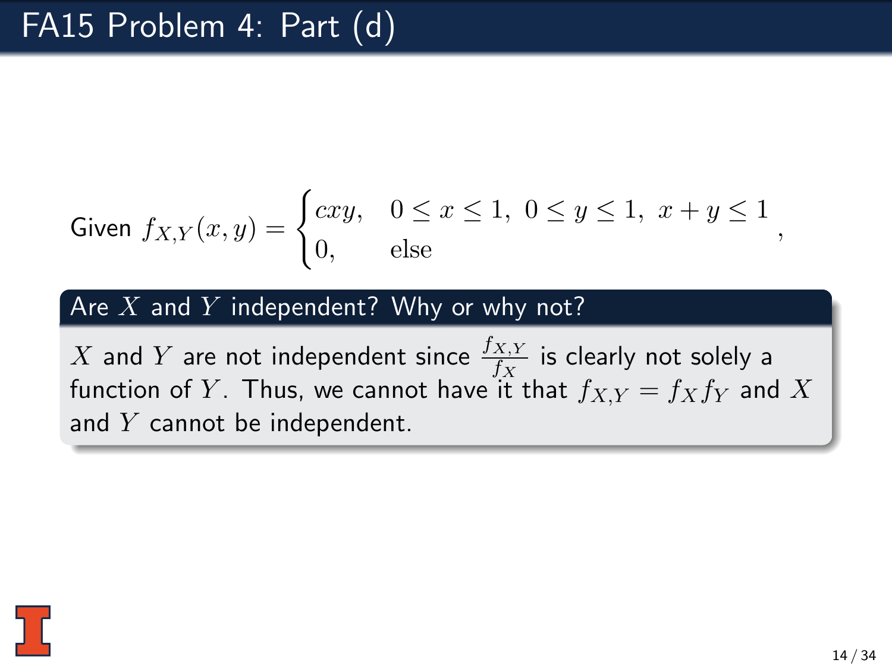# FA15 Problem 4: Part (d)

Given $f_{X,Y}(x,y) = \begin{cases} cxy, & 0 \leq x \leq 1,\ 0 \leq y \leq 1,\ x+y \leq 1 \\ 0, & \text{else} \end{cases}$,

## Are $X$ and $Y$ independent? Why or why not?

$X$ and $Y$ are not independent since $\frac{f_{X,Y}}{f_X}$ is clearly not solely a function of $Y$. Thus, we cannot have it that $f_{X,Y} = f_X f_Y$ and $X$ and $Y$ cannot be independent.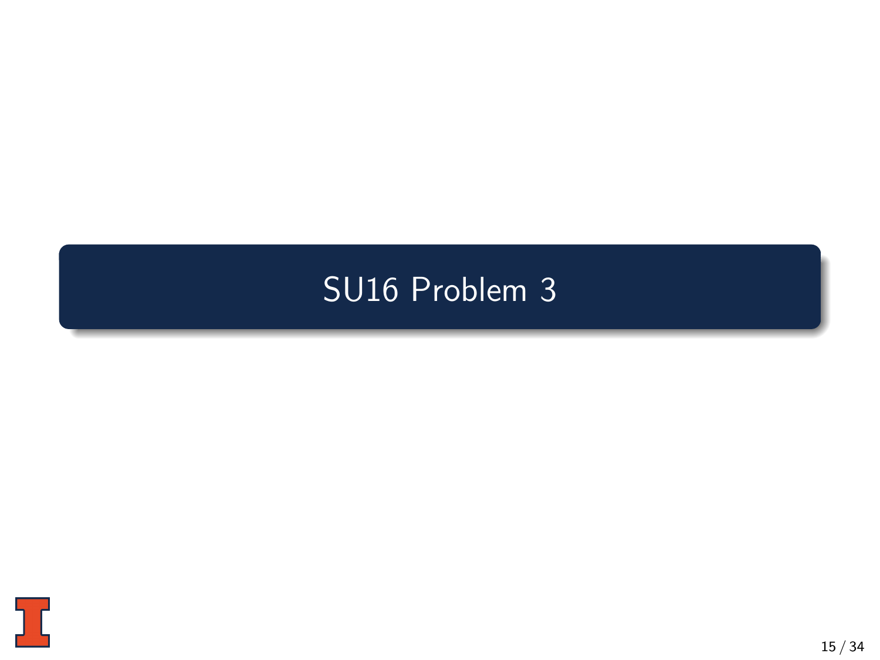# SU16 Problem 3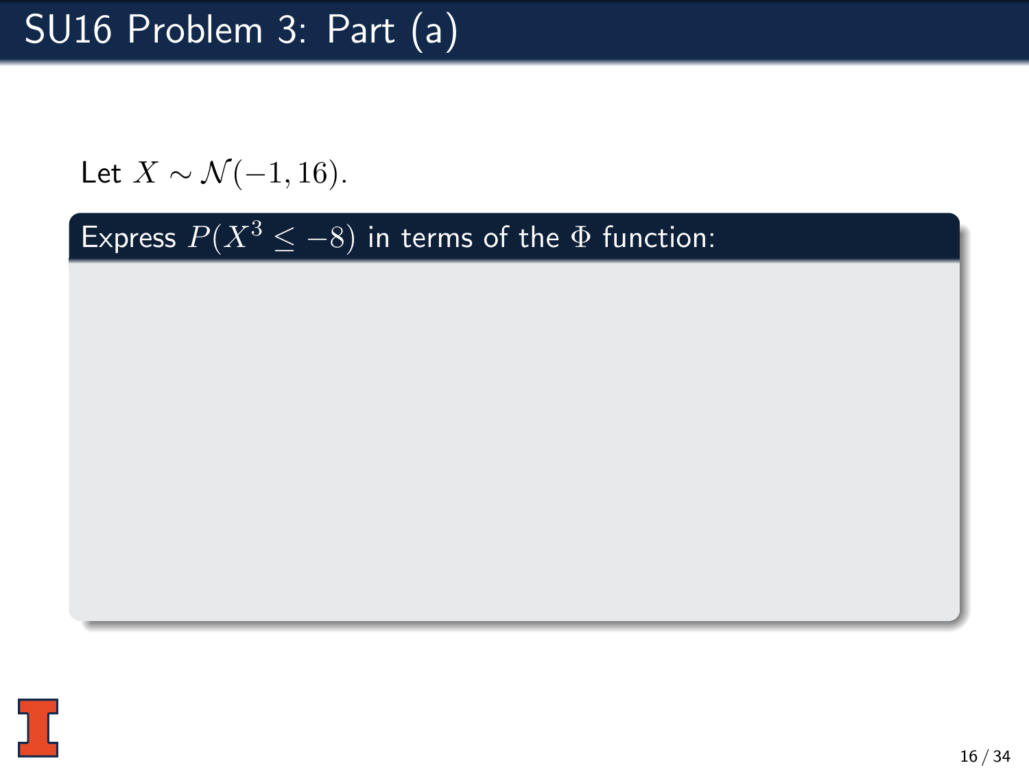# SU16 Problem 3: Part (a)

Let $X \sim \mathcal{N}(-1, 16)$.

**Express $P(X^3 \leq -8)$ in terms of the $\Phi$ function:**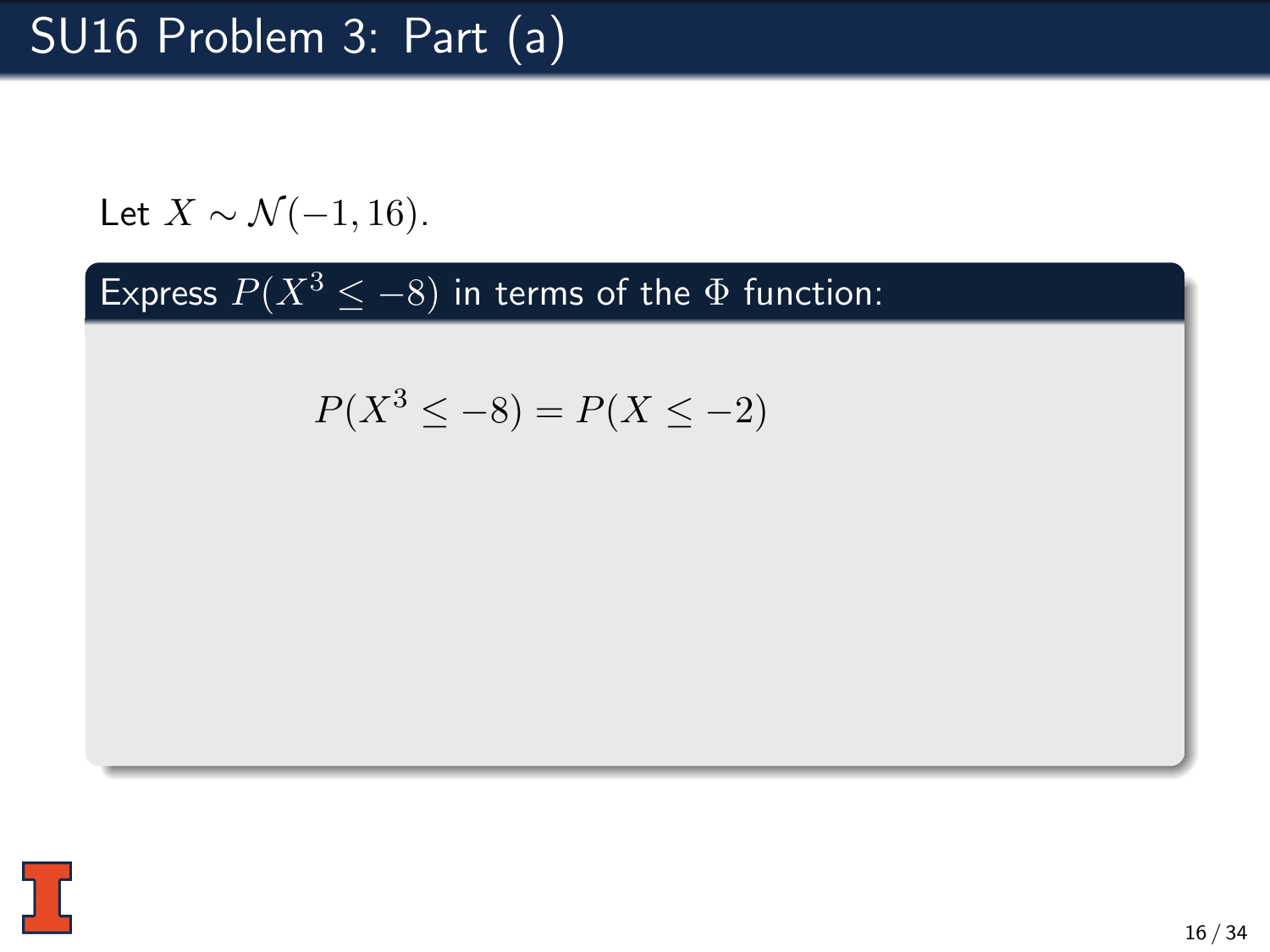# SU16 Problem 3: Part (a)

Let $X \sim \mathcal{N}(-1, 16)$.

**Express $P(X^3 \leq -8)$ in terms of the $\Phi$ function:**

$$P(X^3 \leq -8) = P(X \leq -2)$$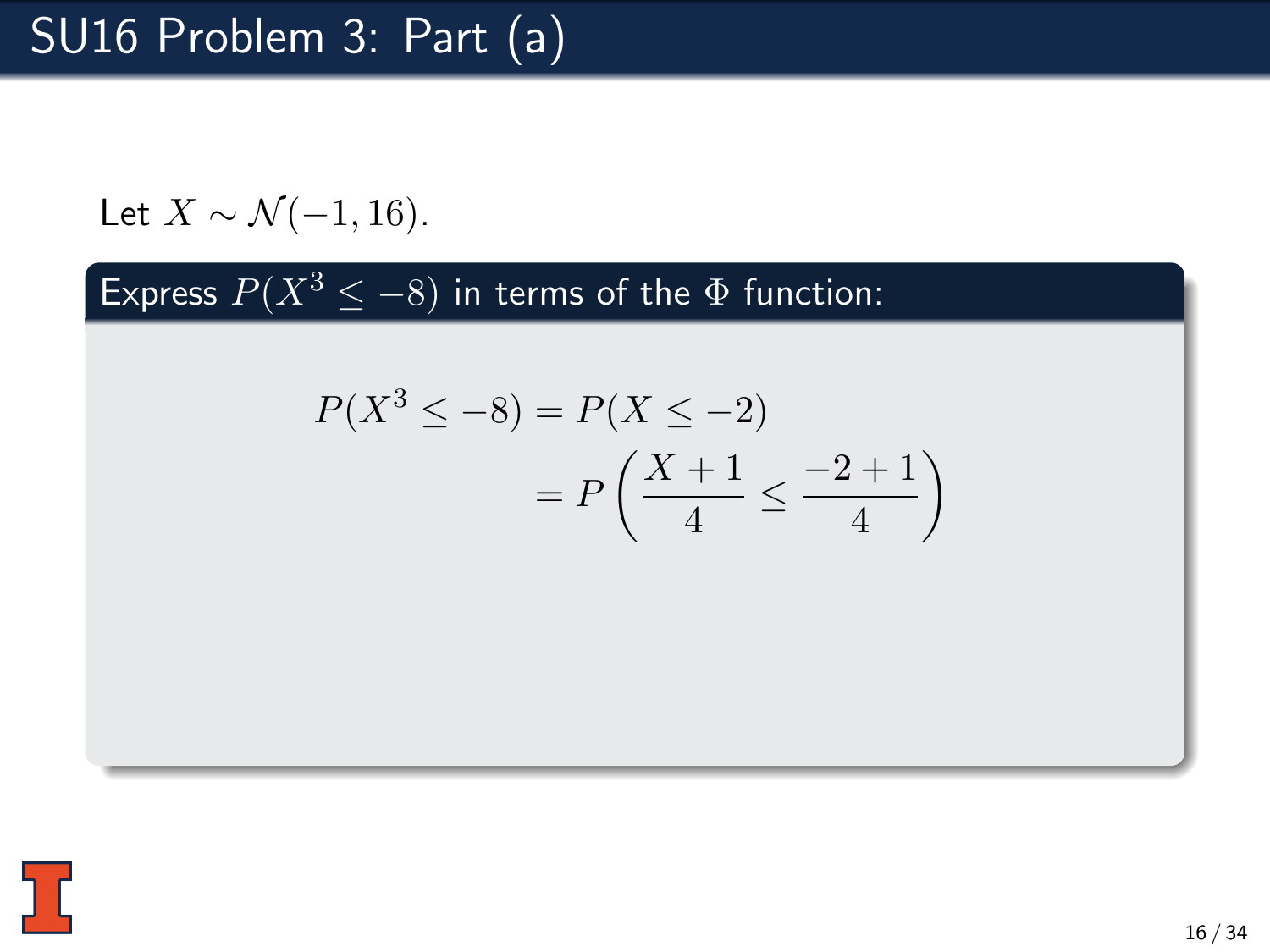# SU16 Problem 3: Part (a)

Let $X \sim \mathcal{N}(-1, 16)$.

**Express $P(X^3 \leq -8)$ in terms of the $\Phi$ function:**

$$
\begin{aligned}
P(X^3 \leq -8) &= P(X \leq -2) \\
&= P\left(\frac{X+1}{4} \leq \frac{-2+1}{4}\right)
\end{aligned}
$$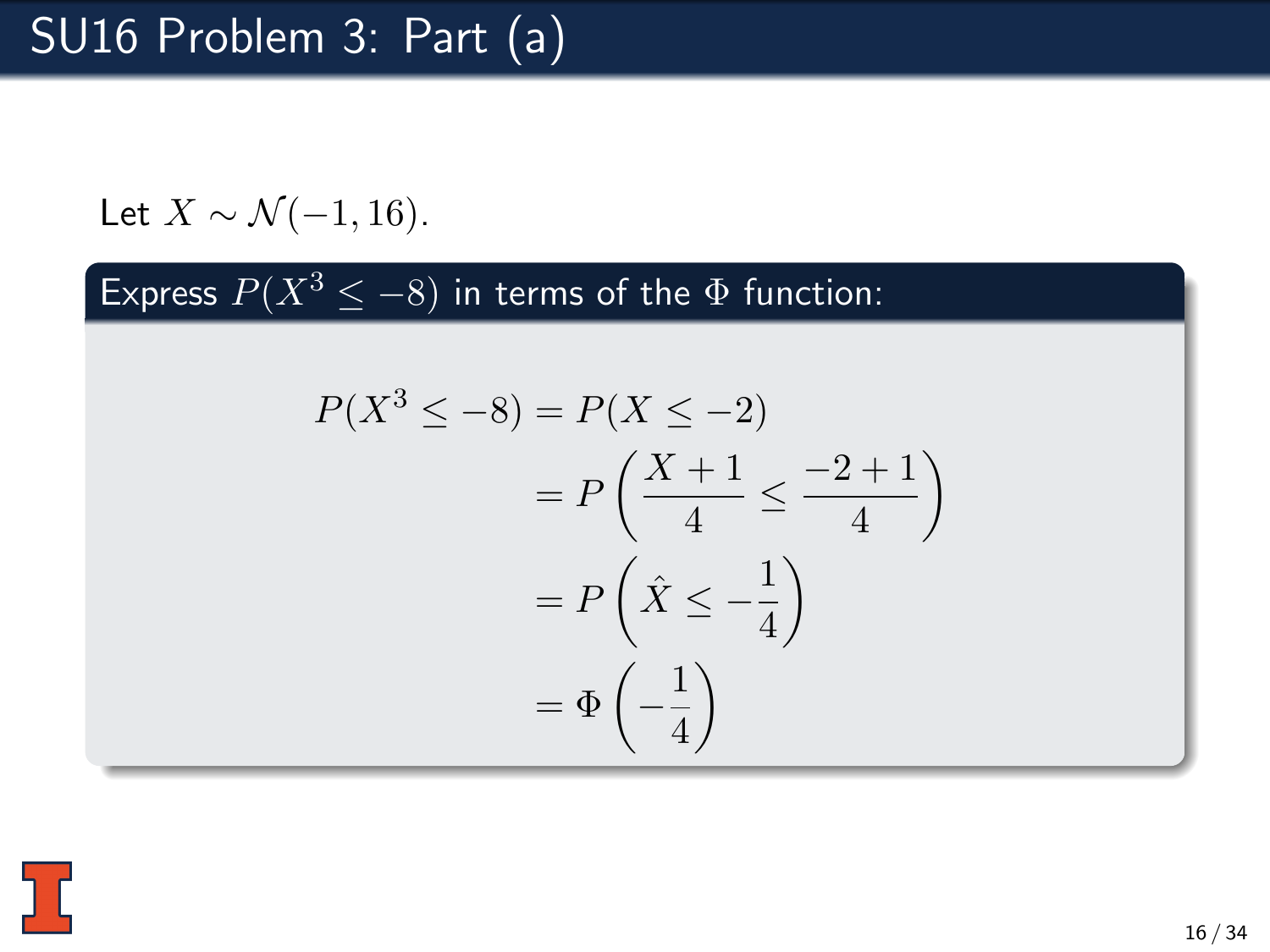# SU16 Problem 3: Part (a)

Let $X \sim \mathcal{N}(-1, 16)$.

**Express $P(X^3 \leq -8)$ in terms of the $\Phi$ function:**

$$
\begin{aligned}
P(X^3 \leq -8) &= P(X \leq -2) \\
&= P\left(\frac{X+1}{4} \leq \frac{-2+1}{4}\right) \\
&= P\left(\hat{X} \leq -\frac{1}{4}\right) \\
&= \Phi\left(-\frac{1}{4}\right)
\end{aligned}
$$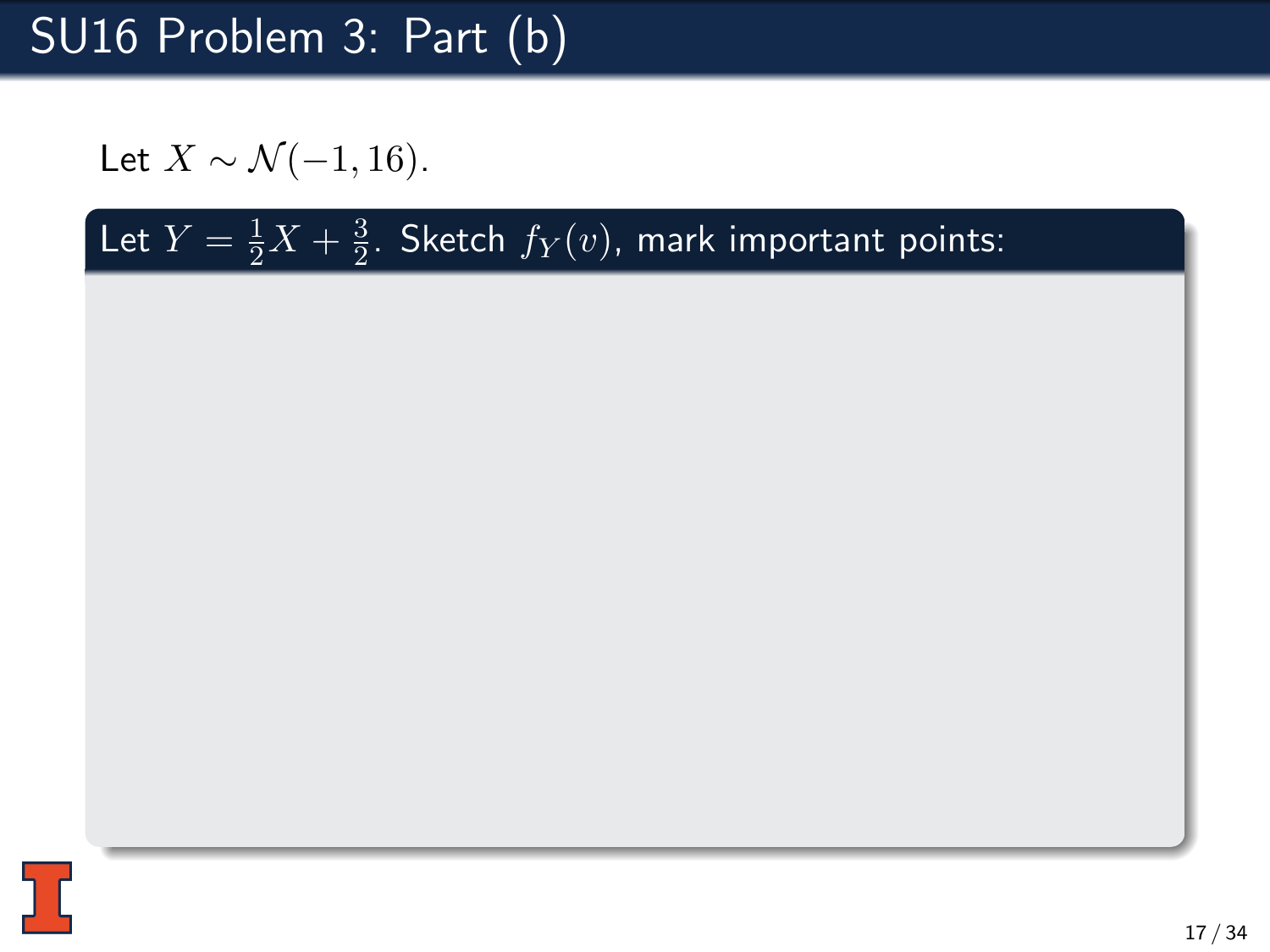# SU16 Problem 3: Part (b)

Let $X \sim \mathcal{N}(-1, 16)$.

**Let $Y = \frac{1}{2}X + \frac{3}{2}$. Sketch $f_Y(v)$, mark important points:**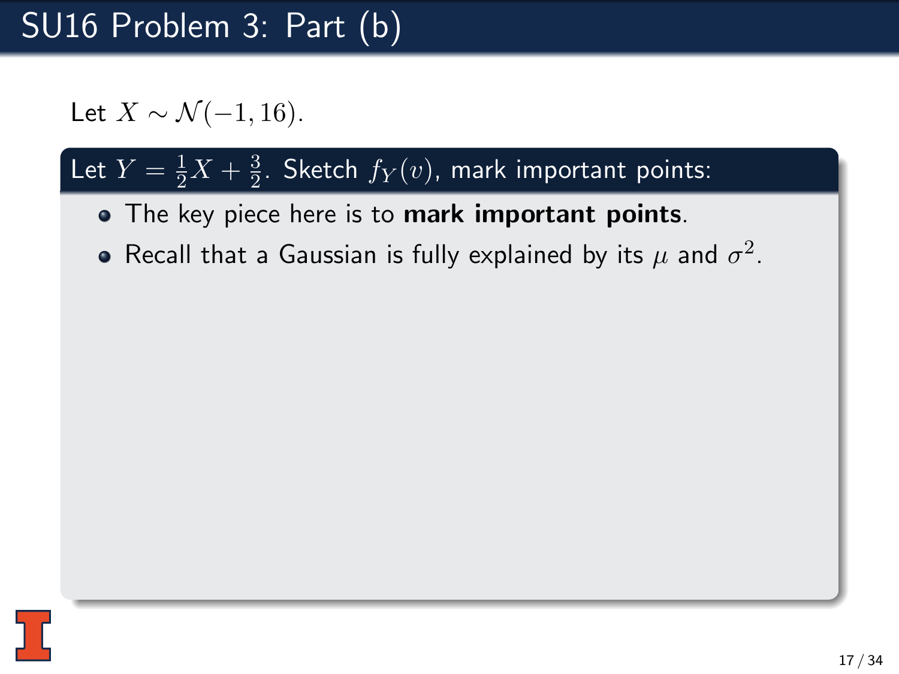# SU16 Problem 3: Part (b)

Let $X \sim \mathcal{N}(-1, 16)$.

**Let $Y = \frac{1}{2}X + \frac{3}{2}$. Sketch $f_Y(v)$, mark important points:**

- The key piece here is to **mark important points**.
- Recall that a Gaussian is fully explained by its $\mu$ and $\sigma^2$.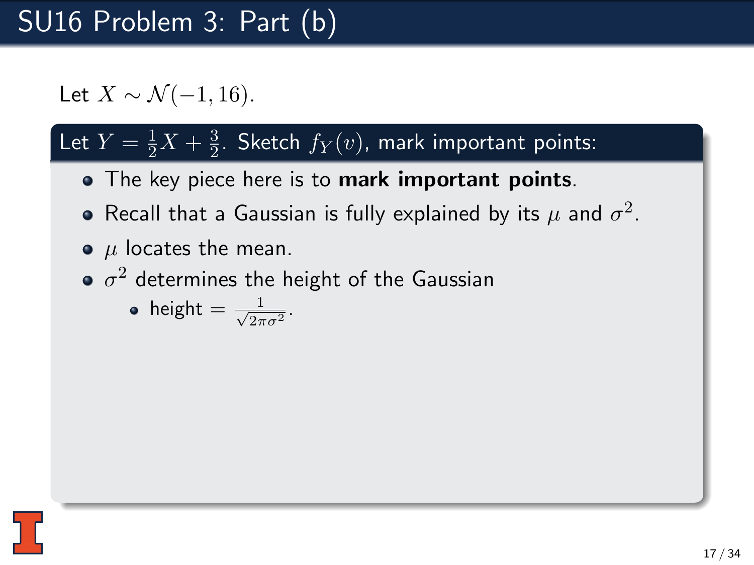# SU16 Problem 3: Part (b)

Let $X \sim \mathcal{N}(-1, 16)$.

**Let $Y = \frac{1}{2}X + \frac{3}{2}$. Sketch $f_Y(v)$, mark important points:**

- The key piece here is to **mark important points**.
- Recall that a Gaussian is fully explained by its $\mu$ and $\sigma^2$.
- $\mu$ locates the mean.
- $\sigma^2$ determines the height of the Gaussian
  - height $= \frac{1}{\sqrt{2\pi\sigma^2}}$.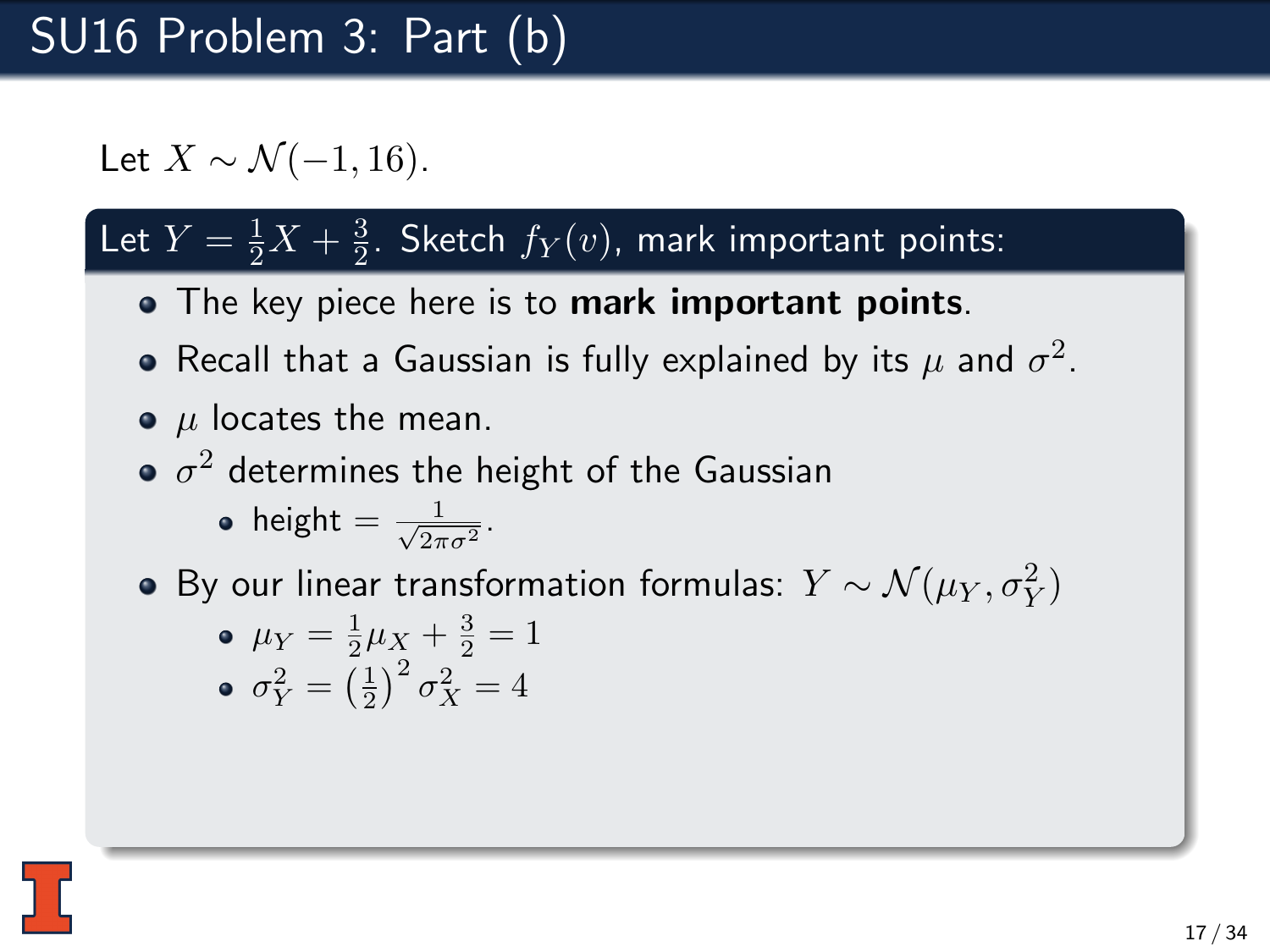# SU16 Problem 3: Part (b)

Let $X \sim \mathcal{N}(-1, 16)$.

**Let $Y = \frac{1}{2}X + \frac{3}{2}$. Sketch $f_Y(v)$, mark important points:**

- The key piece here is to **mark important points**.
- Recall that a Gaussian is fully explained by its $\mu$ and $\sigma^2$.
- $\mu$ locates the mean.
- $\sigma^2$ determines the height of the Gaussian
  - height $= \frac{1}{\sqrt{2\pi\sigma^2}}$.
- By our linear transformation formulas: $Y \sim \mathcal{N}(\mu_Y, \sigma_Y^2)$
  - $\mu_Y = \frac{1}{2}\mu_X + \frac{3}{2} = 1$
  - $\sigma_Y^2 = \left(\frac{1}{2}\right)^2 \sigma_X^2 = 4$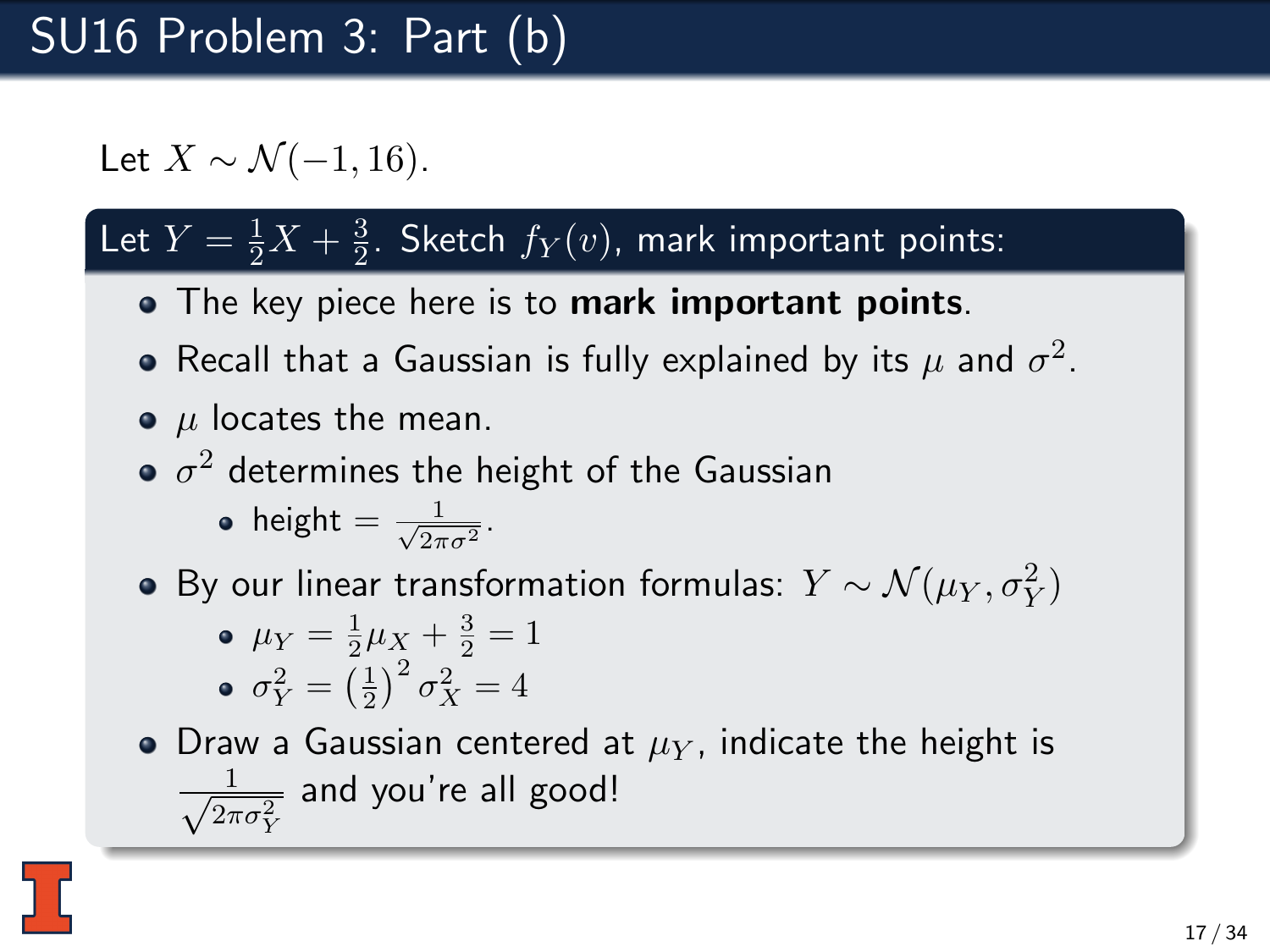# SU16 Problem 3: Part (b)

Let $X \sim \mathcal{N}(-1, 16)$.

## Let $Y = \frac{1}{2}X + \frac{3}{2}$. Sketch $f_Y(v)$, mark important points:

- The key piece here is to **mark important points**.
- Recall that a Gaussian is fully explained by its $\mu$ and $\sigma^2$.
- $\mu$ locates the mean.
- $\sigma^2$ determines the height of the Gaussian
  - height $= \frac{1}{\sqrt{2\pi\sigma^2}}$.
- By our linear transformation formulas: $Y \sim \mathcal{N}(\mu_Y, \sigma_Y^2)$
  - $\mu_Y = \frac{1}{2}\mu_X + \frac{3}{2} = 1$
  - $\sigma_Y^2 = \left(\frac{1}{2}\right)^2 \sigma_X^2 = 4$
- Draw a Gaussian centered at $\mu_Y$, indicate the height is $\frac{1}{\sqrt{2\pi\sigma_Y^2}}$ and you're all good!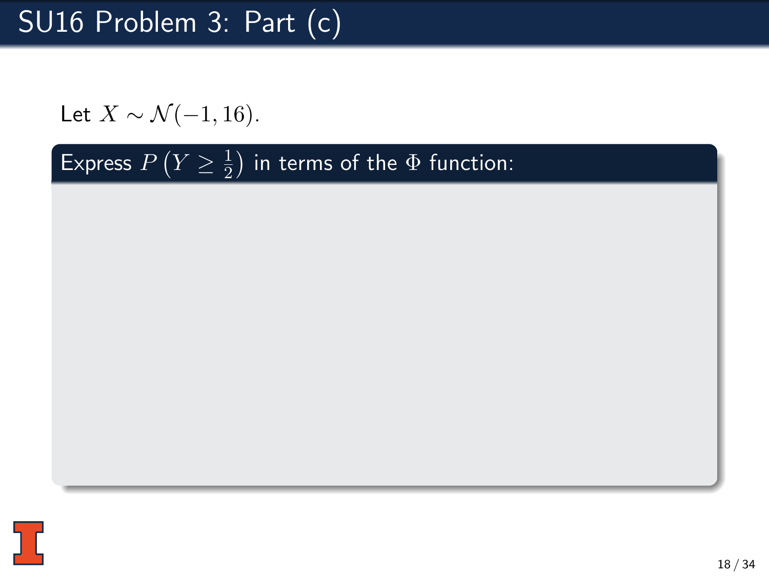# SU16 Problem 3: Part (c)

Let $X \sim \mathcal{N}(-1, 16)$.

**Express $P\left(Y \geq \frac{1}{2}\right)$ in terms of the $\Phi$ function:**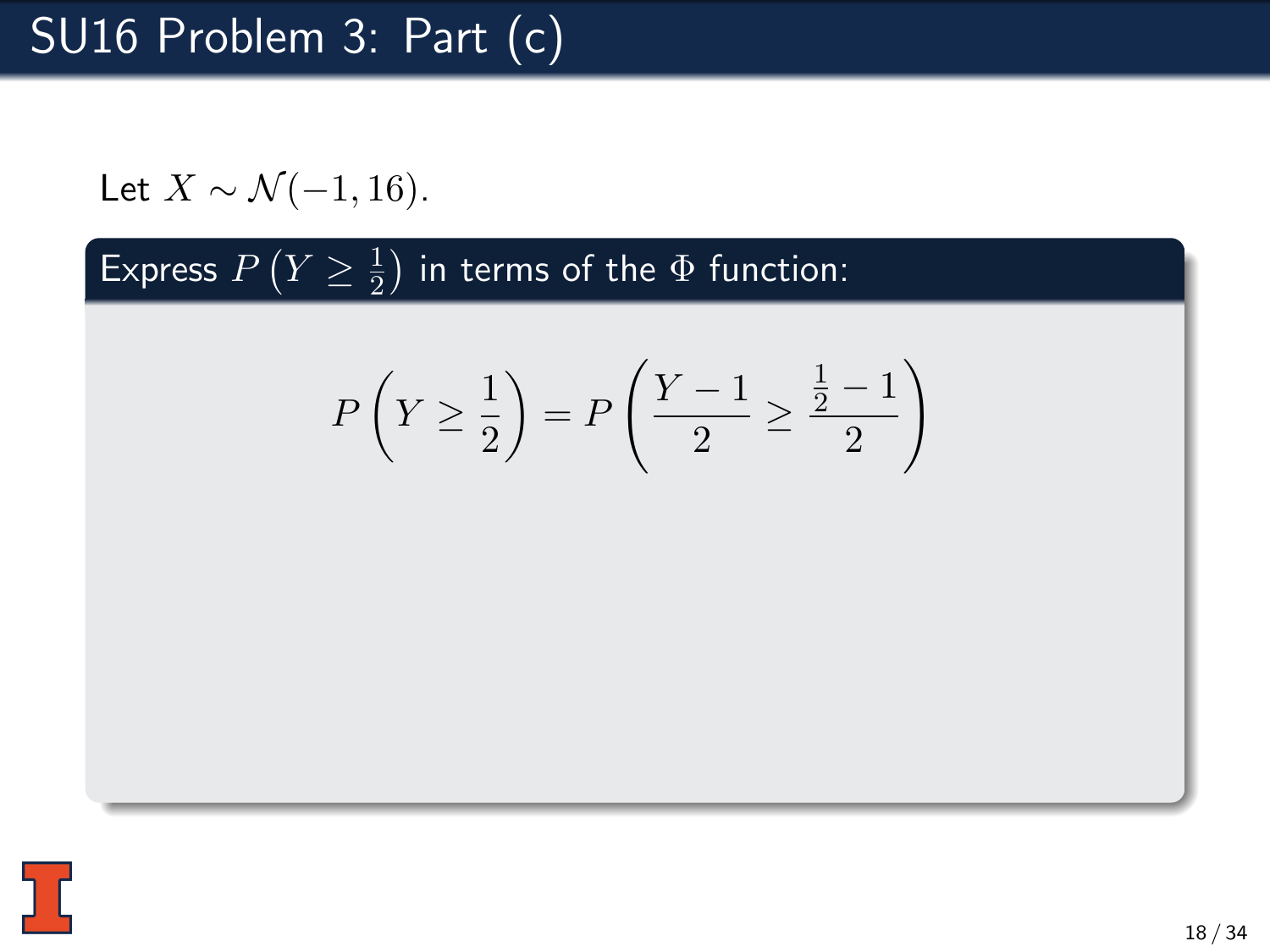# SU16 Problem 3: Part (c)

Let $X \sim \mathcal{N}(-1, 16)$.

**Express $P\left(Y \geq \frac{1}{2}\right)$ in terms of the $\Phi$ function:**

$$P\left(Y \geq \frac{1}{2}\right) = P\left(\frac{Y-1}{2} \geq \frac{\frac{1}{2}-1}{2}\right)$$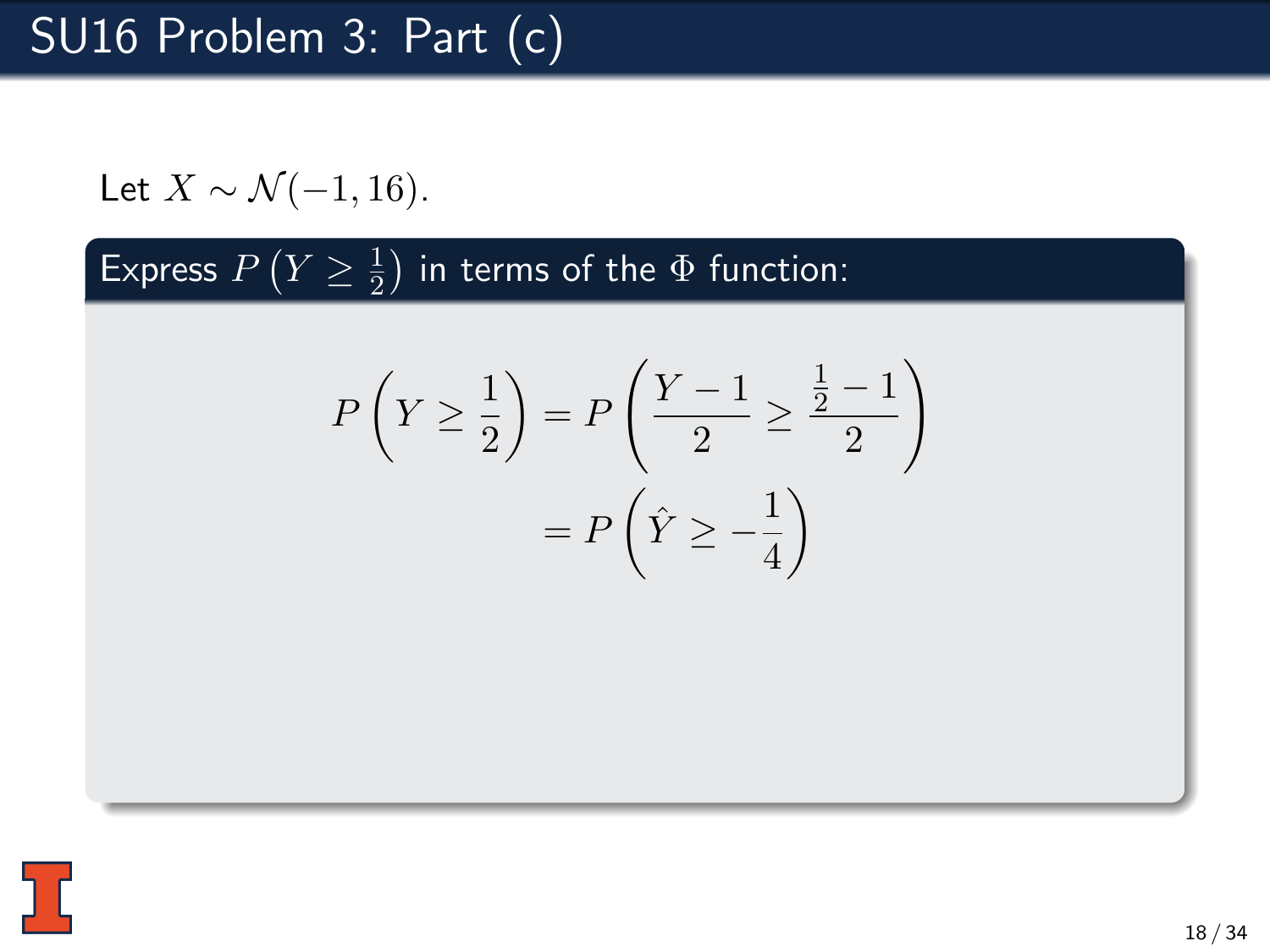# SU16 Problem 3: Part (c)

Let $X \sim \mathcal{N}(-1, 16)$.

**Express $P\left(Y \geq \frac{1}{2}\right)$ in terms of the $\Phi$ function:**

$$P\left(Y \geq \frac{1}{2}\right) = P\left(\frac{Y-1}{2} \geq \frac{\frac{1}{2}-1}{2}\right)$$

$$= P\left(\hat{Y} \geq -\frac{1}{4}\right)$$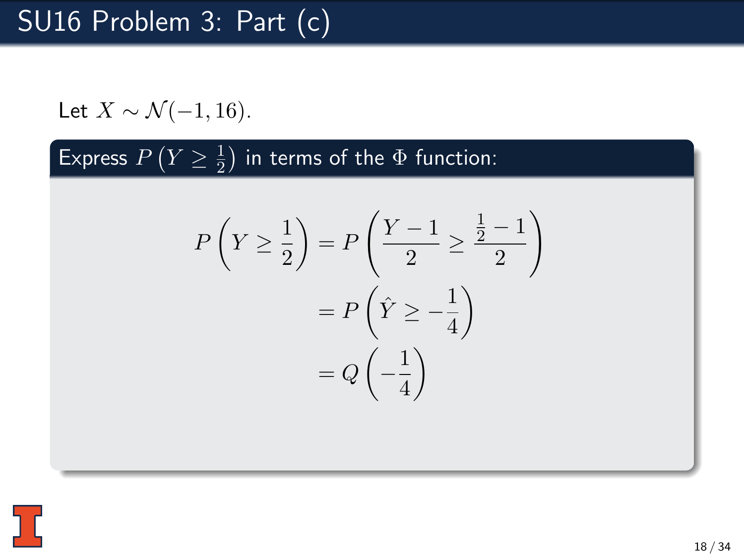# SU16 Problem 3: Part (c)

Let $X \sim \mathcal{N}(-1, 16)$.

**Express $P\left(Y \geq \frac{1}{2}\right)$ in terms of the $\Phi$ function:**

$$
\begin{aligned}
P\left(Y \geq \frac{1}{2}\right) &= P\left(\frac{Y-1}{2} \geq \frac{\frac{1}{2}-1}{2}\right) \\
&= P\left(\hat{Y} \geq -\frac{1}{4}\right) \\
&= Q\left(-\frac{1}{4}\right)
\end{aligned}
$$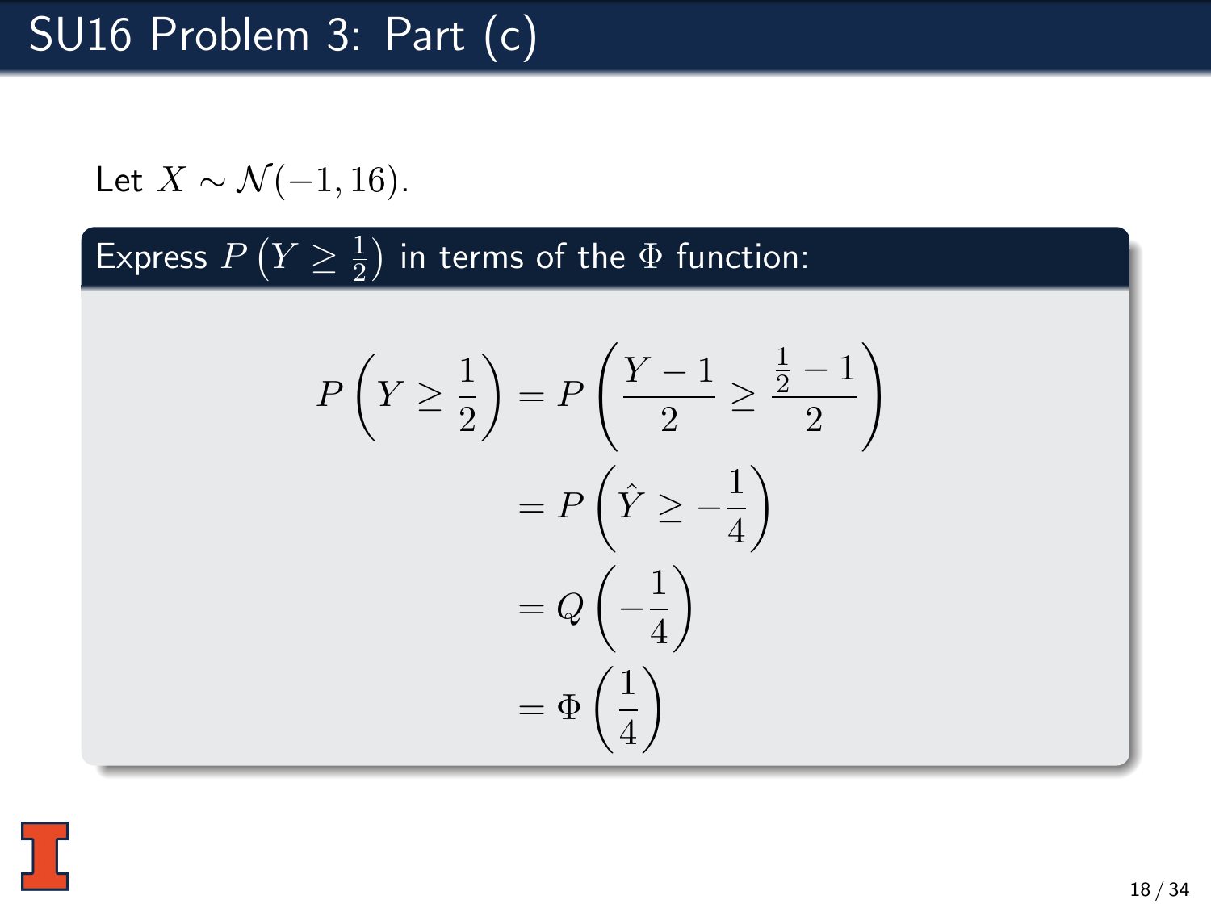# SU16 Problem 3: Part (c)

Let $X \sim \mathcal{N}(-1, 16)$.

**Express $P\left(Y \geq \frac{1}{2}\right)$ in terms of the $\Phi$ function:**

$$
\begin{aligned}
P\left(Y \geq \frac{1}{2}\right) &= P\left(\frac{Y-1}{2} \geq \frac{\frac{1}{2}-1}{2}\right) \\
&= P\left(\hat{Y} \geq -\frac{1}{4}\right) \\
&= Q\left(-\frac{1}{4}\right) \\
&= \Phi\left(\frac{1}{4}\right)
\end{aligned}
$$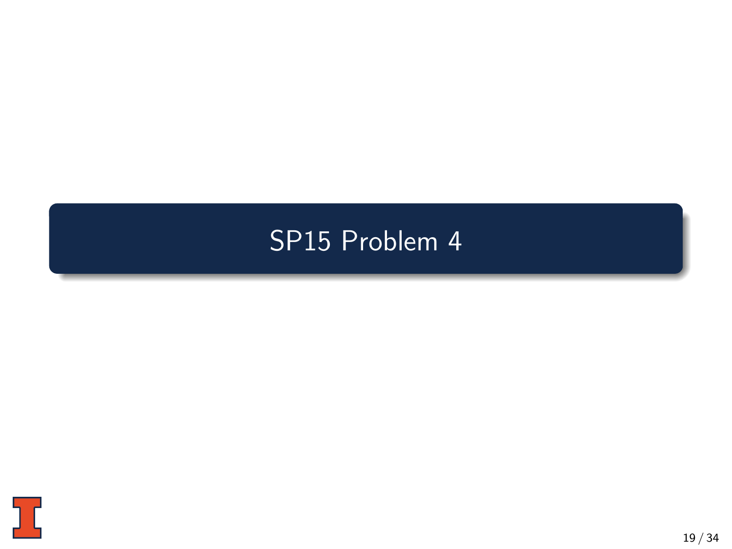# SP15 Problem 4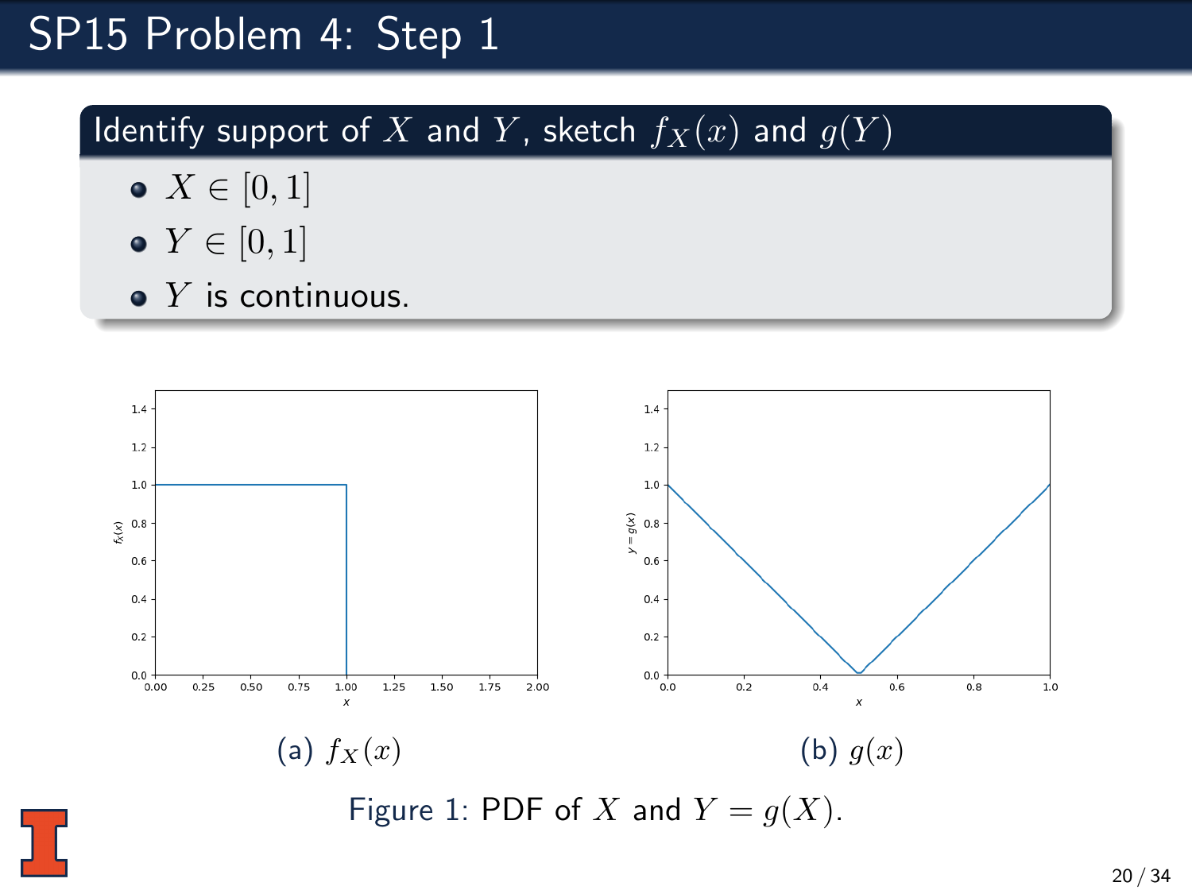# SP15 Problem 4: Step 1

## Identify support of $X$ and $Y$, sketch $f_X(x)$ and $g(Y)$

- $X \in [0, 1]$
- $Y \in [0, 1]$
- $Y$ is continuous.

(a) $f_X(x)$

(b) $g(x)$

Figure 1: PDF of $X$ and $Y = g(X)$.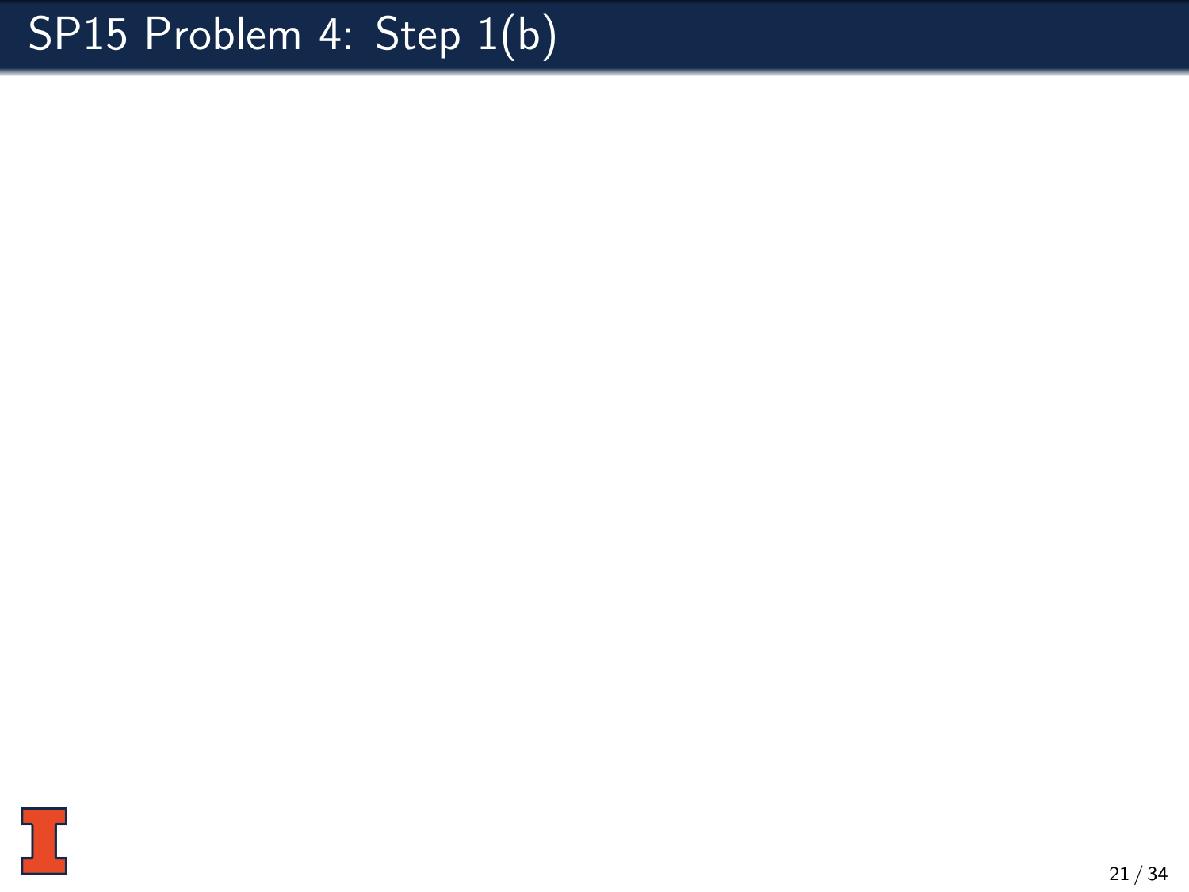# SP15 Problem 4: Step 1(b)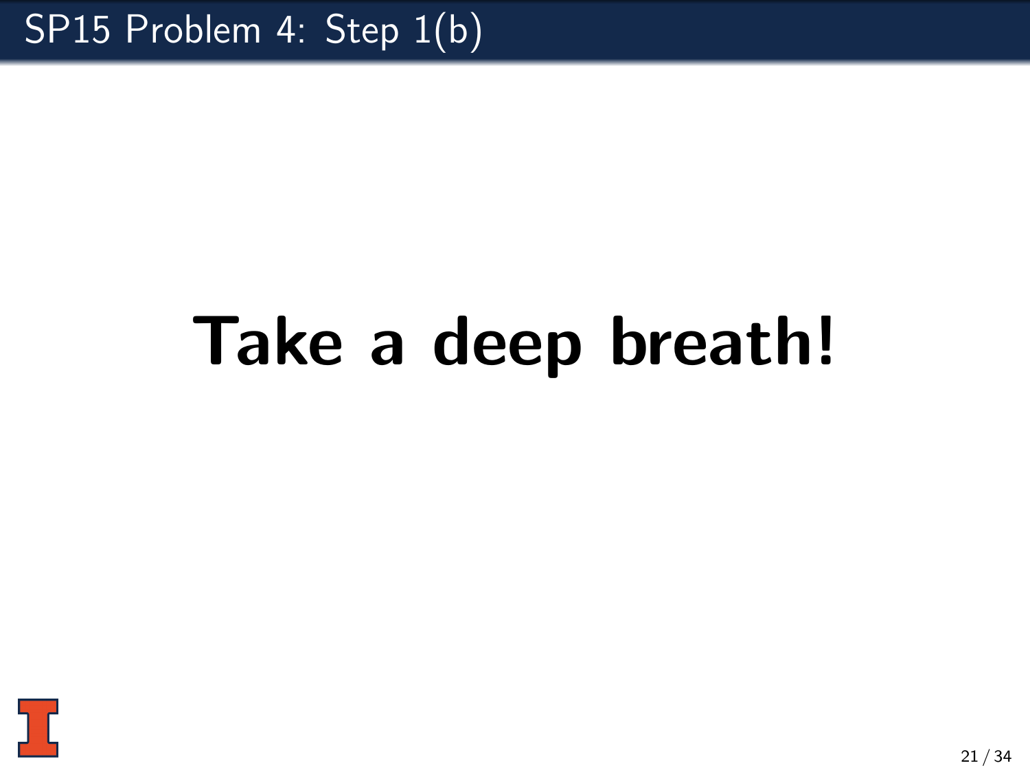# SP15 Problem 4: Step 1(b)

**Take a deep breath!**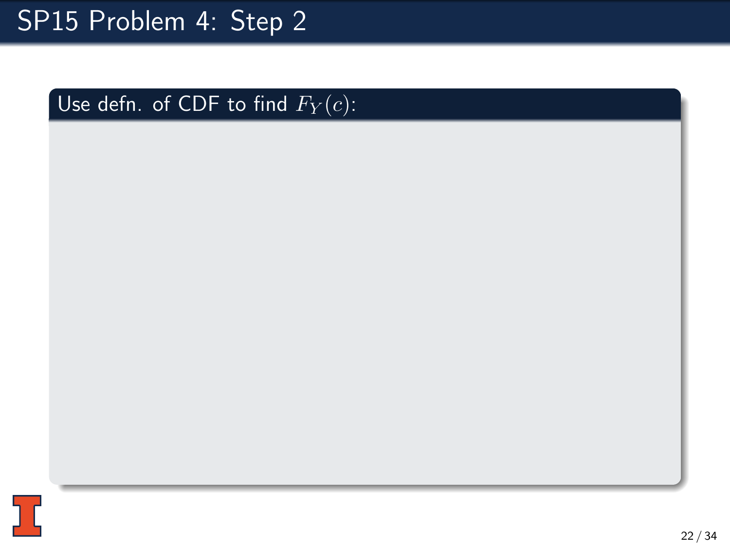# SP15 Problem 4: Step 2

**Use defn. of CDF to find $F_Y(c)$:**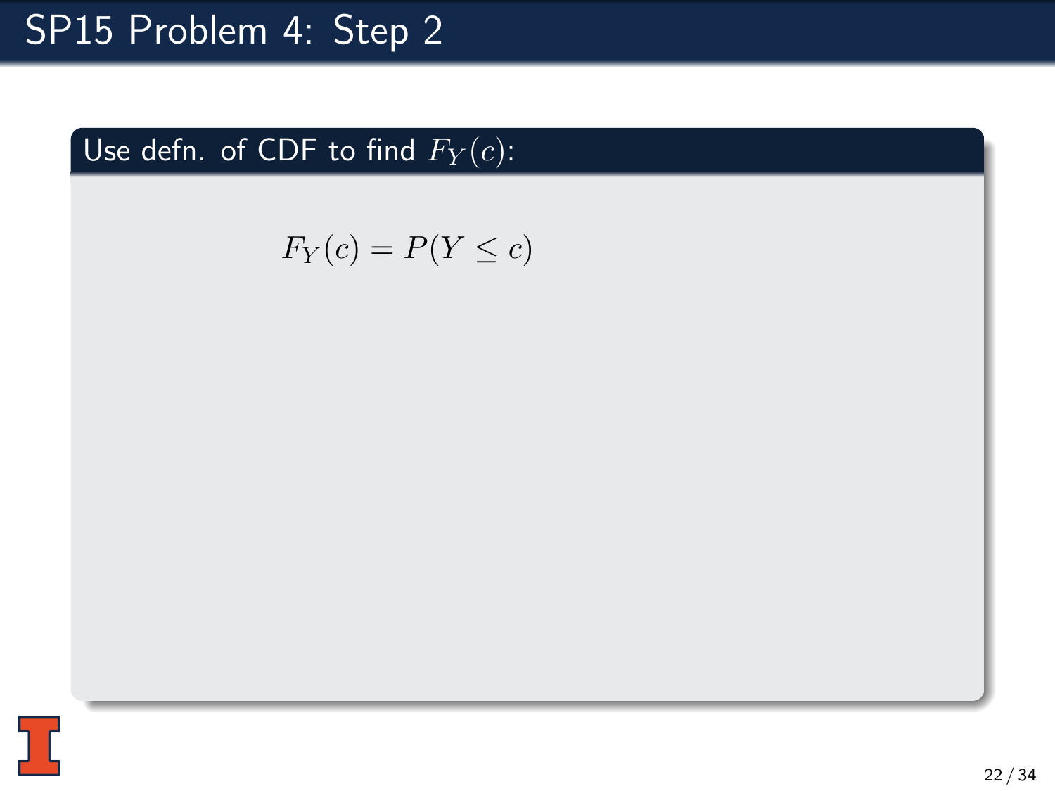# SP15 Problem 4: Step 2

**Use defn. of CDF to find $F_Y(c)$:**

$$F_Y(c) = P(Y \leq c)$$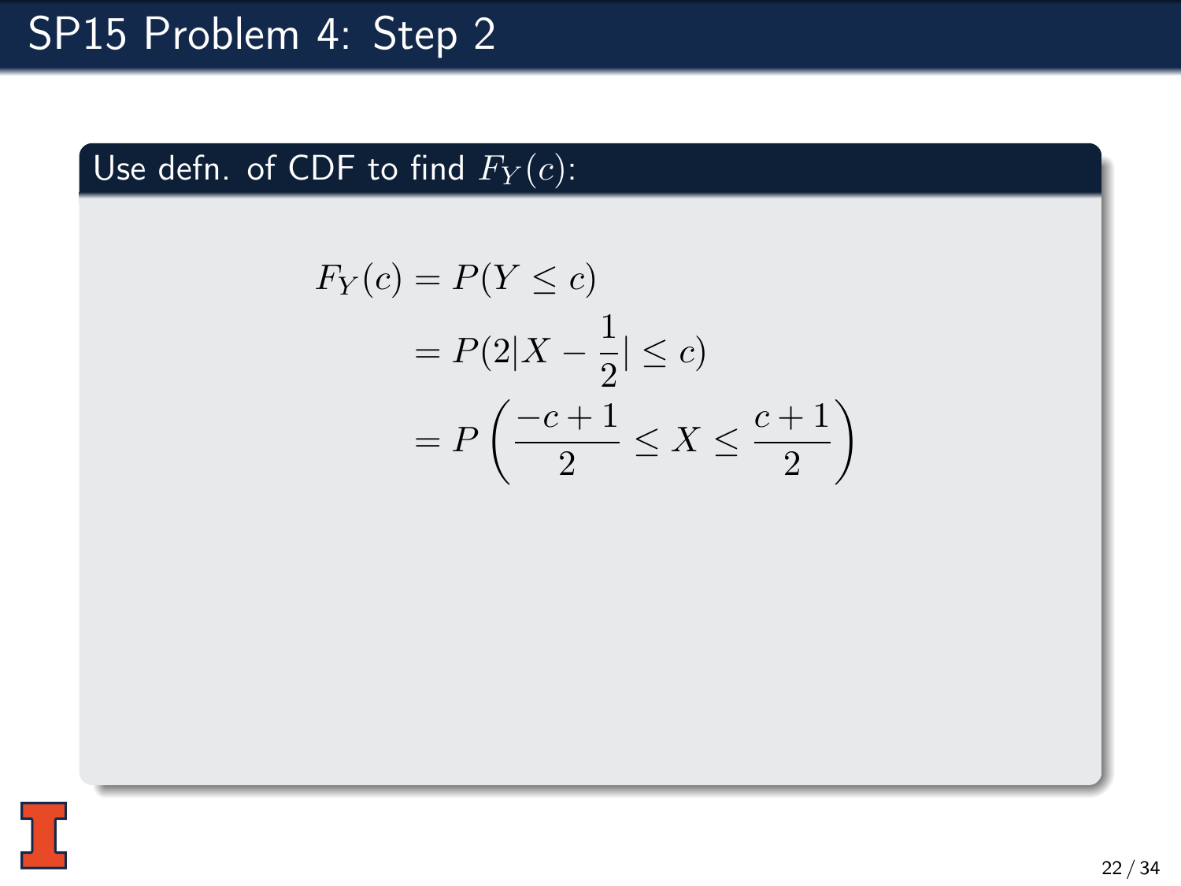# SP15 Problem 4: Step 2

**Use defn. of CDF to find $F_Y(c)$:**

$$
\begin{aligned}
F_Y(c) &= P(Y \leq c) \\
&= P(2|X - \frac{1}{2}| \leq c) \\
&= P\left(\frac{-c+1}{2} \leq X \leq \frac{c+1}{2}\right)
\end{aligned}
$$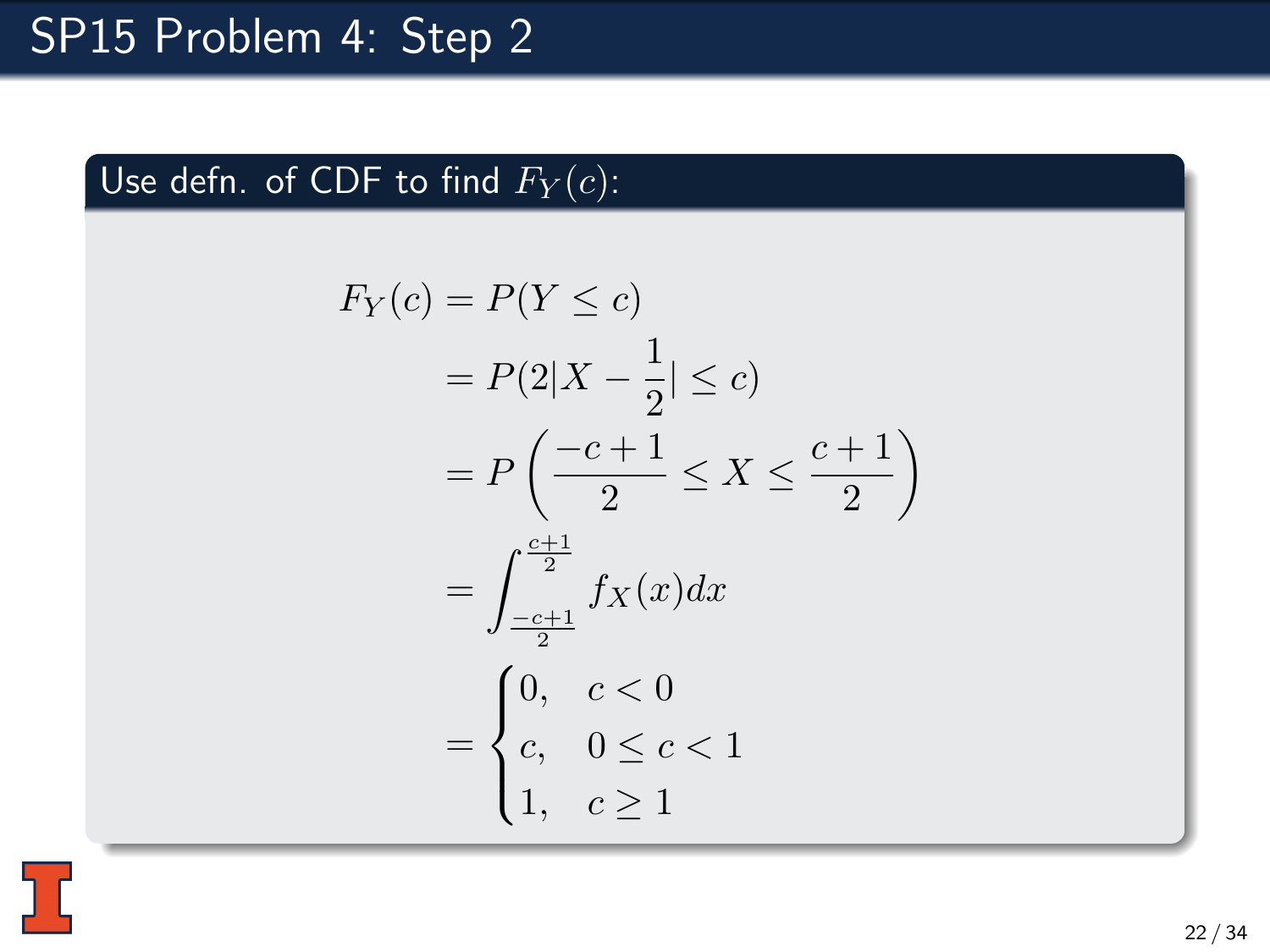# SP15 Problem 4: Step 2

**Use defn. of CDF to find $F_Y(c)$:**

$$
\begin{aligned}
F_Y(c) &= P(Y \leq c) \\
&= P(2|X - \frac{1}{2}| \leq c) \\
&= P\left(\frac{-c+1}{2} \leq X \leq \frac{c+1}{2}\right) \\
&= \int_{\frac{-c+1}{2}}^{\frac{c+1}{2}} f_X(x)dx \\
&= \begin{cases} 0, & c < 0 \\ c, & 0 \leq c < 1 \\ 1, & c \geq 1 \end{cases}
\end{aligned}
$$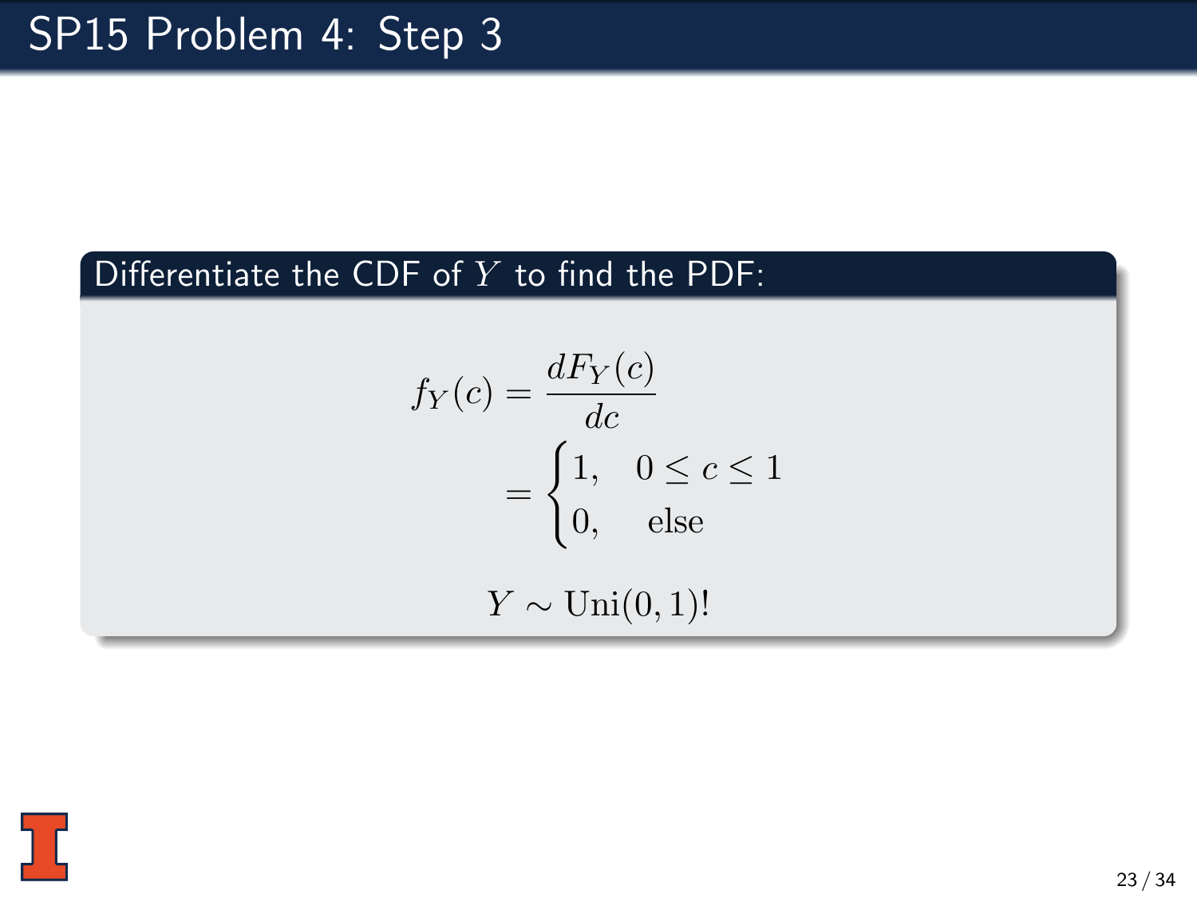# SP15 Problem 4: Step 3

**Differentiate the CDF of $Y$ to find the PDF:**

$$
\begin{aligned}
f_Y(c) &= \frac{dF_Y(c)}{dc} \\
&= \begin{cases} 1, & 0 \leq c \leq 1 \\ 0, & \text{else} \end{cases}
\end{aligned}
$$

$$Y \sim \text{Uni}(0,1)!$$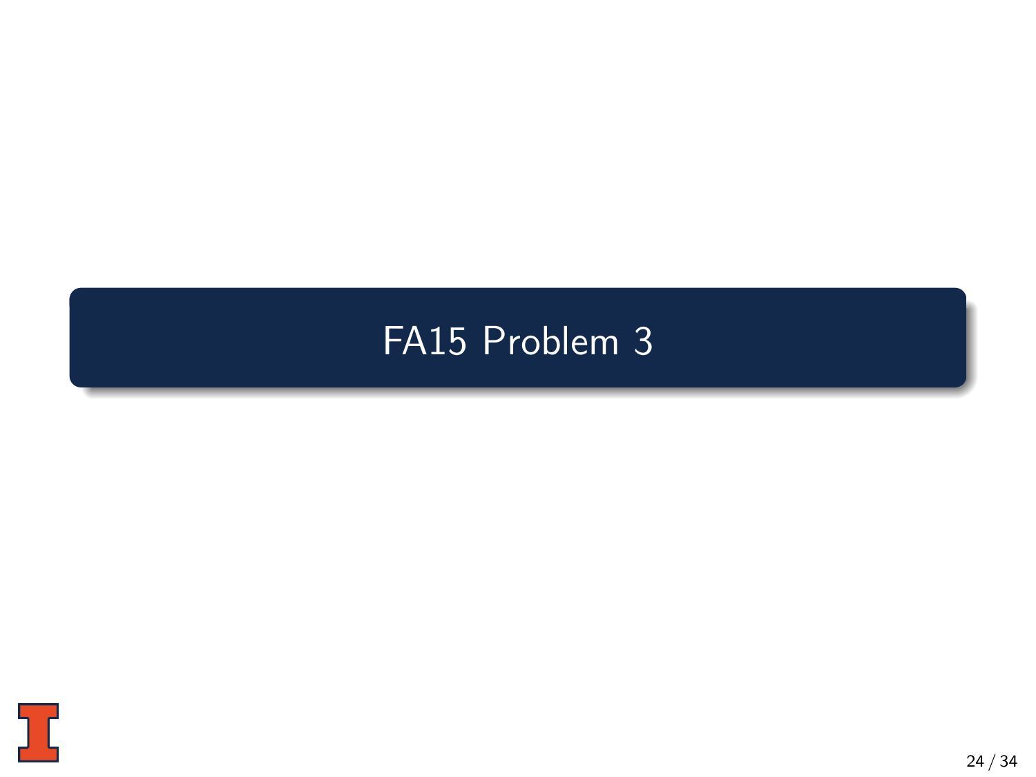# FA15 Problem 3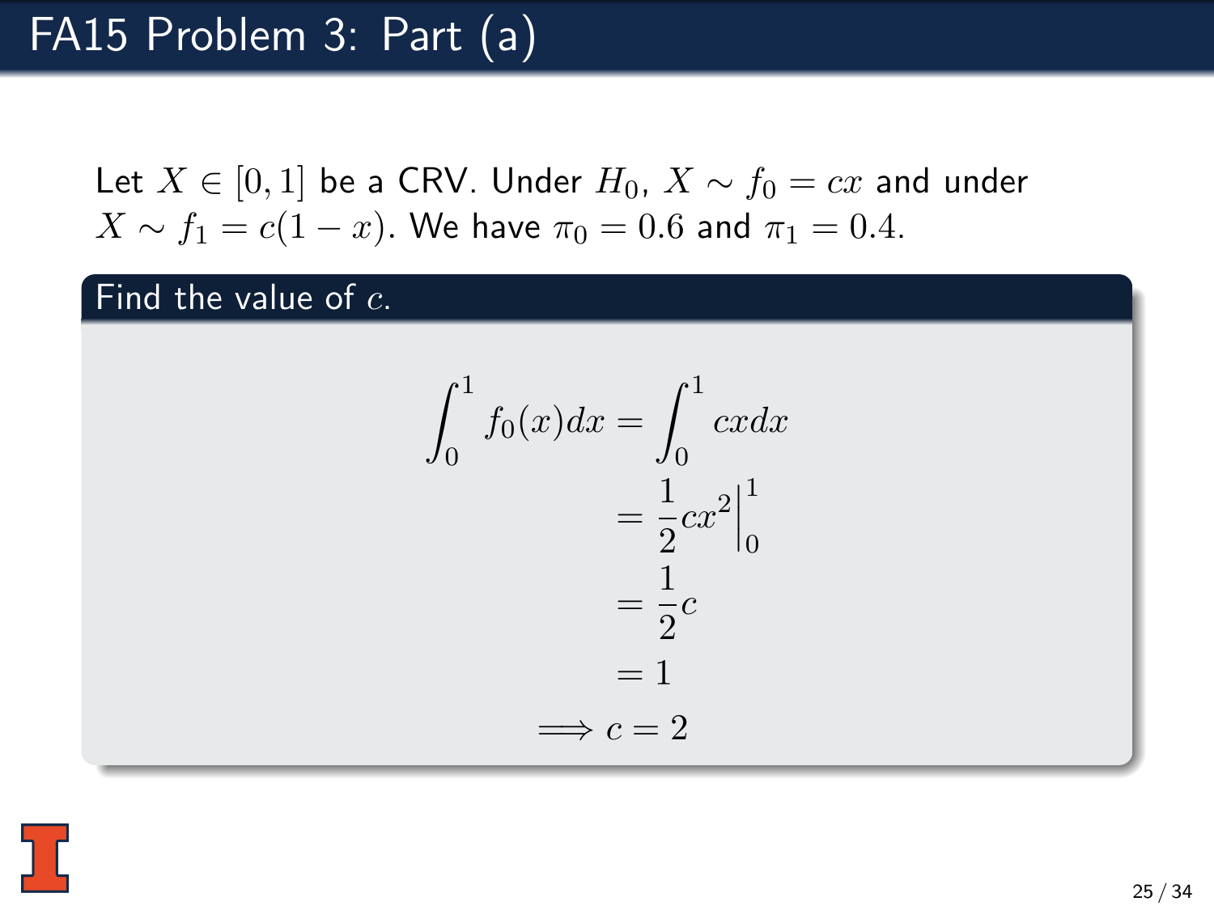# FA15 Problem 3: Part (a)

Let $X \in [0, 1]$ be a CRV. Under $H_0$, $X \sim f_0 = cx$ and under $X \sim f_1 = c(1-x)$. We have $\pi_0 = 0.6$ and $\pi_1 = 0.4$.

## Find the value of $c$.

$$
\begin{aligned}
\int_0^1 f_0(x)dx &= \int_0^1 cx dx \\
&= \frac{1}{2}cx^2 \Big|_0^1 \\
&= \frac{1}{2}c \\
&= 1 \\
\implies c &= 2
\end{aligned}
$$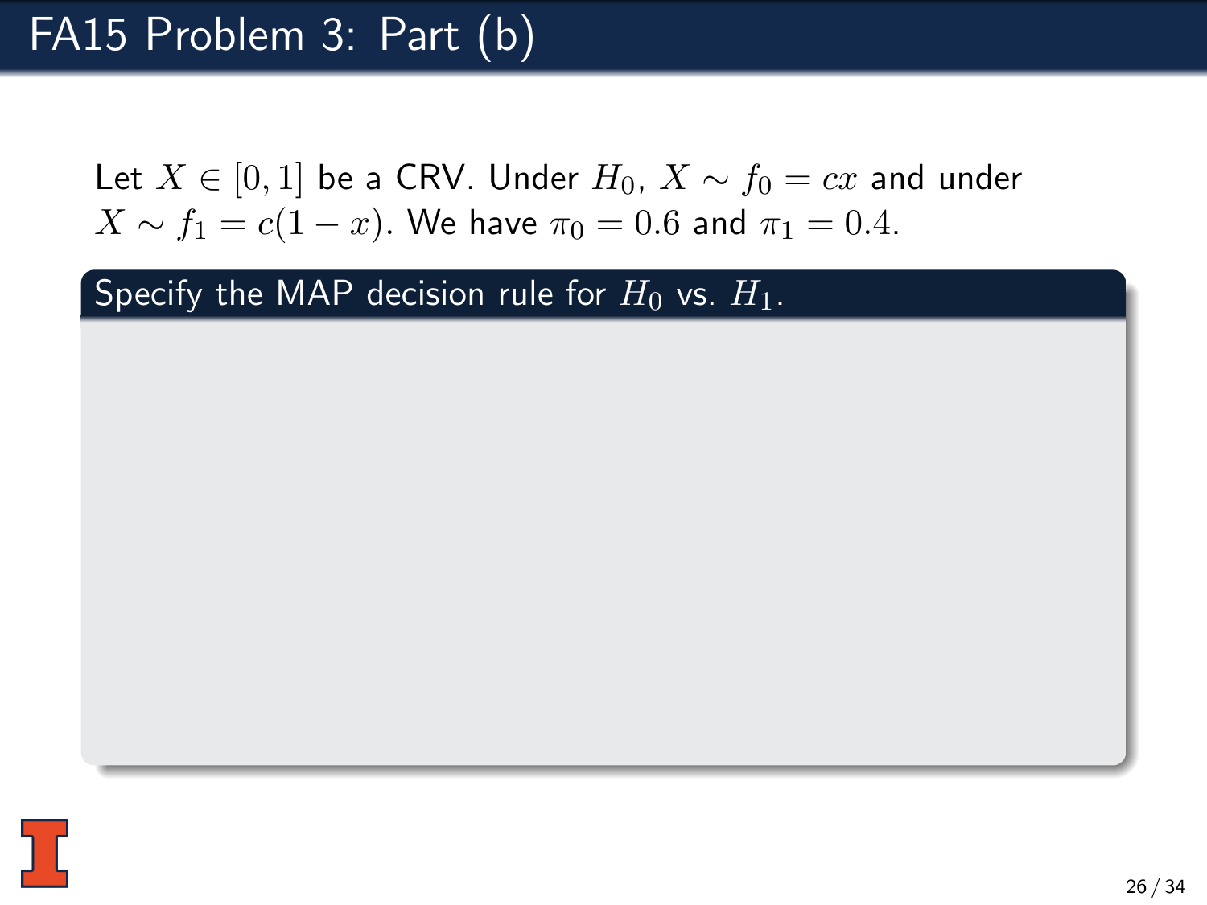# FA15 Problem 3: Part (b)

Let $X \in [0, 1]$ be a CRV. Under $H_0$, $X \sim f_0 = cx$ and under $X \sim f_1 = c(1 - x)$. We have $\pi_0 = 0.6$ and $\pi_1 = 0.4$.

**Specify the MAP decision rule for $H_0$ vs. $H_1$.**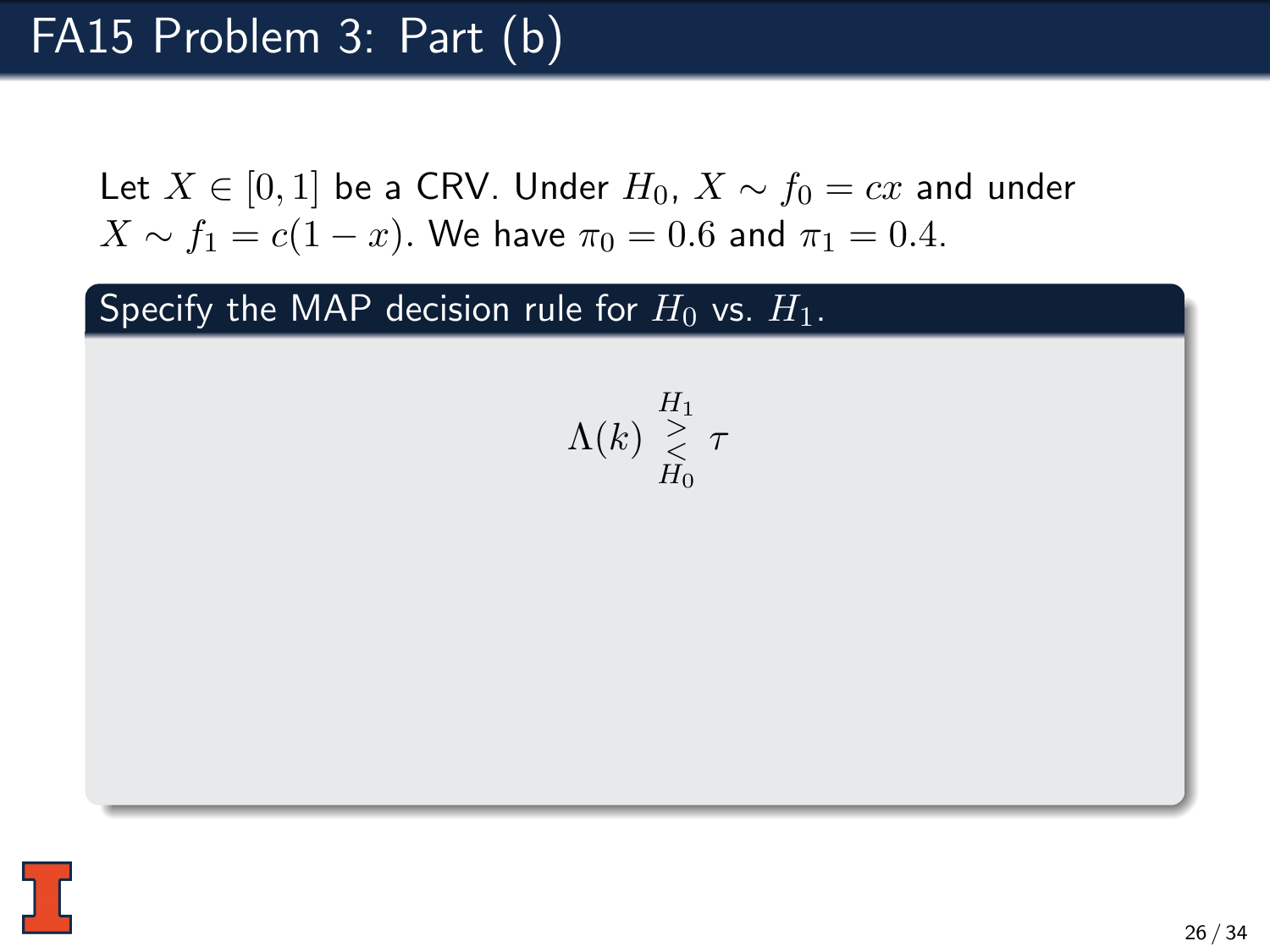# FA15 Problem 3: Part (b)

Let $X \in [0,1]$ be a CRV. Under $H_0$, $X \sim f_0 = cx$ and under $X \sim f_1 = c(1-x)$. We have $\pi_0 = 0.6$ and $\pi_1 = 0.4$.

**Specify the MAP decision rule for $H_0$ vs. $H_1$.**

$$\Lambda(k) \underset{H_0}{\overset{H_1}{\gtrless}} \tau$$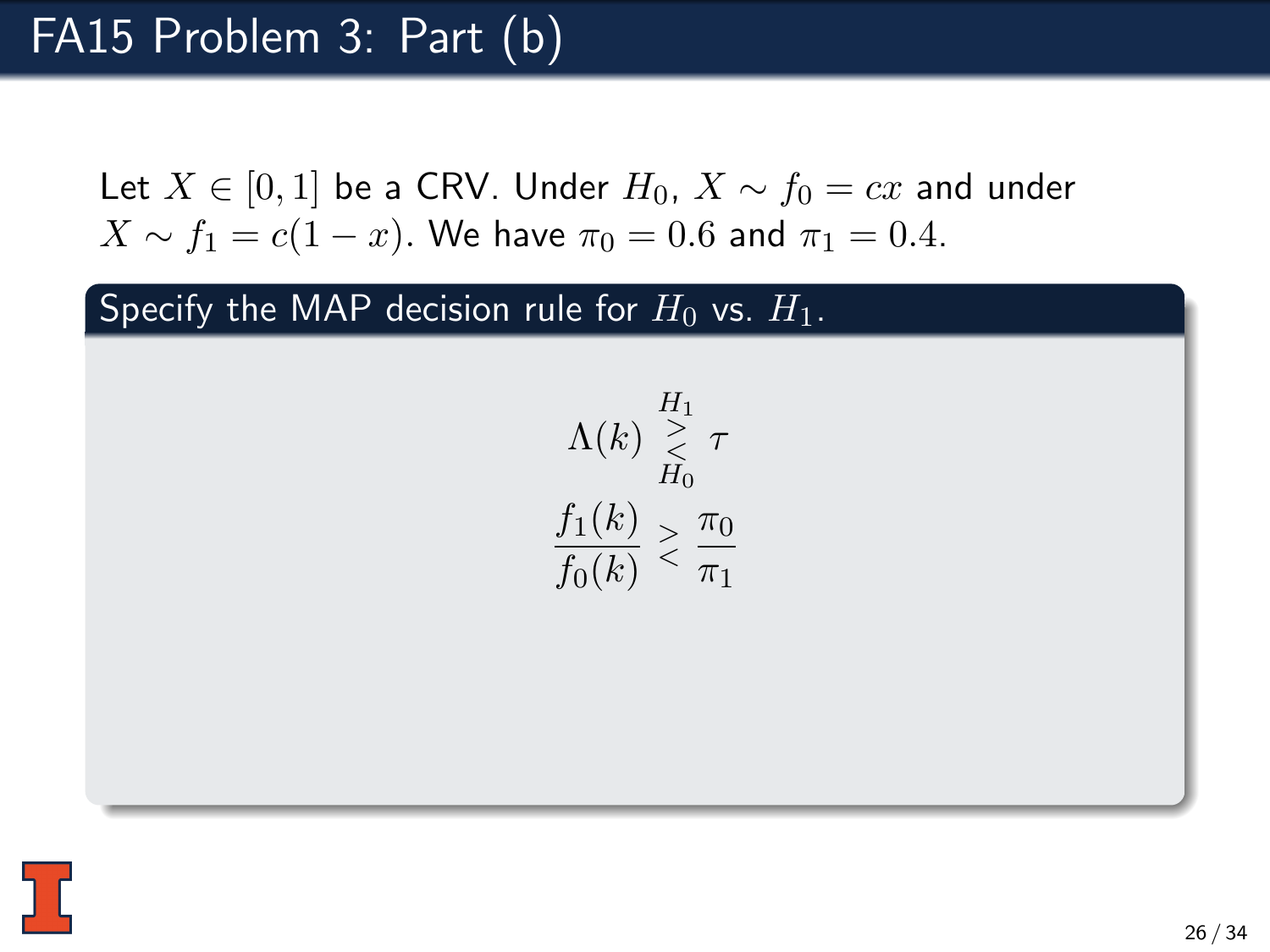# FA15 Problem 3: Part (b)

Let $X \in [0,1]$ be a CRV. Under $H_0$, $X \sim f_0 = cx$ and under $X \sim f_1 = c(1-x)$. We have $\pi_0 = 0.6$ and $\pi_1 = 0.4$.

## Specify the MAP decision rule for $H_0$ vs. $H_1$.

$$\Lambda(k) \underset{H_0}{\overset{H_1}{\gtrless}} \tau$$

$$\frac{f_1(k)}{f_0(k)} \gtrless \frac{\pi_0}{\pi_1}$$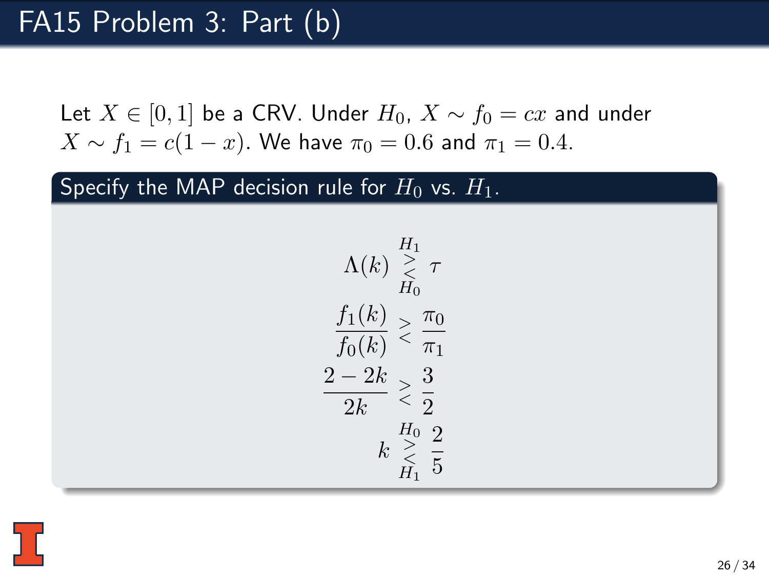# FA15 Problem 3: Part (b)

Let $X \in [0, 1]$ be a CRV. Under $H_0$, $X \sim f_0 = cx$ and under $X \sim f_1 = c(1-x)$. We have $\pi_0 = 0.6$ and $\pi_1 = 0.4$.

**Specify the MAP decision rule for $H_0$ vs. $H_1$.**

$$\Lambda(k) \underset{H_0}{\overset{H_1}{\gtrless}} \tau$$

$$\frac{f_1(k)}{f_0(k)} \gtrless \frac{\pi_0}{\pi_1}$$

$$\frac{2-2k}{2k} \gtrless \frac{3}{2}$$

$$k \underset{H_1}{\overset{H_0}{\gtrless}} \frac{2}{5}$$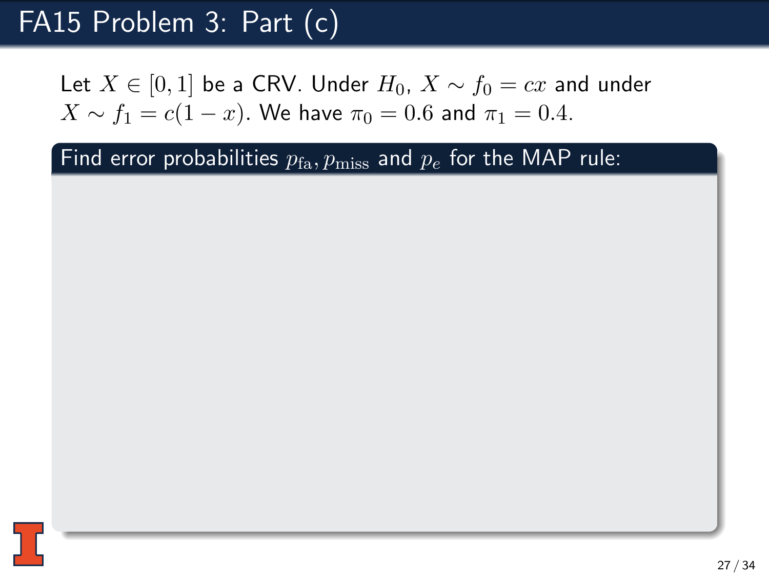# FA15 Problem 3: Part (c)

Let $X \in [0,1]$ be a CRV. Under $H_0$, $X \sim f_0 = cx$ and under $X \sim f_1 = c(1-x)$. We have $\pi_0 = 0.6$ and $\pi_1 = 0.4$.

**Find error probabilities $p_{\text{fa}}, p_{\text{miss}}$ and $p_e$ for the MAP rule:**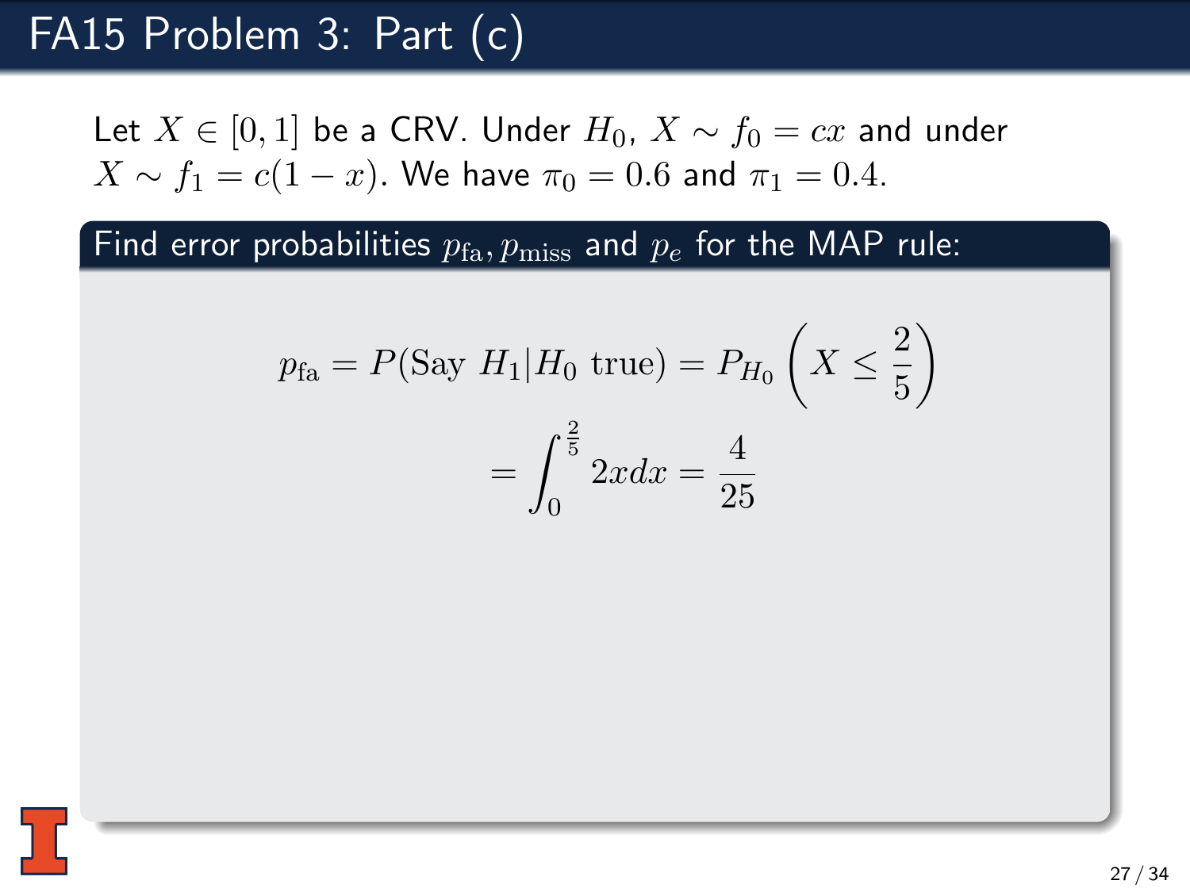# FA15 Problem 3: Part (c)

Let $X \in [0, 1]$ be a CRV. Under $H_0$, $X \sim f_0 = cx$ and under $X \sim f_1 = c(1-x)$. We have $\pi_0 = 0.6$ and $\pi_1 = 0.4$.

**Find error probabilities $p_{\text{fa}}, p_{\text{miss}}$ and $p_e$ for the MAP rule:**

$$p_{\text{fa}} = P(\text{Say } H_1 | H_0 \text{ true}) = P_{H_0}\left(X \leq \frac{2}{5}\right)$$

$$= \int_0^{\frac{2}{5}} 2x dx = \frac{4}{25}$$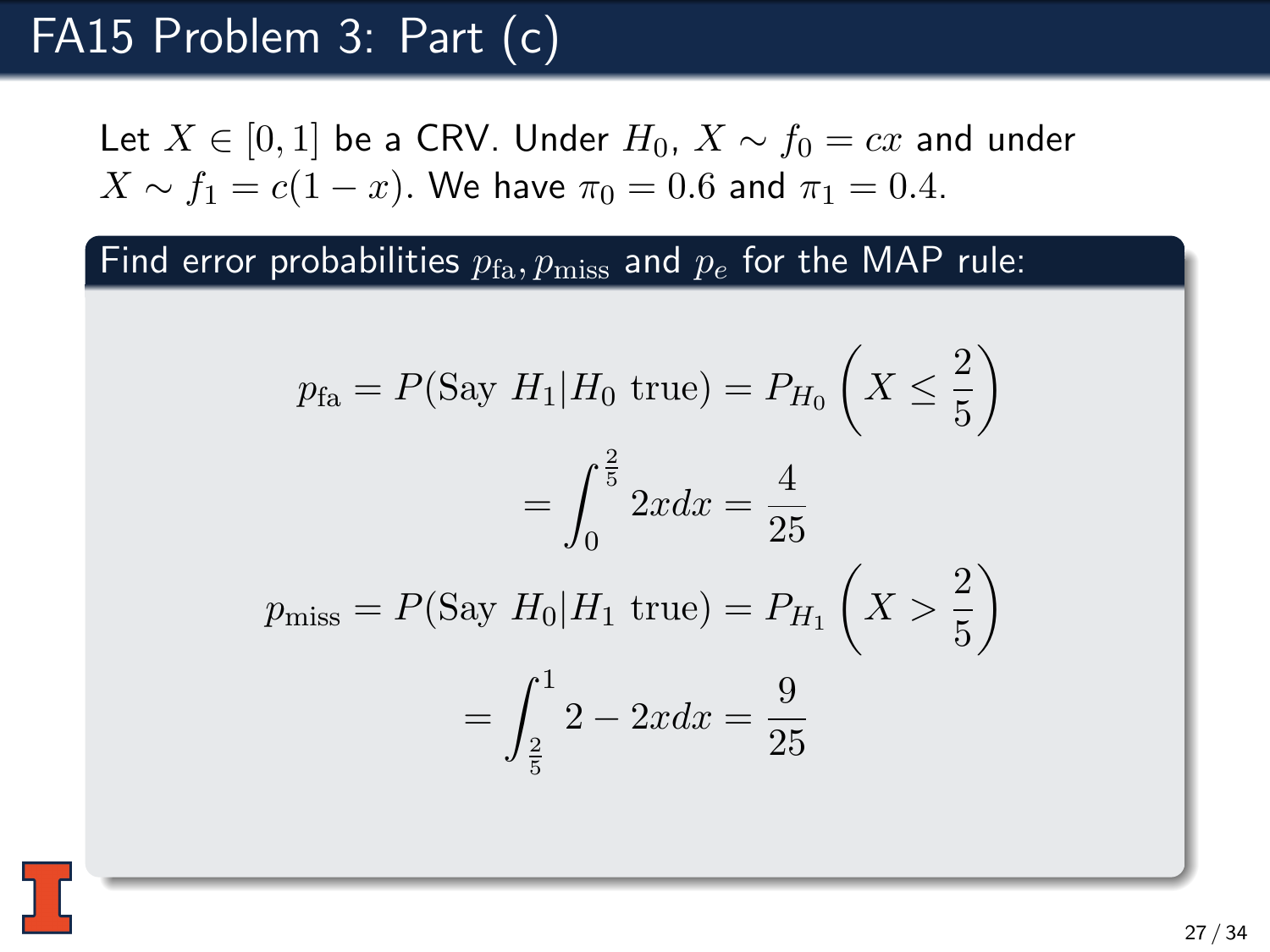# FA15 Problem 3: Part (c)

Let $X \in [0,1]$ be a CRV. Under $H_0$, $X \sim f_0 = cx$ and under $X \sim f_1 = c(1-x)$. We have $\pi_0 = 0.6$ and $\pi_1 = 0.4$.

## Find error probabilities $p_{\text{fa}}, p_{\text{miss}}$ and $p_e$ for the MAP rule:

$$p_{\text{fa}} = P(\text{Say } H_1 | H_0 \text{ true}) = P_{H_0}\left(X \leq \frac{2}{5}\right)$$

$$= \int_0^{\frac{2}{5}} 2x dx = \frac{4}{25}$$

$$p_{\text{miss}} = P(\text{Say } H_0 | H_1 \text{ true}) = P_{H_1}\left(X > \frac{2}{5}\right)$$

$$= \int_{\frac{2}{5}}^{1} 2 - 2x dx = \frac{9}{25}$$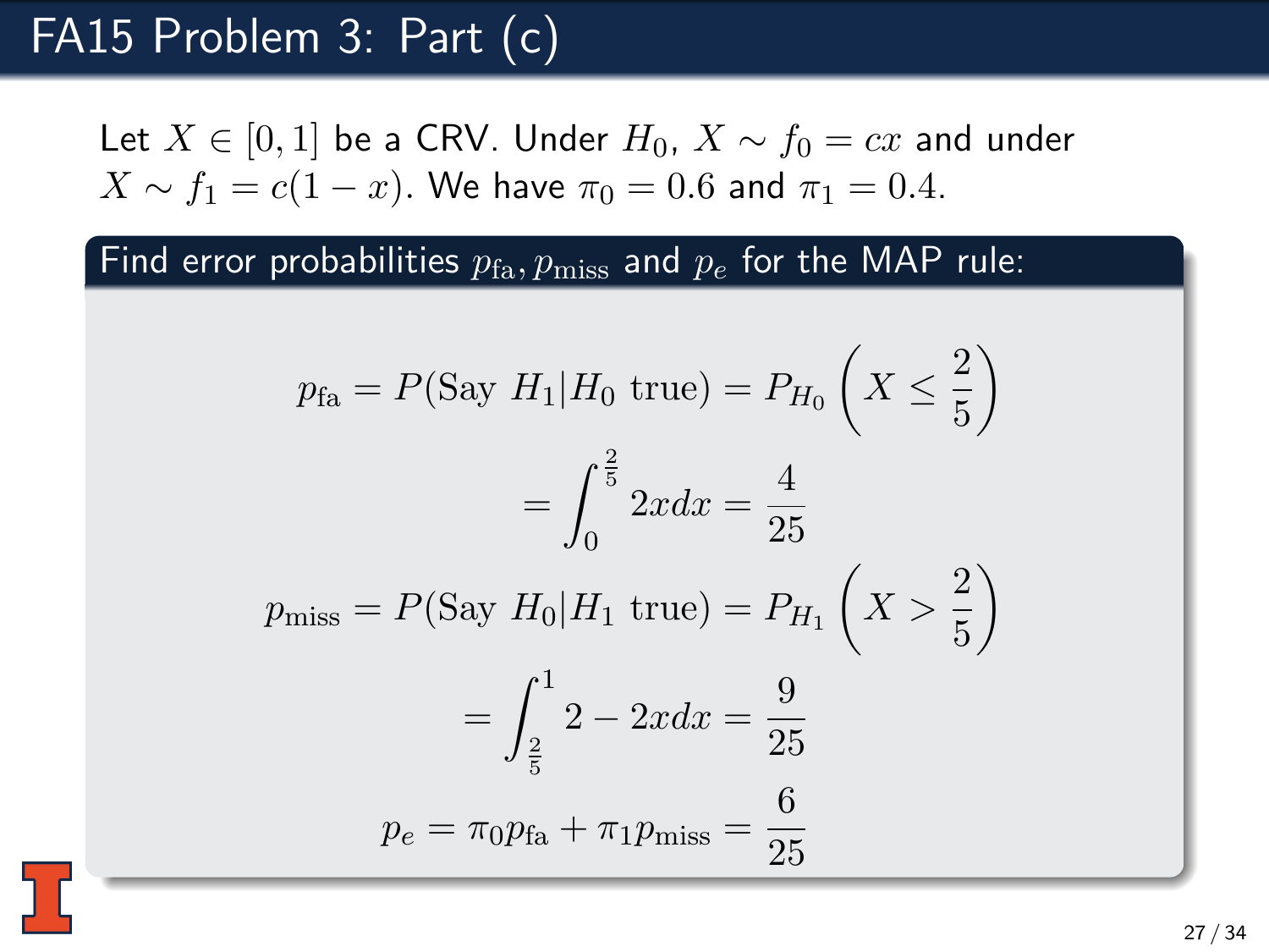# FA15 Problem 3: Part (c)

Let $X \in [0,1]$ be a CRV. Under $H_0$, $X \sim f_0 = cx$ and under $X \sim f_1 = c(1-x)$. We have $\pi_0 = 0.6$ and $\pi_1 = 0.4$.

**Find error probabilities $p_{\text{fa}}, p_{\text{miss}}$ and $p_e$ for the MAP rule:**

$$p_{\text{fa}} = P(\text{Say } H_1 | H_0 \text{ true}) = P_{H_0}\left(X \leq \frac{2}{5}\right)$$

$$= \int_0^{\frac{2}{5}} 2x dx = \frac{4}{25}$$

$$p_{\text{miss}} = P(\text{Say } H_0 | H_1 \text{ true}) = P_{H_1}\left(X > \frac{2}{5}\right)$$

$$= \int_{\frac{2}{5}}^{1} 2 - 2x dx = \frac{9}{25}$$

$$p_e = \pi_0 p_{\text{fa}} + \pi_1 p_{\text{miss}} = \frac{6}{25}$$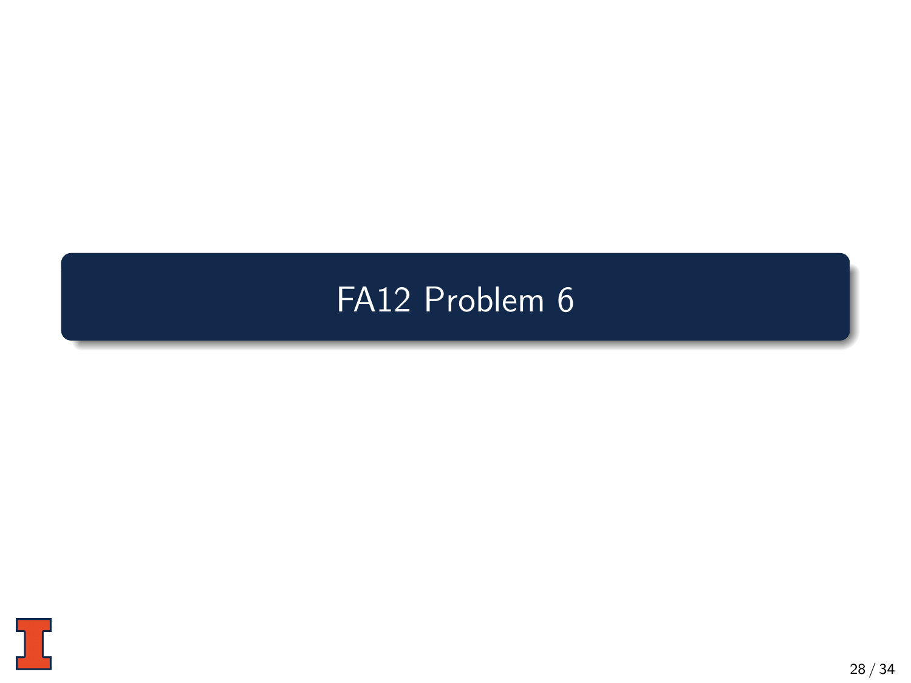# FA12 Problem 6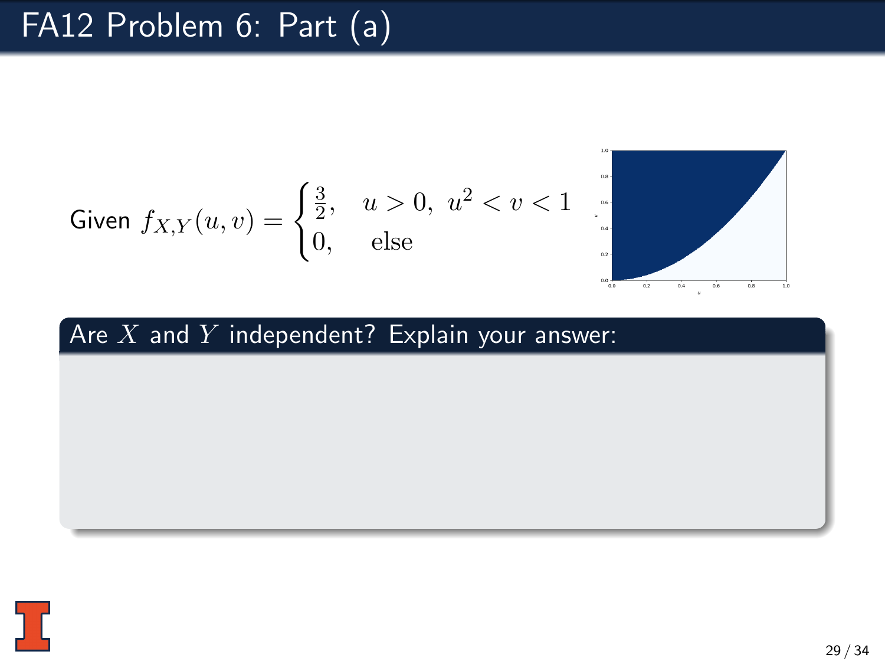# FA12 Problem 6: Part (a)

Given 
$$f_{X,Y}(u,v) = \begin{cases} \frac{3}{2}, & u > 0,\ u^2 < v < 1 \\ 0, & \text{else} \end{cases}$$

**Are $X$ and $Y$ independent? Explain your answer:**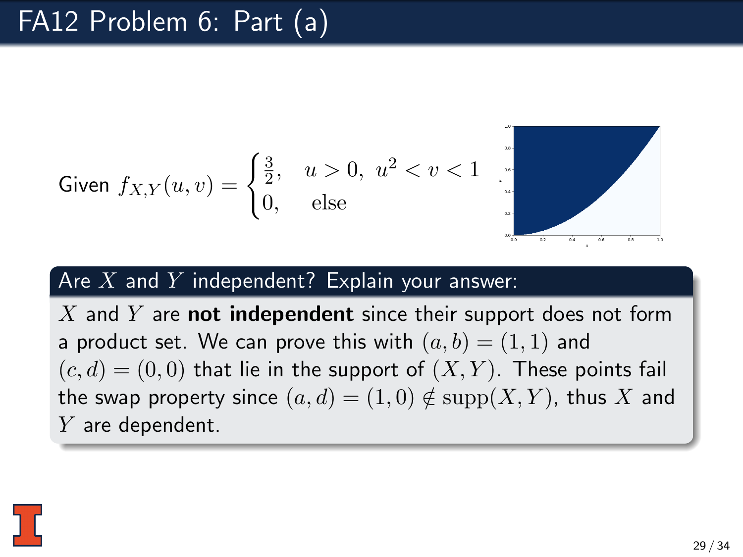# FA12 Problem 6: Part (a)

Given $f_{X,Y}(u,v) = \begin{cases} \frac{3}{2}, & u > 0,\ u^2 < v < 1 \\ 0, & \text{else} \end{cases}$

## Are $X$ and $Y$ independent? Explain your answer:

$X$ and $Y$ are **not independent** since their support does not form a product set. We can prove this with $(a,b) = (1,1)$ and $(c,d) = (0,0)$ that lie in the support of $(X,Y)$. These points fail the swap property since $(a,d) = (1,0) \notin \text{supp}(X,Y)$, thus $X$ and $Y$ are dependent.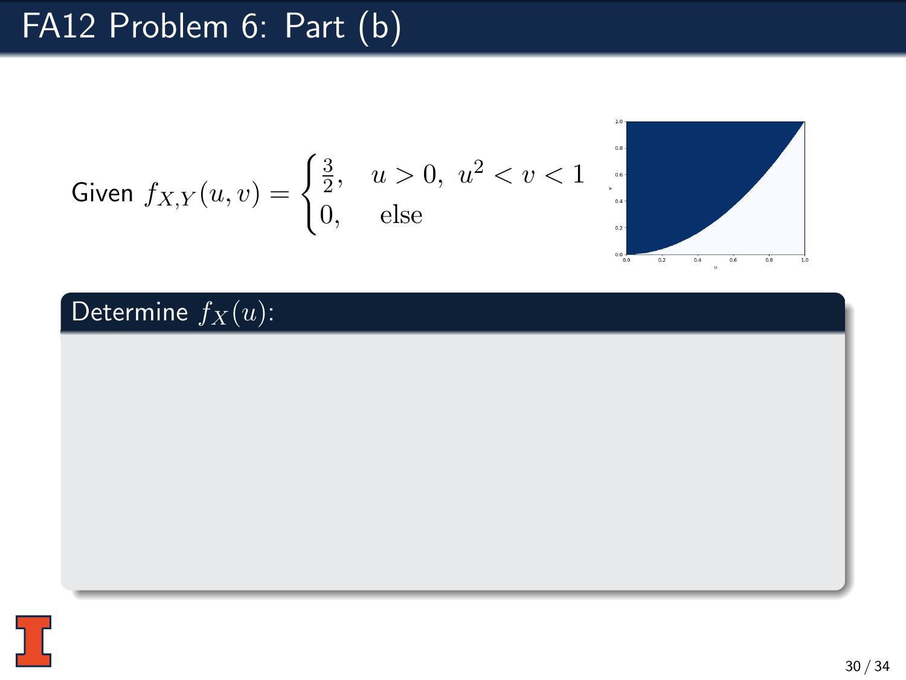# FA12 Problem 6: Part (b)

Given $f_{X,Y}(u,v) = \begin{cases} \frac{3}{2}, & u > 0,\ u^2 < v < 1 \\ 0, & \text{else} \end{cases}$

**Determine $f_X(u)$:**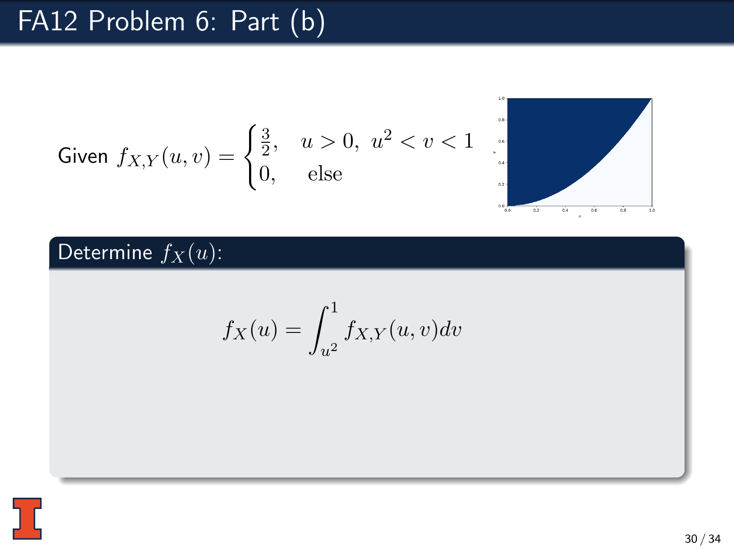# FA12 Problem 6: Part (b)

Given $f_{X,Y}(u,v) = \begin{cases} \frac{3}{2}, & u > 0,\ u^2 < v < 1 \\ 0, & \text{else} \end{cases}$

**Determine $f_X(u)$:**

$$f_X(u) = \int_{u^2}^{1} f_{X,Y}(u,v)dv$$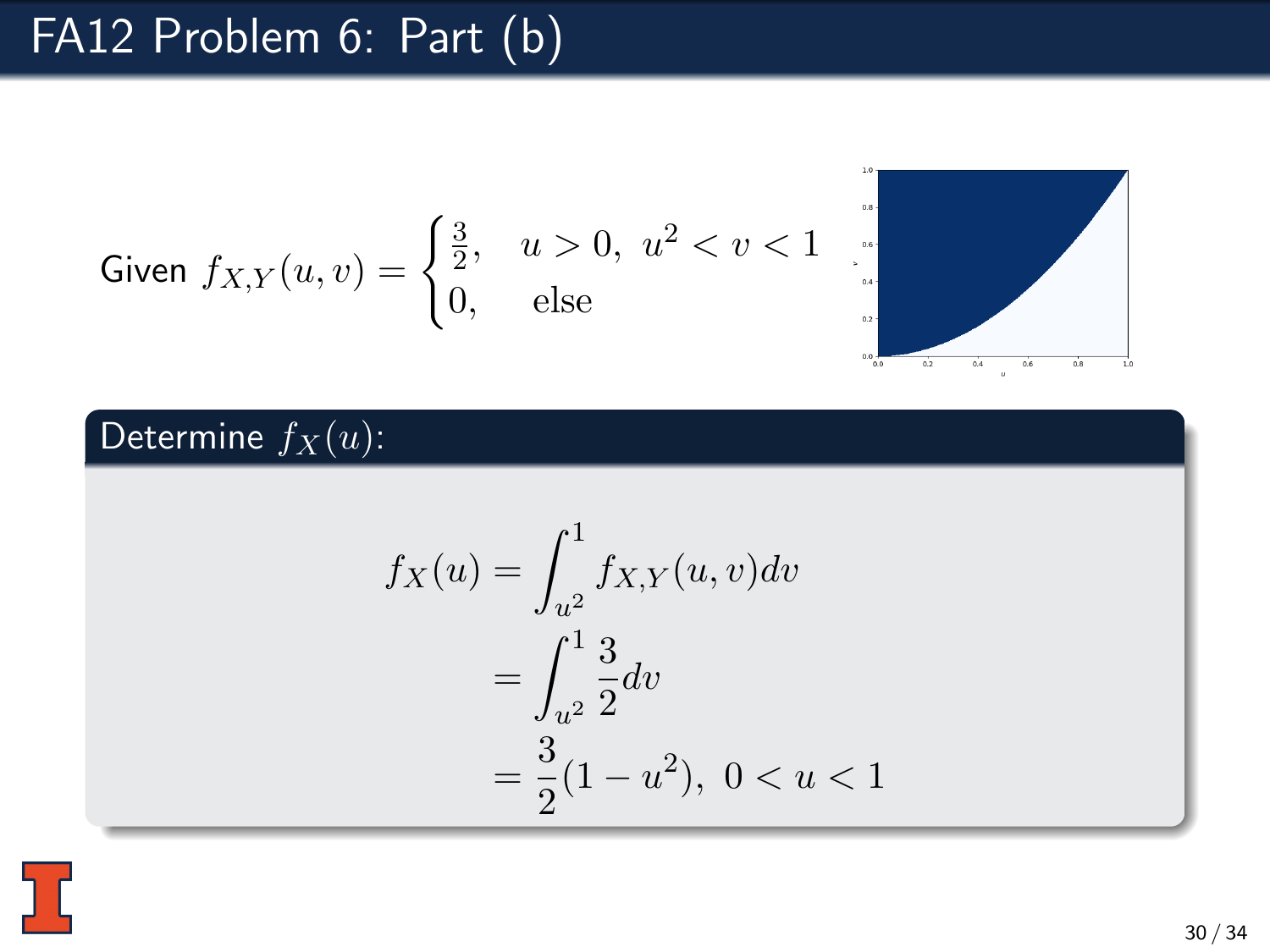# FA12 Problem 6: Part (b)

Given $f_{X,Y}(u,v) = \begin{cases} \frac{3}{2}, & u > 0,\ u^2 < v < 1 \\ 0, & \text{else} \end{cases}$

**Determine $f_X(u)$:**

$$
\begin{aligned}
f_X(u) &= \int_{u^2}^{1} f_{X,Y}(u,v)dv \\
&= \int_{u^2}^{1} \frac{3}{2} dv \\
&= \frac{3}{2}(1-u^2),\ 0 < u < 1
\end{aligned}
$$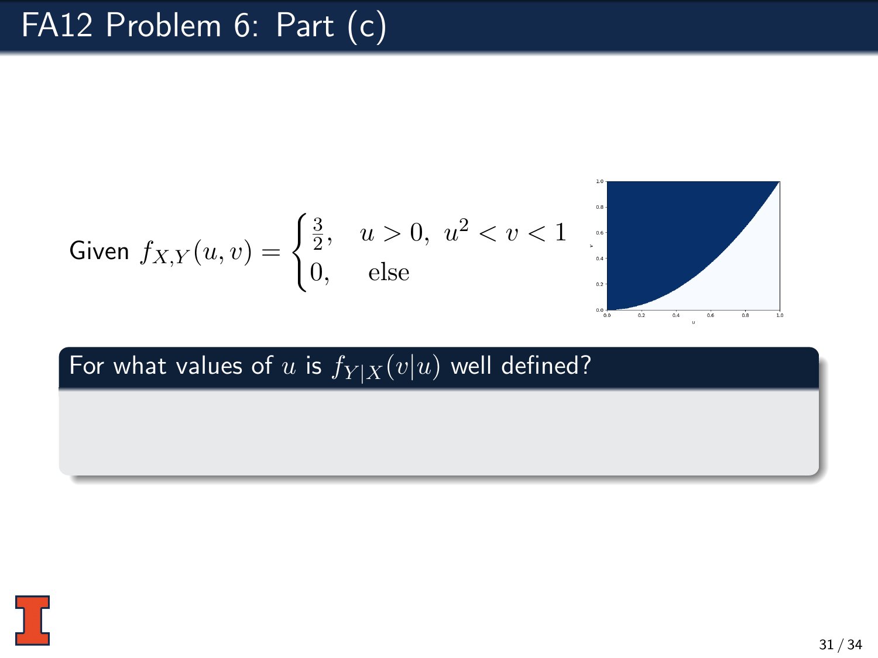# FA12 Problem 6: Part (c)

Given $f_{X,Y}(u,v) = \begin{cases} \frac{3}{2}, & u > 0,\ u^2 < v < 1 \\ 0, & \text{else} \end{cases}$

**For what values of $u$ is $f_{Y|X}(v|u)$ well defined?**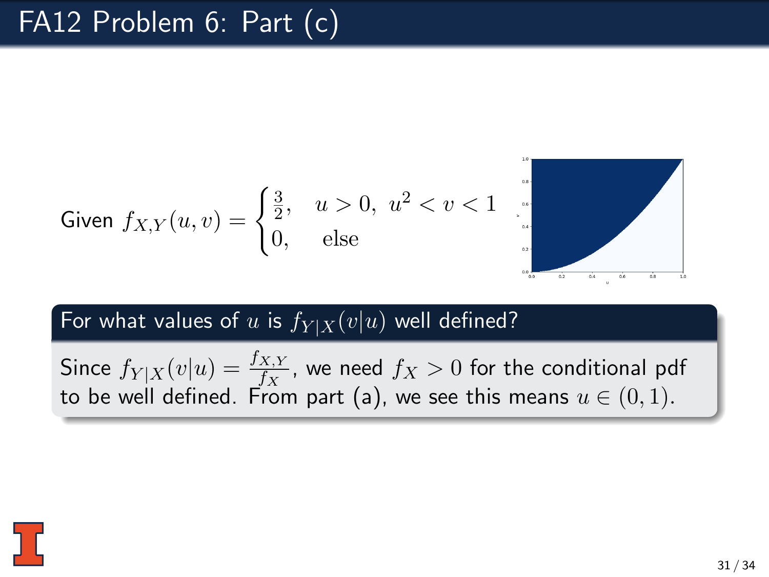# FA12 Problem 6: Part (c)

Given $f_{X,Y}(u,v) = \begin{cases} \frac{3}{2}, & u > 0,\ u^2 < v < 1 \\ 0, & \text{else} \end{cases}$

**For what values of $u$ is $f_{Y|X}(v|u)$ well defined?**

Since $f_{Y|X}(v|u) = \frac{f_{X,Y}}{f_X}$, we need $f_X > 0$ for the conditional pdf to be well defined. From part (a), we see this means $u \in (0,1)$.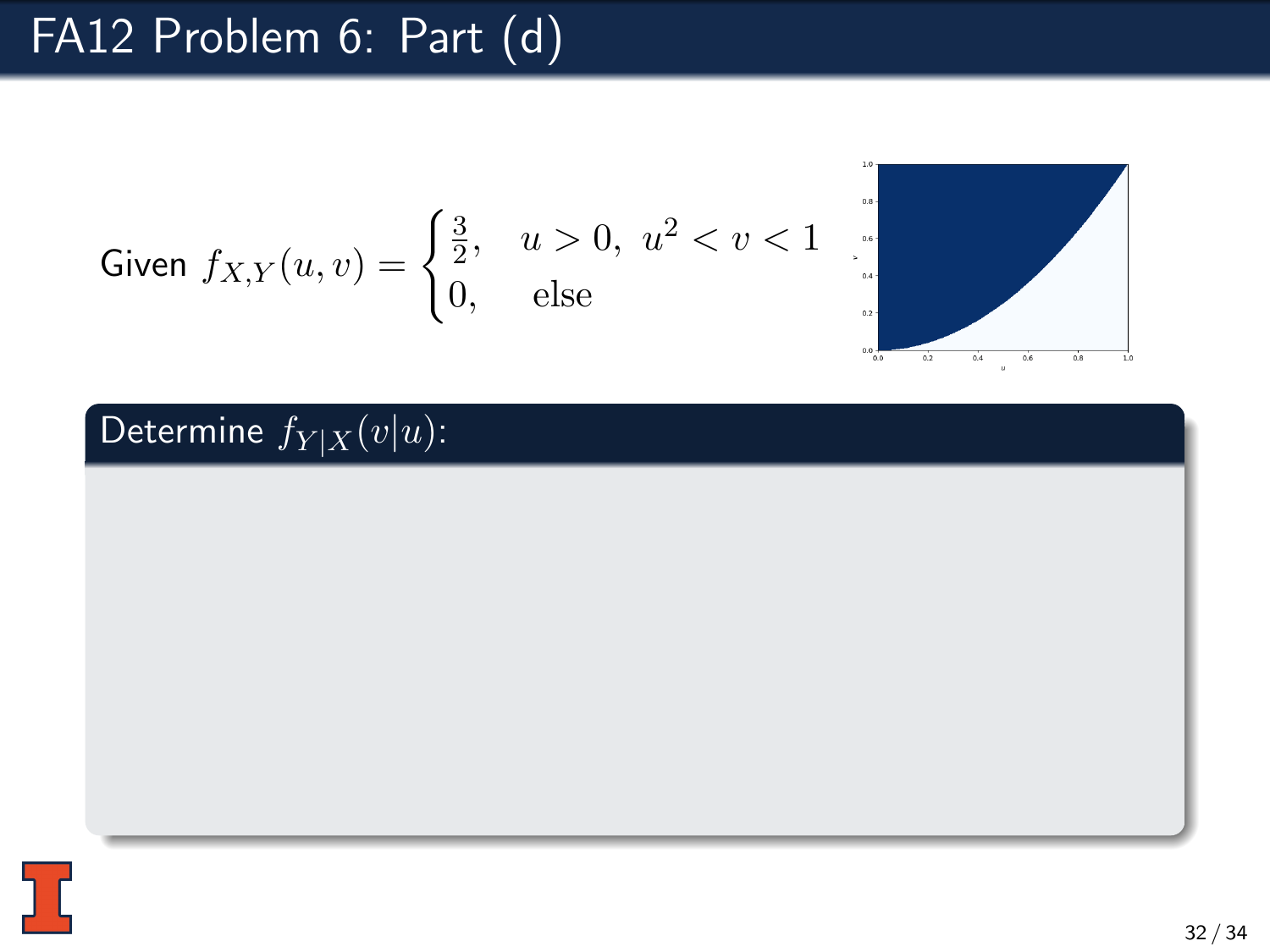# FA12 Problem 6: Part (d)

Given $f_{X,Y}(u,v) = \begin{cases} \frac{3}{2}, & u > 0,\ u^2 < v < 1 \\ 0, & \text{else} \end{cases}$

**Determine $f_{Y|X}(v|u)$:**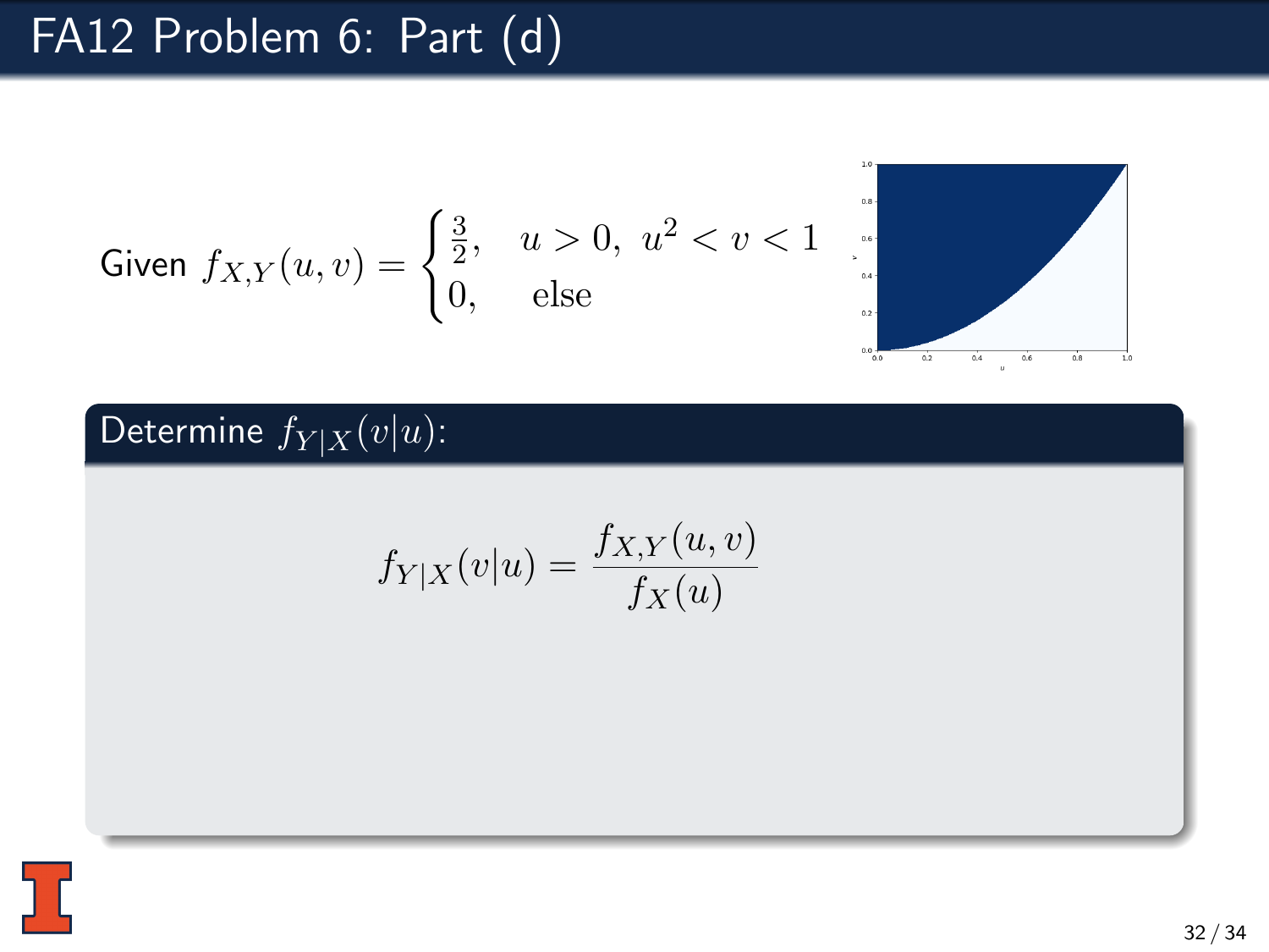# FA12 Problem 6: Part (d)

Given $f_{X,Y}(u,v) = \begin{cases} \frac{3}{2}, & u > 0,\ u^2 < v < 1 \\ 0, & \text{else} \end{cases}$

**Determine $f_{Y|X}(v|u)$:**

$$f_{Y|X}(v|u) = \frac{f_{X,Y}(u,v)}{f_X(u)}$$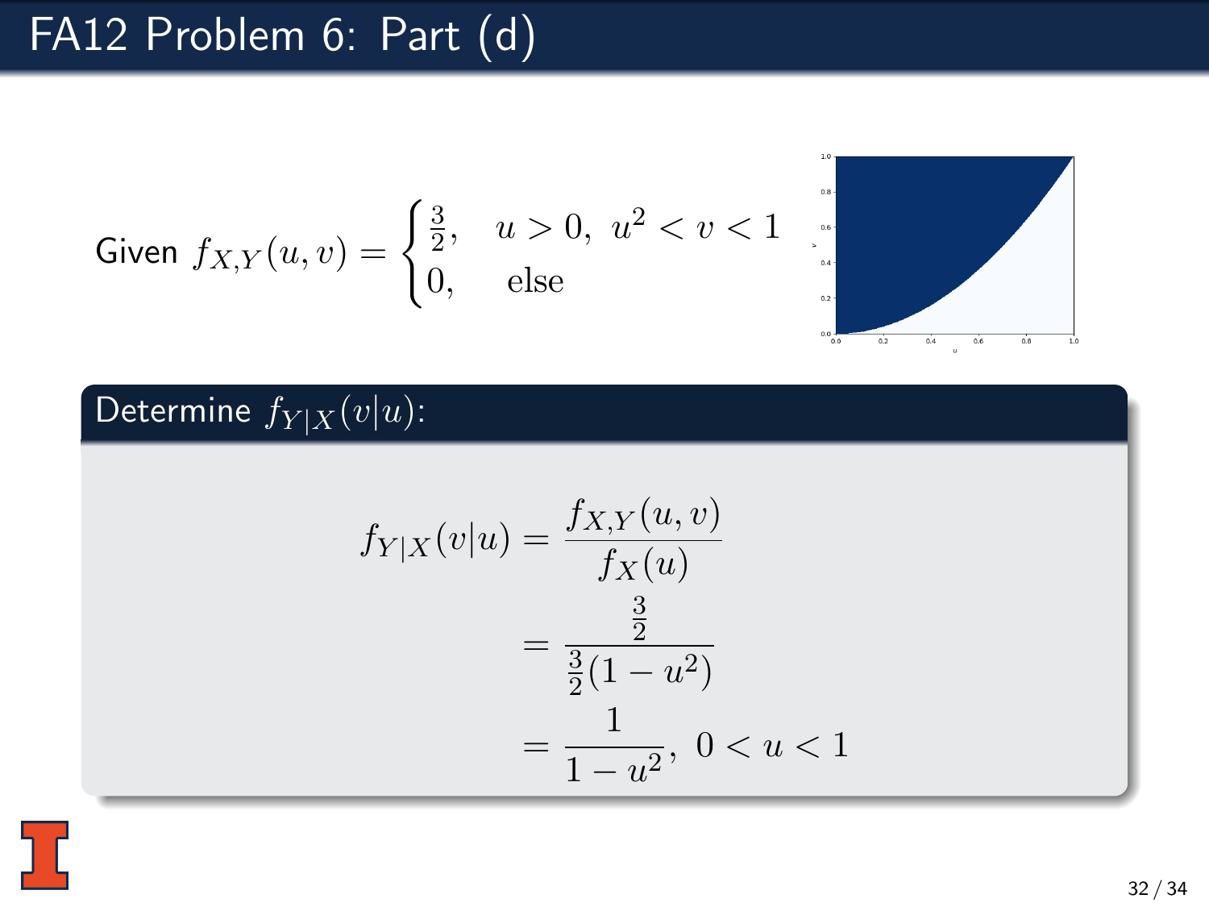# FA12 Problem 6: Part (d)

Given $f_{X,Y}(u,v) = \begin{cases} \frac{3}{2}, & u > 0,\ u^2 < v < 1 \\ 0, & \text{else} \end{cases}$

## Determine $f_{Y|X}(v|u)$:

$$
\begin{aligned}
f_{Y|X}(v|u) &= \frac{f_{X,Y}(u,v)}{f_X(u)} \\
&= \frac{\frac{3}{2}}{\frac{3}{2}(1-u^2)} \\
&= \frac{1}{1-u^2},\ 0 < u < 1
\end{aligned}
$$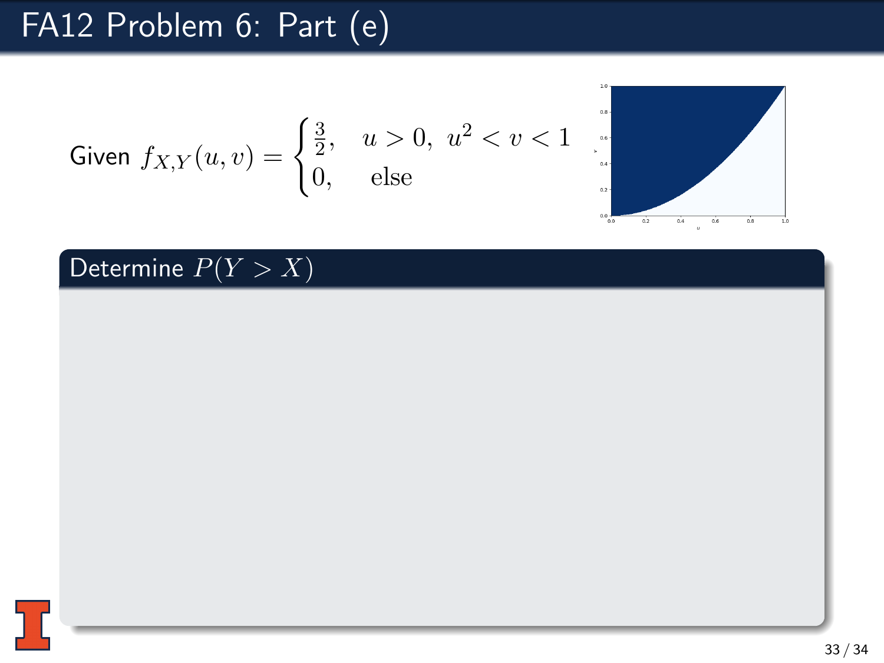# FA12 Problem 6: Part (e)

Given $f_{X,Y}(u,v) = \begin{cases} \frac{3}{2}, & u > 0,\ u^2 < v < 1 \\ 0, & \text{else} \end{cases}$

### Determine $P(Y > X)$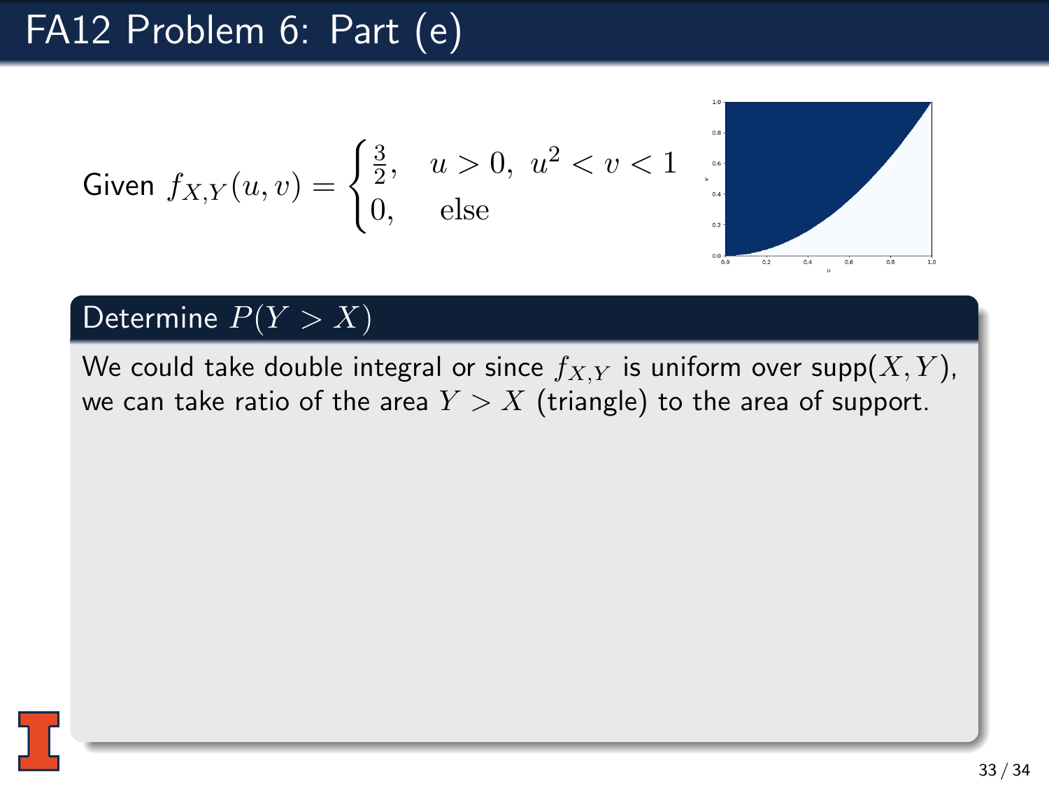# FA12 Problem 6: Part (e)

Given $f_{X,Y}(u,v) = \begin{cases} \frac{3}{2}, & u > 0,\ u^2 < v < 1 \\ 0, & \text{else} \end{cases}$

## Determine $P(Y > X)$

We could take double integral or since $f_{X,Y}$ is uniform over supp$(X, Y)$, we can take ratio of the area $Y > X$ (triangle) to the area of support.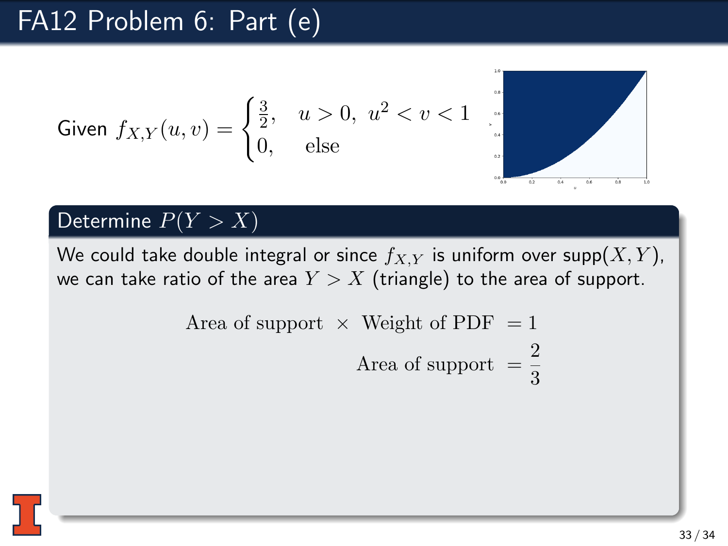# FA12 Problem 6: Part (e)

Given $f_{X,Y}(u,v) = \begin{cases} \frac{3}{2}, & u > 0,\ u^2 < v < 1 \\ 0, & \text{else} \end{cases}$

## Determine $P(Y > X)$

We could take double integral or since $f_{X,Y}$ is uniform over supp$(X, Y)$, we can take ratio of the area $Y > X$ (triangle) to the area of support.

$$
\begin{aligned}
\text{Area of support } \times \text{ Weight of PDF } &= 1 \\
\text{Area of support } &= \frac{2}{3}
\end{aligned}
$$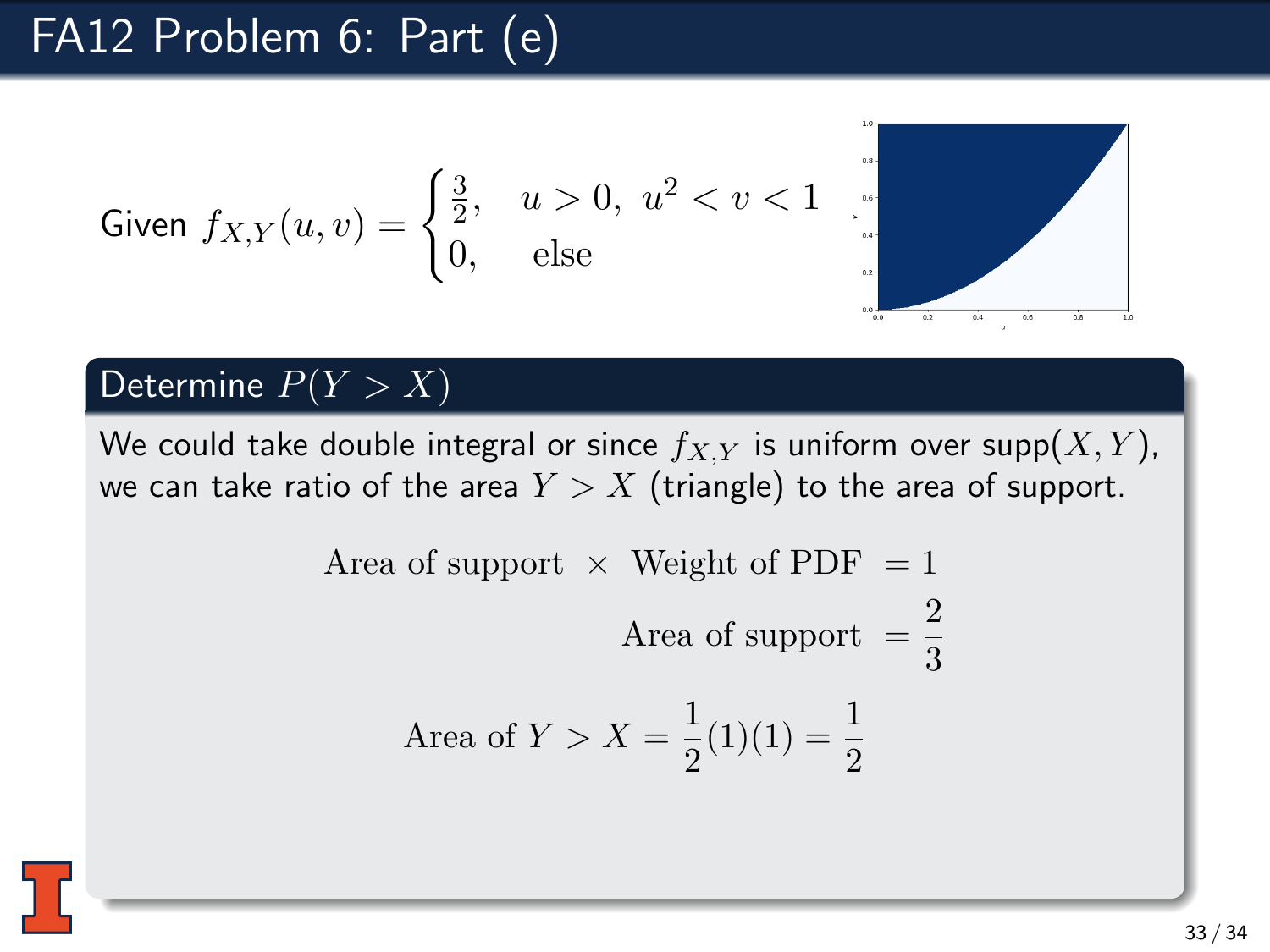# FA12 Problem 6: Part (e)

Given $f_{X,Y}(u,v) = \begin{cases} \frac{3}{2}, & u > 0,\ u^2 < v < 1 \\ 0, & \text{else} \end{cases}$

## Determine $P(Y > X)$

We could take double integral or since $f_{X,Y}$ is uniform over supp$(X, Y)$, we can take ratio of the area $Y > X$ (triangle) to the area of support.

$$\text{Area of support} \times \text{Weight of PDF} = 1$$

$$\text{Area of support} = \frac{2}{3}$$

$$\text{Area of } Y > X = \frac{1}{2}(1)(1) = \frac{1}{2}$$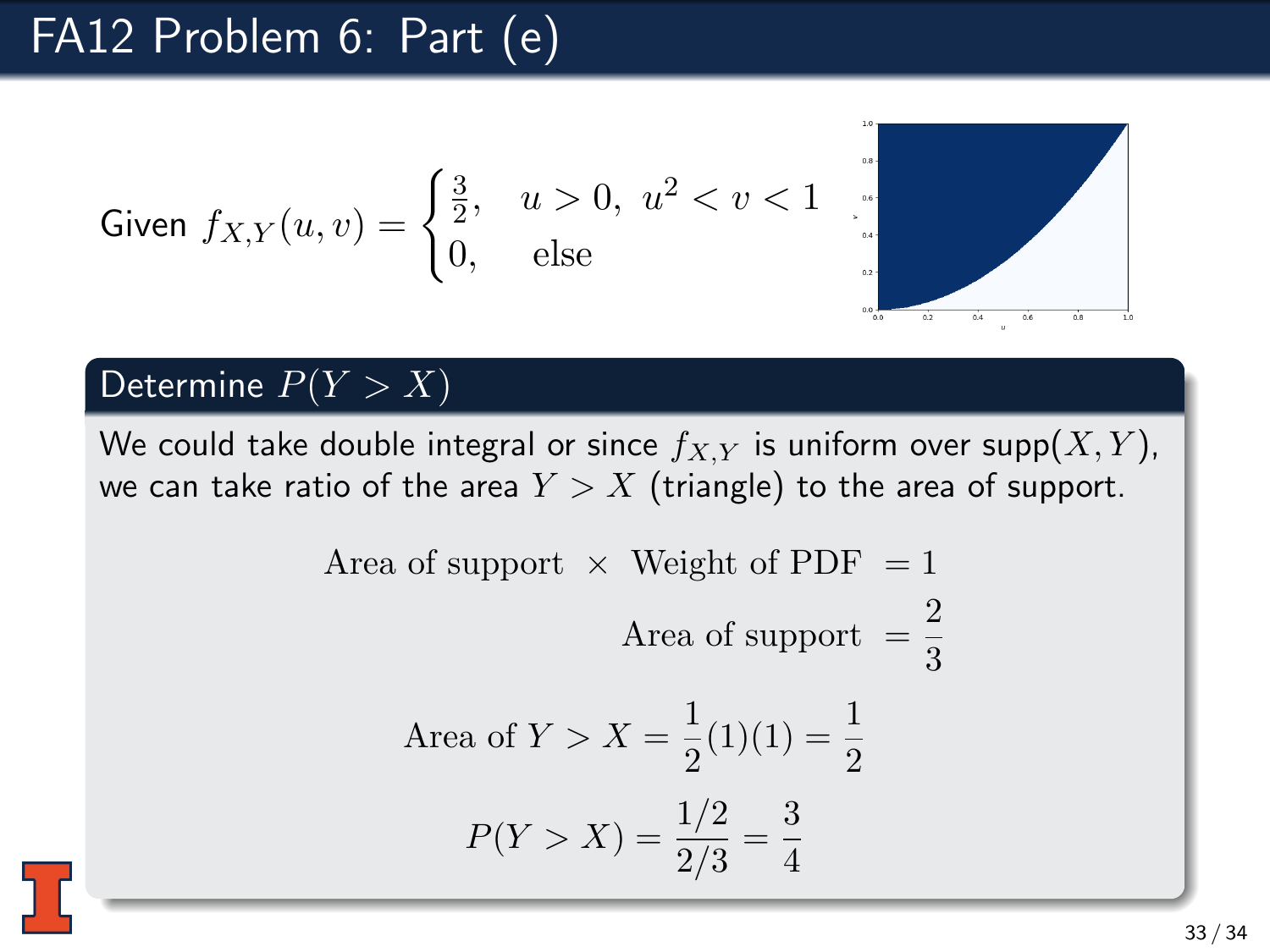# FA12 Problem 6: Part (e)

Given $f_{X,Y}(u,v) = \begin{cases} \frac{3}{2}, & u > 0,\ u^2 < v < 1 \\ 0, & \text{else} \end{cases}$

## Determine $P(Y > X)$

We could take double integral or since $f_{X,Y}$ is uniform over supp$(X, Y)$, we can take ratio of the area $Y > X$ (triangle) to the area of support.

$$\text{Area of support } \times \text{ Weight of PDF } = 1$$

$$\text{Area of support } = \frac{2}{3}$$

$$\text{Area of } Y > X = \frac{1}{2}(1)(1) = \frac{1}{2}$$

$$P(Y > X) = \frac{1/2}{2/3} = \frac{3}{4}$$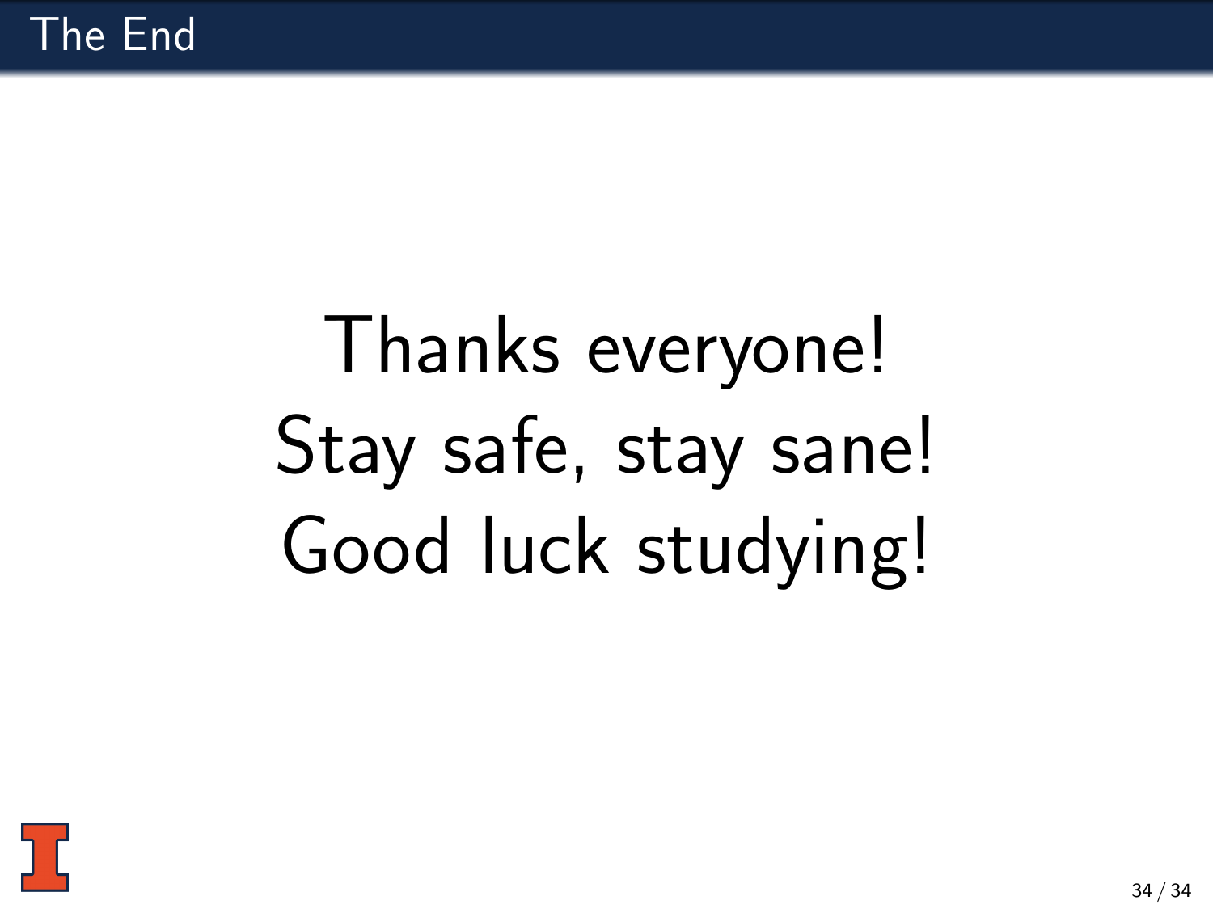# The End

Thanks everyone!
Stay safe, stay sane!
Good luck studying!